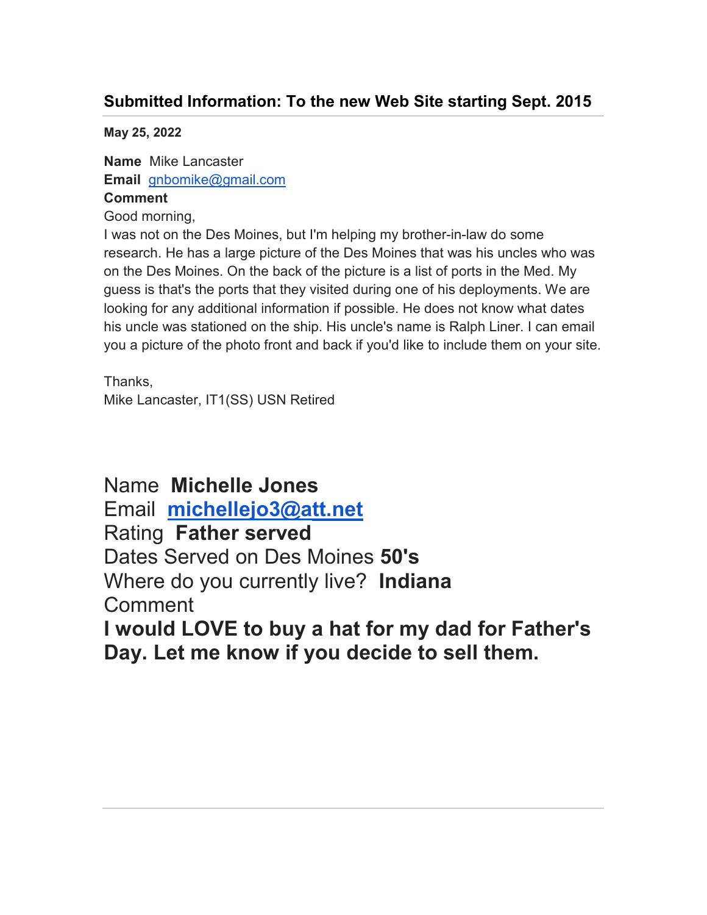## Submitted Information: To the new Web Site starting Sept. 2015

**May 25, 2022**

**Name** Mike Lancaster
**Email** gnbomike@gmail.com
**Comment**
Good morning,
I was not on the Des Moines, but I'm helping my brother-in-law do some research. He has a large picture of the Des Moines that was his uncles who was on the Des Moines. On the back of the picture is a list of ports in the Med. My guess is that's the ports that they visited during one of his deployments. We are looking for any additional information if possible. He does not know what dates his uncle was stationed on the ship. His uncle's name is Ralph Liner. I can email you a picture of the photo front and back if you'd like to include them on your site.

Thanks,
Mike Lancaster, IT1(SS) USN Retired

Name **Michelle Jones**
Email **michellejo3@att.net**
Rating **Father served**
Dates Served on Des Moines **50's**
Where do you currently live? **Indiana**
Comment
**I would LOVE to buy a hat for my dad for Father's Day. Let me know if you decide to sell them.**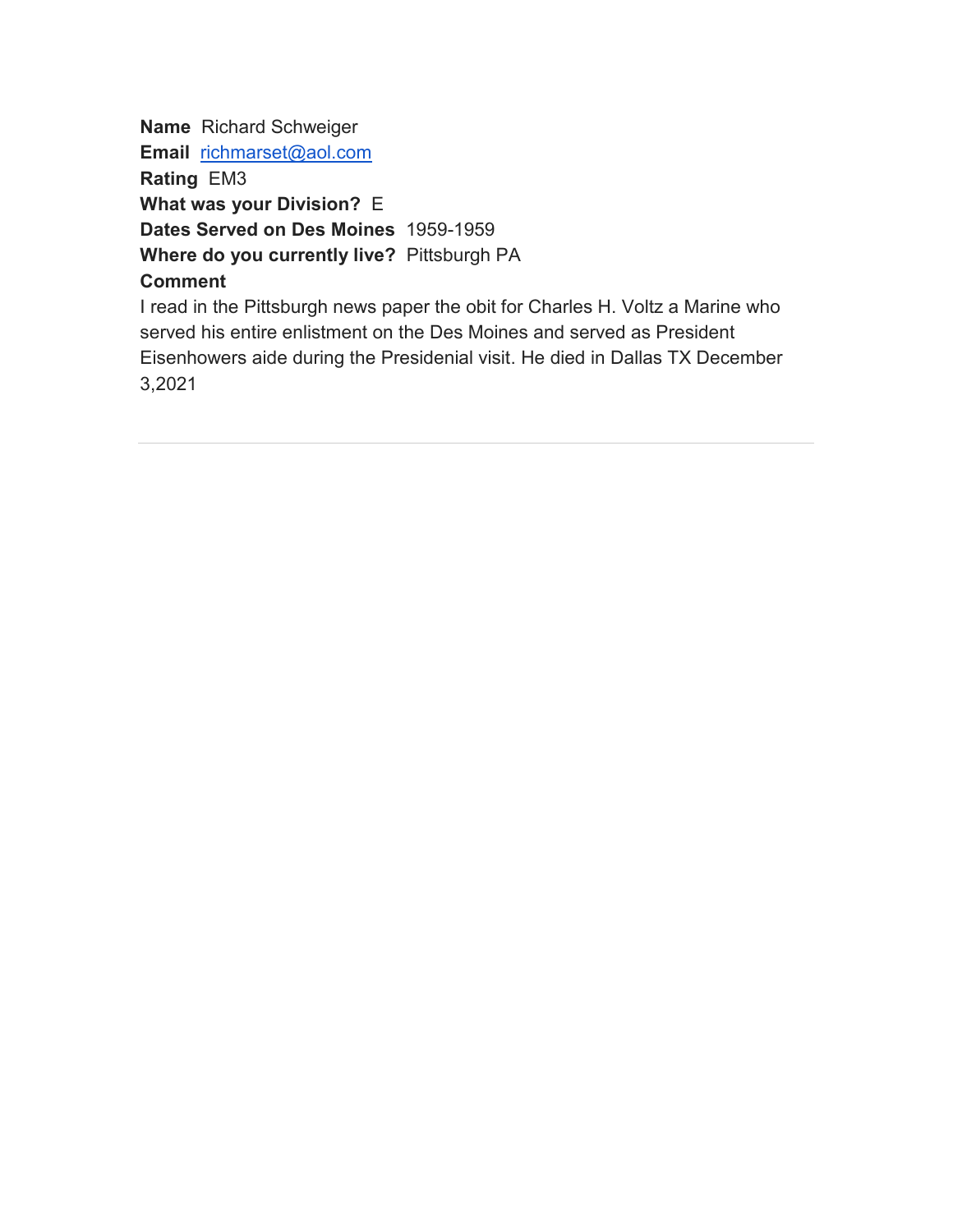**Name** Richard Schweiger
**Email** richmarset@aol.com
**Rating** EM3
**What was your Division?** E
**Dates Served on Des Moines** 1959-1959
**Where do you currently live?** Pittsburgh PA
**Comment**
I read in the Pittsburgh news paper the obit for Charles H. Voltz a Marine who served his entire enlistment on the Des Moines and served as President Eisenhowers aide during the Presidenial visit. He died in Dallas TX December 3,2021

---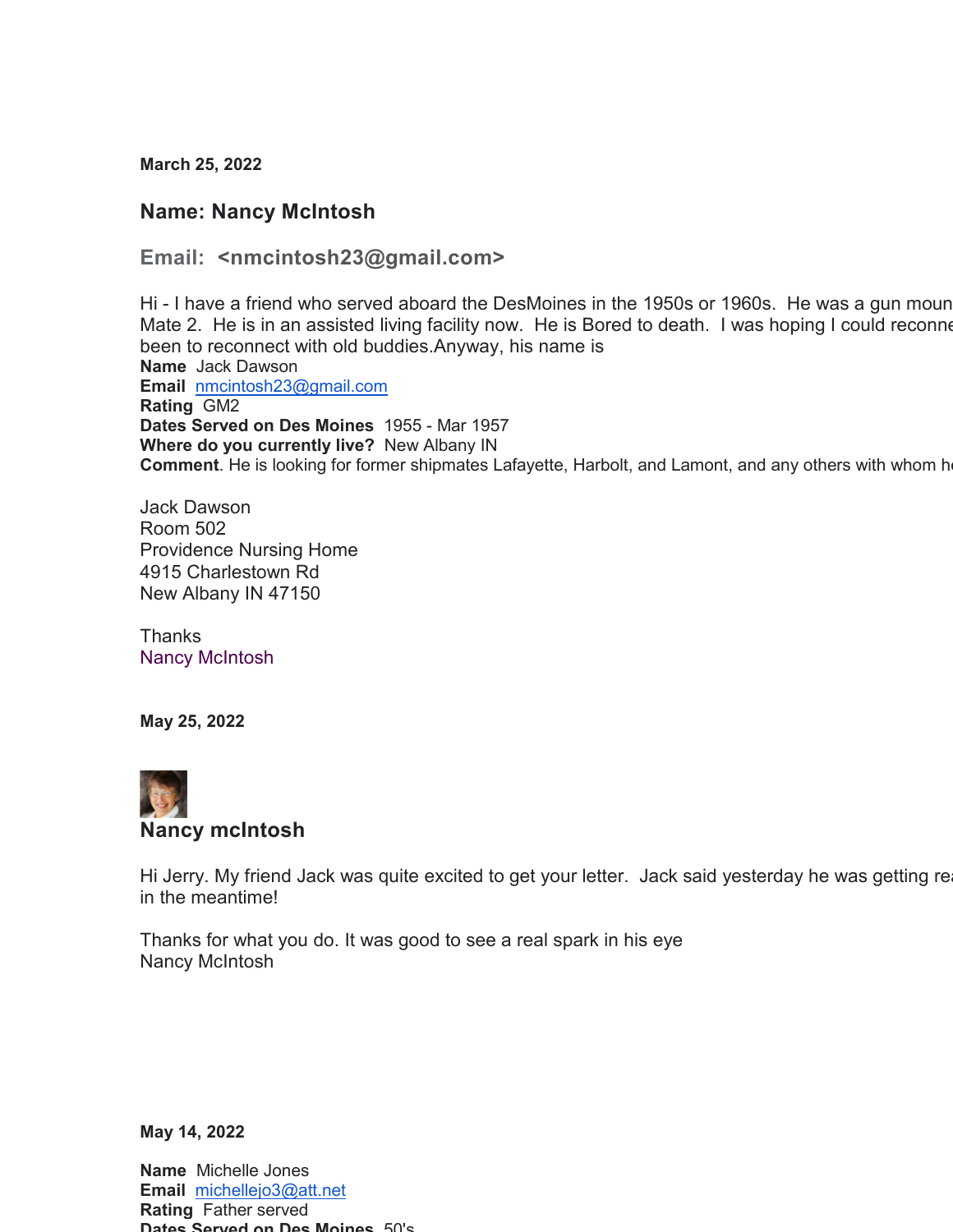**March 25, 2022**

### Name: Nancy McIntosh

### Email: <nmcintosh23@gmail.com>

Hi - I have a friend who served aboard the DesMoines in the 1950s or 1960s. He was a gun moun
Mate 2. He is in an assisted living facility now. He is Bored to death. I was hoping I could reconne
been to reconnect with old buddies.Anyway, his name is

**Name** Jack Dawson
**Email** nmcintosh23@gmail.com
**Rating** GM2
**Dates Served on Des Moines** 1955 - Mar 1957
**Where do you currently live?** New Albany IN
**Comment**. He is looking for former shipmates Lafayette, Harbolt, and Lamont, and any others with whom h

Jack Dawson
Room 502
Providence Nursing Home
4915 Charlestown Rd
New Albany IN 47150

Thanks
Nancy McIntosh

**May 25, 2022**

### Nancy mcIntosh

Hi Jerry. My friend Jack was quite excited to get your letter. Jack said yesterday he was getting rea
in the meantime!

Thanks for what you do. It was good to see a real spark in his eye
Nancy McIntosh

**May 14, 2022**

**Name** Michelle Jones
**Email** michellejo3@att.net
**Rating** Father served
**Dates Served on Des Moines** 50's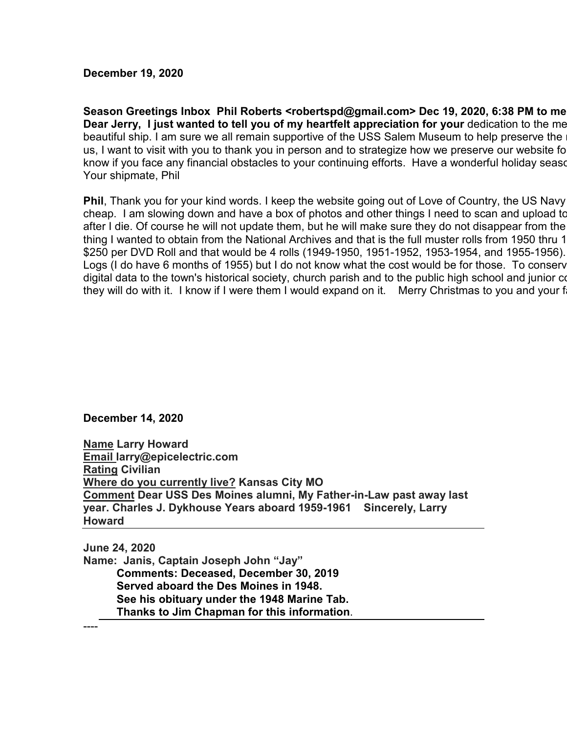**December 19, 2020**

**Season Greetings Inbox Phil Roberts <robertspd@gmail.com> Dec 19, 2020, 6:38 PM to me**
**Dear Jerry, I just wanted to tell you of my heartfelt appreciation for your** dedication to the me
beautiful ship. I am sure we all remain supportive of the USS Salem Museum to help preserve the
us, I want to visit with you to thank you in person and to strategize how we preserve our website fo
know if you face any financial obstacles to your continuing efforts. Have a wonderful holiday seaso
Your shipmate, Phil

**Phil**, Thank you for your kind words. I keep the website going out of Love of Country, the US Navy
cheap. I am slowing down and have a box of photos and other things I need to scan and upload to
after I die. Of course he will not update them, but he will make sure they do not disappear from the
thing I wanted to obtain from the National Archives and that is the full muster rolls from 1950 thru 1
$250 per DVD Roll and that would be 4 rolls (1949-1950, 1951-1952, 1953-1954, and 1955-1956).
Logs (I do have 6 months of 1955) but I do not know what the cost would be for those. To conserv
digital data to the town's historical society, church parish and to the public high school and junior co
they will do with it. I know if I were them I would expand on it. Merry Christmas to you and your f

**December 14, 2020**

**Name Larry Howard**
**Email larry@epicelectric.com**
**Rating Civilian**
**Where do you currently live? Kansas City MO**
**Comment Dear USS Des Moines alumni, My Father-in-Law past away last year. Charles J. Dykhouse Years aboard 1959-1961 Sincerely, Larry Howard**

---

**June 24, 2020**
**Name: Janis, Captain Joseph John "Jay"**
**Comments: Deceased, December 30, 2019**
**Served aboard the Des Moines in 1948.**
**See his obituary under the 1948 Marine Tab.**
**Thanks to Jim Chapman for this information**.

----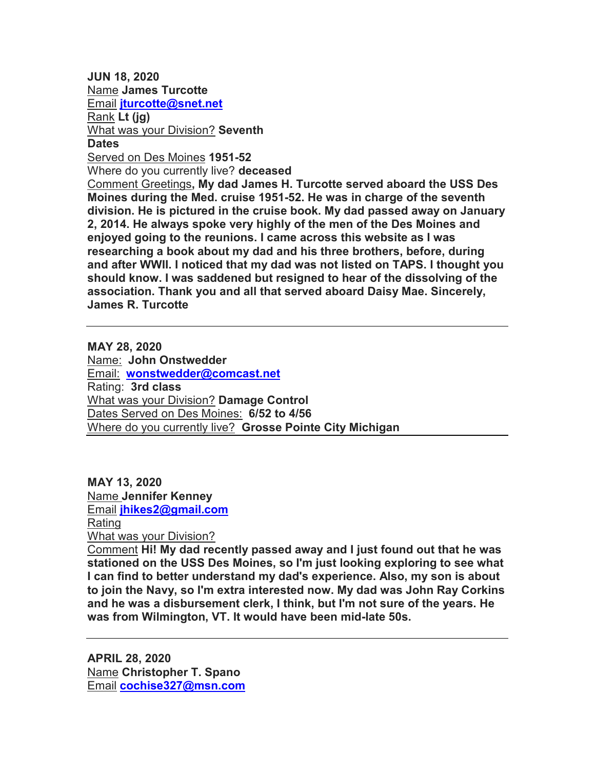**JUN 18, 2020**
Name **James Turcotte**
Email **jturcotte@snet.net**
Rank **Lt (jg)**
What was your Division? **Seventh**
**Dates**
Served on Des Moines **1951-52**
Where do you currently live? **deceased**
Comment Greetings**, My dad James H. Turcotte served aboard the USS Des Moines during the Med. cruise 1951-52. He was in charge of the seventh division. He is pictured in the cruise book. My dad passed away on January 2, 2014. He always spoke very highly of the men of the Des Moines and enjoyed going to the reunions. I came across this website as I was researching a book about my dad and his three brothers, before, during and after WWII. I noticed that my dad was not listed on TAPS. I thought you should know. I was saddened but resigned to hear of the dissolving of the association. Thank you and all that served aboard Daisy Mae. Sincerely, James R. Turcotte**

---

**MAY 28, 2020**
Name: **John Onstwedder**
Email: **wonstwedder@comcast.net**
Rating: **3rd class**
What was your Division? **Damage Control**
Dates Served on Des Moines: **6/52 to 4/56**
Where do you currently live? **Grosse Pointe City Michigan**

---

**MAY 13, 2020**
Name **Jennifer Kenney**
Email **jhikes2@gmail.com**
Rating
What was your Division?
Comment **Hi! My dad recently passed away and I just found out that he was stationed on the USS Des Moines, so I'm just looking exploring to see what I can find to better understand my dad's experience. Also, my son is about to join the Navy, so I'm extra interested now. My dad was John Ray Corkins and he was a disbursement clerk, I think, but I'm not sure of the years. He was from Wilmington, VT. It would have been mid-late 50s.**

---

**APRIL 28, 2020**
Name **Christopher T. Spano**
Email **cochise327@msn.com**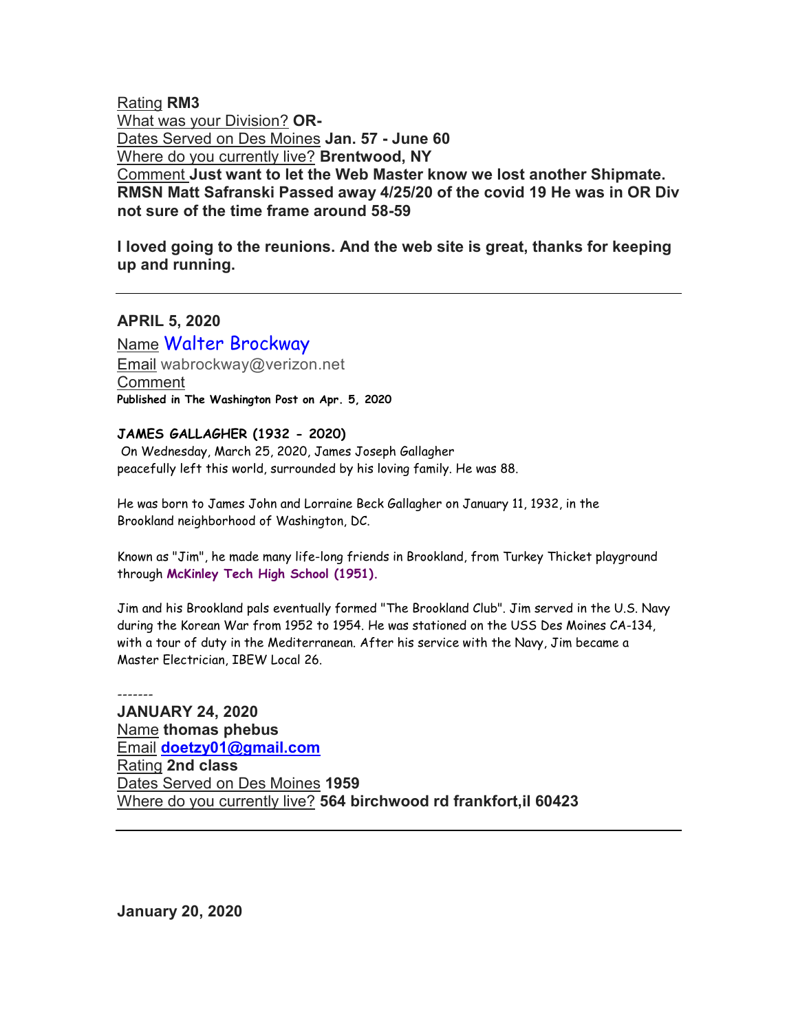Rating **RM3**
What was your Division? **OR-**
Dates Served on Des Moines **Jan. 57 - June 60**
Where do you currently live? **Brentwood, NY**
Comment **Just want to let the Web Master know we lost another Shipmate. RMSN Matt Safranski Passed away 4/25/20 of the covid 19 He was in OR Div not sure of the time frame around 58-59**

**I loved going to the reunions. And the web site is great, thanks for keeping up and running.**

---

**APRIL 5, 2020**

Name Walter Brockway
Email wabrockway@verizon.net
Comment
**Published in The Washington Post on Apr. 5, 2020**

**JAMES GALLAGHER (1932 - 2020)**
On Wednesday, March 25, 2020, James Joseph Gallagher peacefully left this world, surrounded by his loving family. He was 88.

He was born to James John and Lorraine Beck Gallagher on January 11, 1932, in the Brookland neighborhood of Washington, DC.

Known as "Jim", he made many life-long friends in Brookland, from Turkey Thicket playground through **McKinley Tech High School (1951).**

Jim and his Brookland pals eventually formed "The Brookland Club". Jim served in the U.S. Navy during the Korean War from 1952 to 1954. He was stationed on the USS Des Moines CA-134, with a tour of duty in the Mediterranean. After his service with the Navy, Jim became a Master Electrician, IBEW Local 26.

-------

**JANUARY 24, 2020**
Name **thomas phebus**
Email **doetzy01@gmail.com**
Rating **2nd class**
Dates Served on Des Moines **1959**
Where do you currently live? **564 birchwood rd frankfort,il 60423**

---

**January 20, 2020**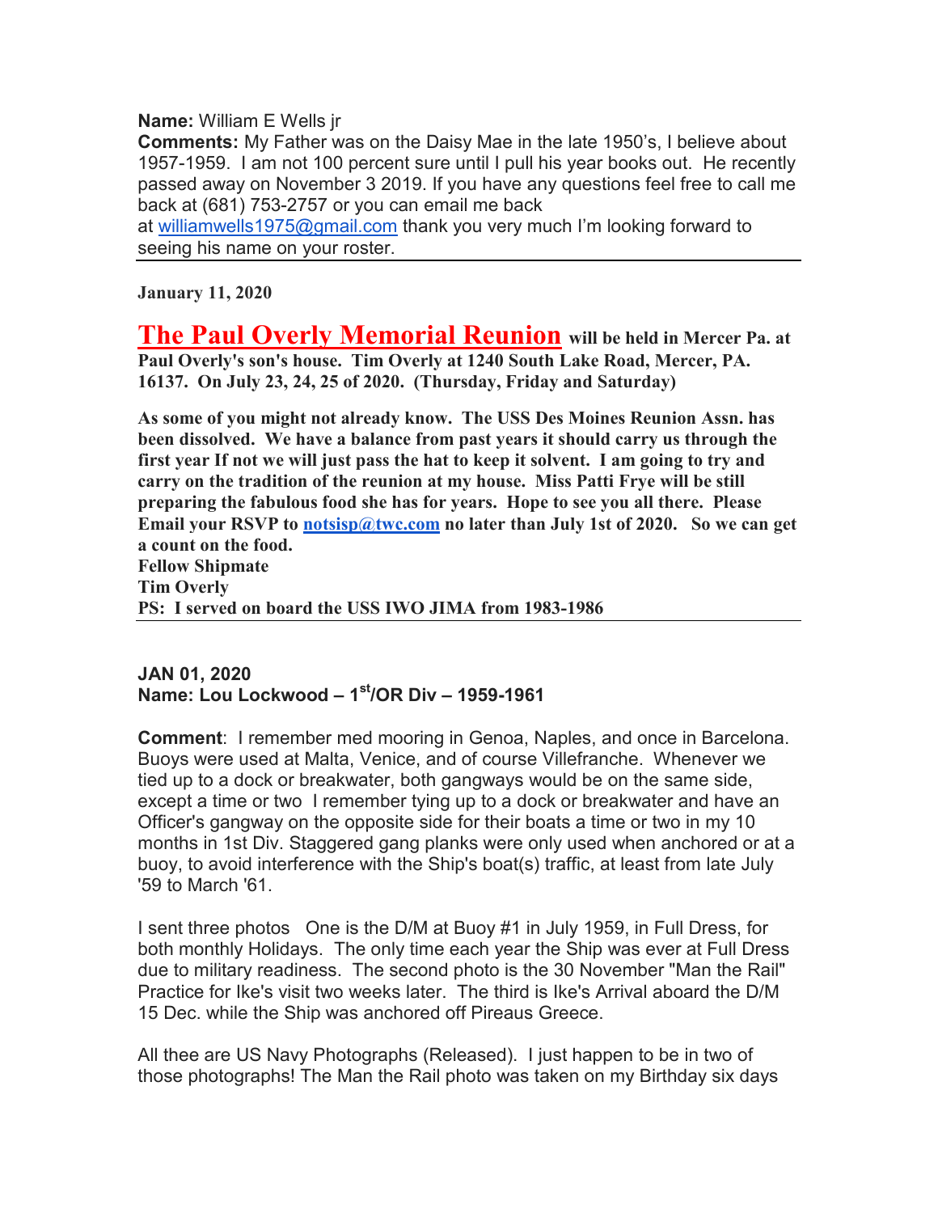**Name:** William E Wells jr
**Comments:** My Father was on the Daisy Mae in the late 1950's, I believe about 1957-1959. I am not 100 percent sure until I pull his year books out. He recently passed away on November 3 2019. If you have any questions feel free to call me back at (681) 753-2757 or you can email me back at williamwells1975@gmail.com thank you very much I'm looking forward to seeing his name on your roster.

---

**January 11, 2020**

**The Paul Overly Memorial Reunion will be held in Mercer Pa. at Paul Overly's son's house. Tim Overly at 1240 South Lake Road, Mercer, PA. 16137. On July 23, 24, 25 of 2020. (Thursday, Friday and Saturday)**

**As some of you might not already know. The USS Des Moines Reunion Assn. has been dissolved. We have a balance from past years it should carry us through the first year If not we will just pass the hat to keep it solvent. I am going to try and carry on the tradition of the reunion at my house. Miss Patti Frye will be still preparing the fabulous food she has for years. Hope to see you all there. Please Email your RSVP to notsisp@twc.com no later than July 1st of 2020. So we can get a count on the food.**
**Fellow Shipmate**
**Tim Overly**
**PS: I served on board the USS IWO JIMA from 1983-1986**

---

**JAN 01, 2020**
**Name: Lou Lockwood – 1st/OR Div – 1959-1961**

**Comment**: I remember med mooring in Genoa, Naples, and once in Barcelona. Buoys were used at Malta, Venice, and of course Villefranche. Whenever we tied up to a dock or breakwater, both gangways would be on the same side, except a time or two I remember tying up to a dock or breakwater and have an Officer's gangway on the opposite side for their boats a time or two in my 10 months in 1st Div. Staggered gang planks were only used when anchored or at a buoy, to avoid interference with the Ship's boat(s) traffic, at least from late July '59 to March '61.

I sent three photos One is the D/M at Buoy #1 in July 1959, in Full Dress, for both monthly Holidays. The only time each year the Ship was ever at Full Dress due to military readiness. The second photo is the 30 November "Man the Rail" Practice for Ike's visit two weeks later. The third is Ike's Arrival aboard the D/M 15 Dec. while the Ship was anchored off Pireaus Greece.

All thee are US Navy Photographs (Released). I just happen to be in two of those photographs! The Man the Rail photo was taken on my Birthday six days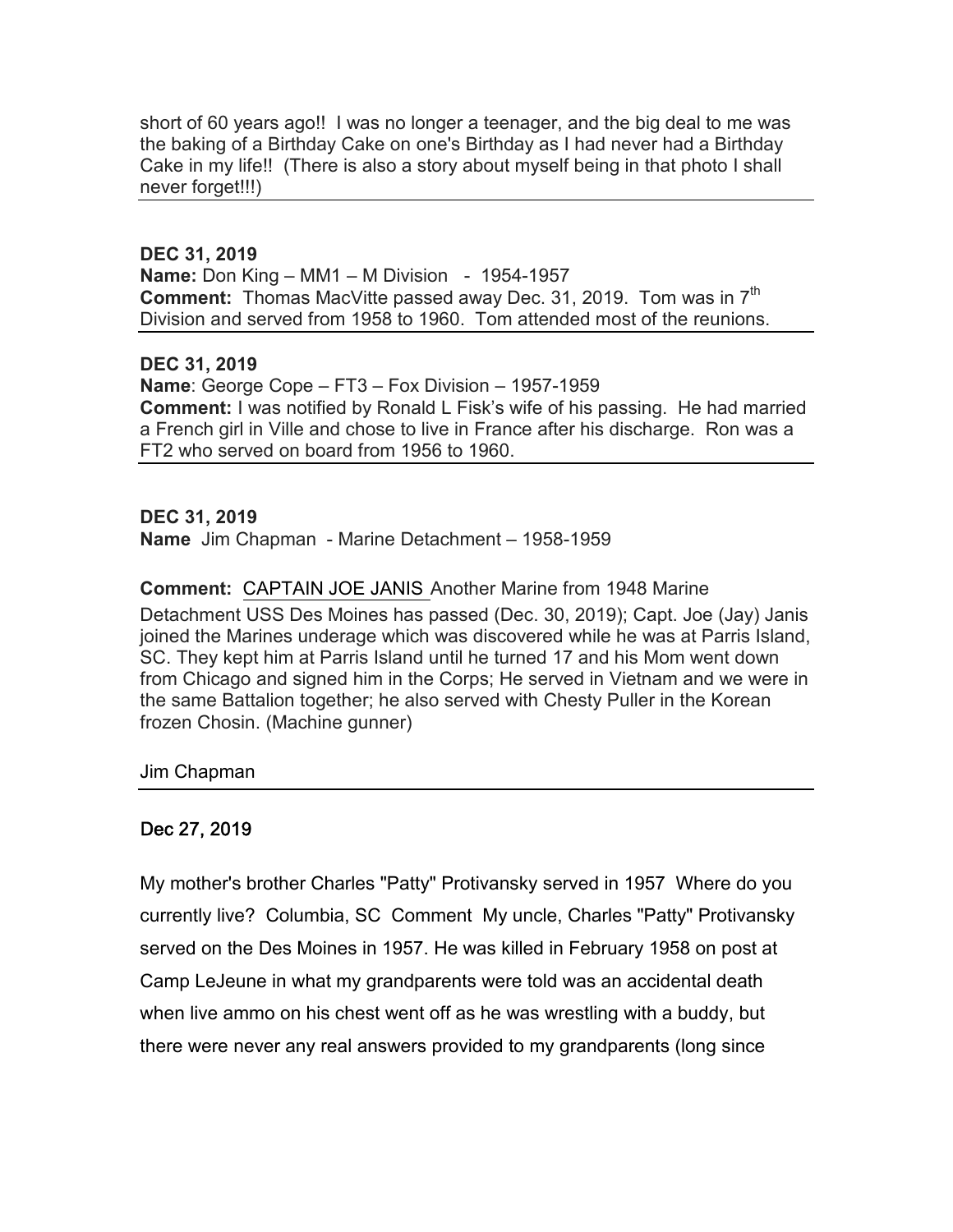short of 60 years ago!! I was no longer a teenager, and the big deal to me was the baking of a Birthday Cake on one's Birthday as I had never had a Birthday Cake in my life!! (There is also a story about myself being in that photo I shall never forget!!!)

---

**DEC 31, 2019**
**Name:** Don King – MM1 – M Division - 1954-1957
**Comment:** Thomas MacVitte passed away Dec. 31, 2019. Tom was in 7th Division and served from 1958 to 1960. Tom attended most of the reunions.

---

**DEC 31, 2019**
**Name**: George Cope – FT3 – Fox Division – 1957-1959
**Comment:** I was notified by Ronald L Fisk's wife of his passing. He had married a French girl in Ville and chose to live in France after his discharge. Ron was a FT2 who served on board from 1956 to 1960.

---

**DEC 31, 2019**
**Name** Jim Chapman - Marine Detachment – 1958-1959

**Comment:** CAPTAIN JOE JANIS Another Marine from 1948 Marine Detachment USS Des Moines has passed (Dec. 30, 2019); Capt. Joe (Jay) Janis joined the Marines underage which was discovered while he was at Parris Island, SC. They kept him at Parris Island until he turned 17 and his Mom went down from Chicago and signed him in the Corps; He served in Vietnam and we were in the same Battalion together; he also served with Chesty Puller in the Korean frozen Chosin. (Machine gunner)

Jim Chapman

---

**Dec 27, 2019**

My mother's brother Charles "Patty" Protivansky served in 1957 Where do you currently live? Columbia, SC Comment My uncle, Charles "Patty" Protivansky served on the Des Moines in 1957. He was killed in February 1958 on post at Camp LeJeune in what my grandparents were told was an accidental death when live ammo on his chest went off as he was wrestling with a buddy, but there were never any real answers provided to my grandparents (long since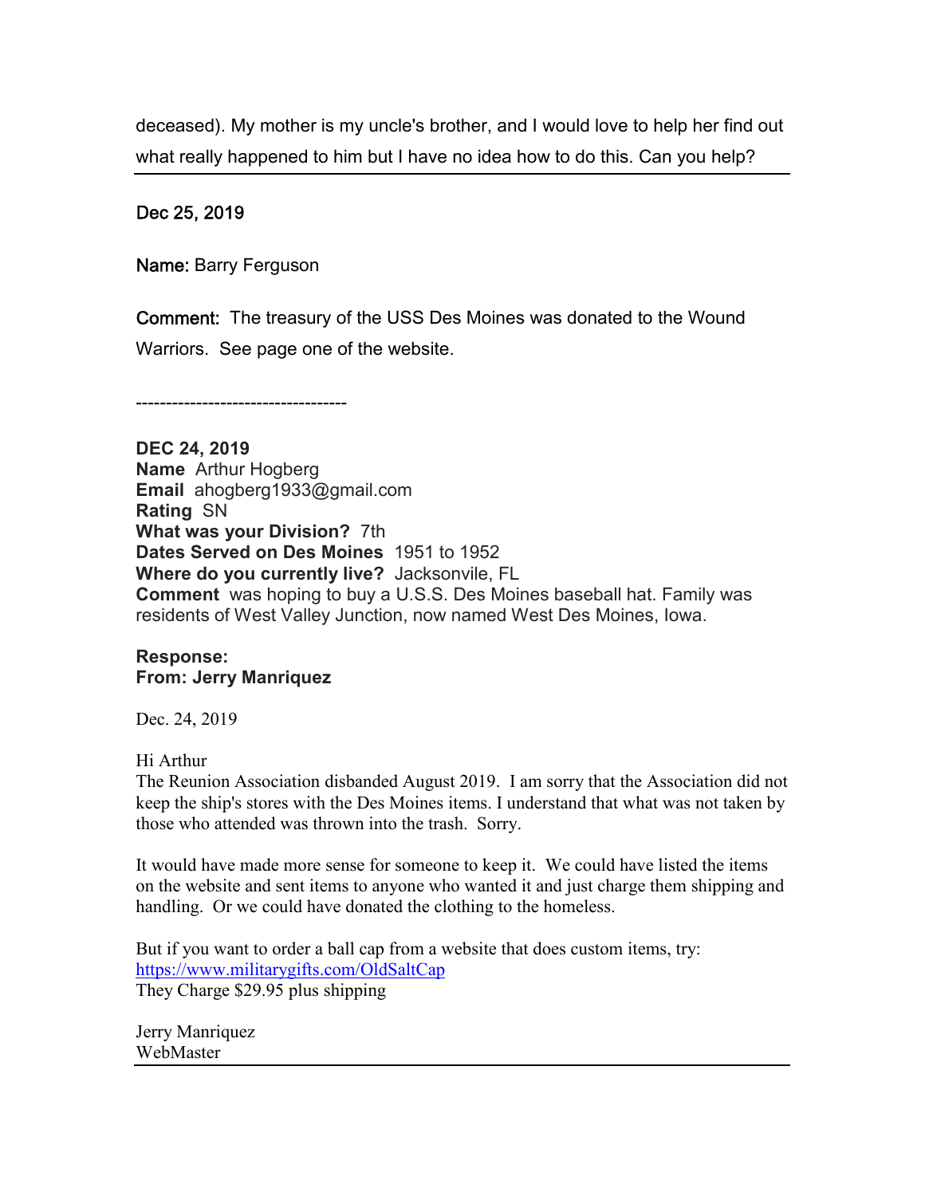deceased). My mother is my uncle's brother, and I would love to help her find out what really happened to him but I have no idea how to do this. Can you help?

---

Dec 25, 2019

Name: Barry Ferguson

Comment: The treasury of the USS Des Moines was donated to the Wound Warriors. See page one of the website.

----------------------------------

**DEC 24, 2019**
**Name** Arthur Hogberg
**Email** ahogberg1933@gmail.com
**Rating** SN
**What was your Division?** 7th
**Dates Served on Des Moines** 1951 to 1952
**Where do you currently live?** Jacksonville, FL
**Comment** was hoping to buy a U.S.S. Des Moines baseball hat. Family was residents of West Valley Junction, now named West Des Moines, Iowa.

**Response:**
**From: Jerry Manriquez**

Dec. 24, 2019

Hi Arthur
The Reunion Association disbanded August 2019. I am sorry that the Association did not keep the ship's stores with the Des Moines items. I understand that what was not taken by those who attended was thrown into the trash. Sorry.

It would have made more sense for someone to keep it. We could have listed the items on the website and sent items to anyone who wanted it and just charge them shipping and handling. Or we could have donated the clothing to the homeless.

But if you want to order a ball cap from a website that does custom items, try:
https://www.militarygifts.com/OldSaltCap
They Charge $29.95 plus shipping

Jerry Manriquez
WebMaster

---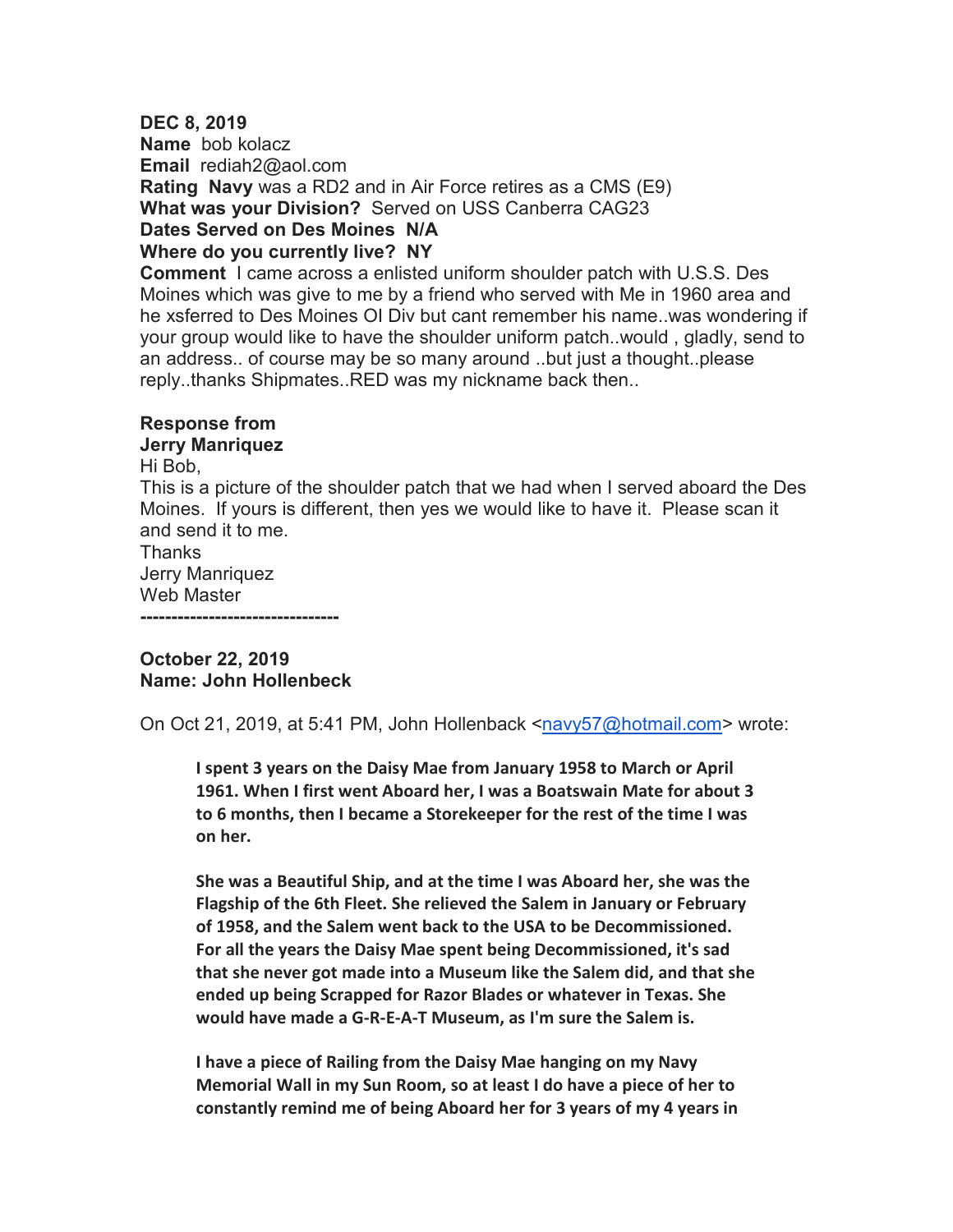**DEC 8, 2019**
**Name** bob kolacz
**Email** rediah2@aol.com
**Rating Navy** was a RD2 and in Air Force retires as a CMS (E9)
**What was your Division?** Served on USS Canberra CAG23
**Dates Served on Des Moines N/A**
**Where do you currently live? NY**
**Comment** I came across a enlisted uniform shoulder patch with U.S.S. Des Moines which was give to me by a friend who served with Me in 1960 area and he xsferred to Des Moines OI Div but cant remember his name..was wondering if your group would like to have the shoulder uniform patch..would , gladly, send to an address.. of course may be so many around ..but just a thought..please reply..thanks Shipmates..RED was my nickname back then..

**Response from**
**Jerry Manriquez**
Hi Bob,
This is a picture of the shoulder patch that we had when I served aboard the Des Moines. If yours is different, then yes we would like to have it. Please scan it and send it to me.
Thanks
Jerry Manriquez
Web Master

---

**October 22, 2019**
**Name: John Hollenbeck**

On Oct 21, 2019, at 5:41 PM, John Hollenback <navy57@hotmail.com> wrote:

> **I spent 3 years on the Daisy Mae from January 1958 to March or April 1961. When I first went Aboard her, I was a Boatswain Mate for about 3 to 6 months, then I became a Storekeeper for the rest of the time I was on her.**
>
> **She was a Beautiful Ship, and at the time I was Aboard her, she was the Flagship of the 6th Fleet. She relieved the Salem in January or February of 1958, and the Salem went back to the USA to be Decommissioned. For all the years the Daisy Mae spent being Decommissioned, it's sad that she never got made into a Museum like the Salem did, and that she ended up being Scrapped for Razor Blades or whatever in Texas. She would have made a G-R-E-A-T Museum, as I'm sure the Salem is.**
>
> **I have a piece of Railing from the Daisy Mae hanging on my Navy Memorial Wall in my Sun Room, so at least I do have a piece of her to constantly remind me of being Aboard her for 3 years of my 4 years in**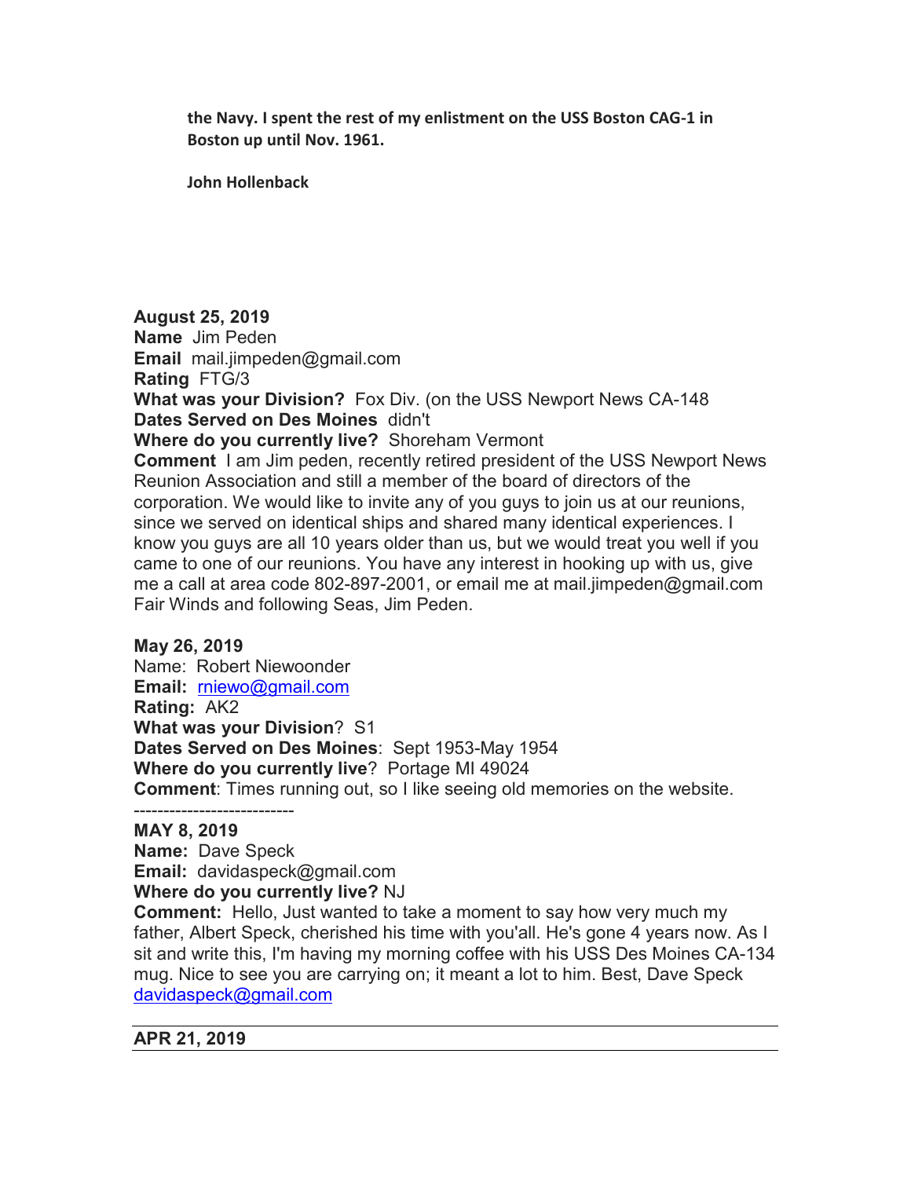**the Navy. I spent the rest of my enlistment on the USS Boston CAG-1 in Boston up until Nov. 1961.**

**John Hollenback**

**August 25, 2019**
**Name** Jim Peden
**Email** mail.jimpeden@gmail.com
**Rating** FTG/3
**What was your Division?** Fox Div. (on the USS Newport News CA-148
**Dates Served on Des Moines** didn't
**Where do you currently live?** Shoreham Vermont
**Comment** I am Jim peden, recently retired president of the USS Newport News Reunion Association and still a member of the board of directors of the corporation. We would like to invite any of you guys to join us at our reunions, since we served on identical ships and shared many identical experiences. I know you guys are all 10 years older than us, but we would treat you well if you came to one of our reunions. You have any interest in hooking up with us, give me a call at area code 802-897-2001, or email me at mail.jimpeden@gmail.com Fair Winds and following Seas, Jim Peden.

**May 26, 2019**
Name: Robert Niewoonder
**Email:** rniewo@gmail.com
**Rating:** AK2
**What was your Division**? S1
**Dates Served on Des Moines**: Sept 1953-May 1954
**Where do you currently live**? Portage MI 49024
**Comment**: Times running out, so I like seeing old memories on the website.

---

**MAY 8, 2019**
**Name:** Dave Speck
**Email:** davidaspeck@gmail.com
**Where do you currently live?** NJ
**Comment:** Hello, Just wanted to take a moment to say how very much my father, Albert Speck, cherished his time with you'all. He's gone 4 years now. As I sit and write this, I'm having my morning coffee with his USS Des Moines CA-134 mug. Nice to see you are carrying on; it meant a lot to him. Best, Dave Speck davidaspeck@gmail.com

---

**APR 21, 2019**

---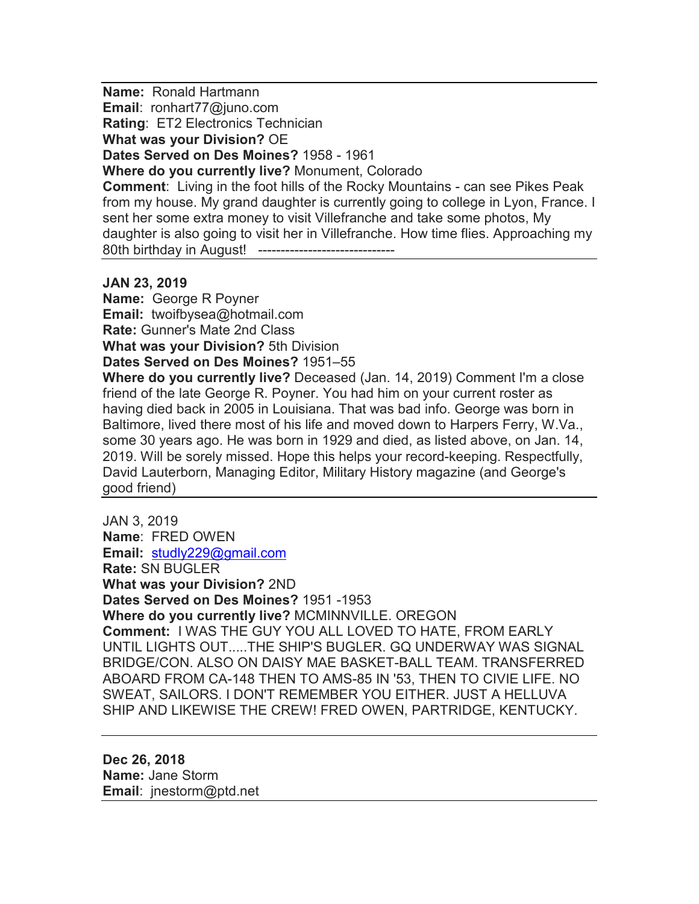**Name:** Ronald Hartmann
**Email**: ronhart77@juno.com
**Rating**: ET2 Electronics Technician
**What was your Division?** OE
**Dates Served on Des Moines?** 1958 - 1961
**Where do you currently live?** Monument, Colorado
**Comment**: Living in the foot hills of the Rocky Mountains - can see Pikes Peak from my house. My grand daughter is currently going to college in Lyon, France. I sent her some extra money to visit Villefranche and take some photos, My daughter is also going to visit her in Villefranche. How time flies. Approaching my 80th birthday in August! ------------------------------

---

**JAN 23, 2019**
**Name:** George R Poyner
**Email:** twoifbysea@hotmail.com
**Rate:** Gunner's Mate 2nd Class
**What was your Division?** 5th Division
**Dates Served on Des Moines?** 1951–55
**Where do you currently live?** Deceased (Jan. 14, 2019) Comment I'm a close friend of the late George R. Poyner. You had him on your current roster as having died back in 2005 in Louisiana. That was bad info. George was born in Baltimore, lived there most of his life and moved down to Harpers Ferry, W.Va., some 30 years ago. He was born in 1929 and died, as listed above, on Jan. 14, 2019. Will be sorely missed. Hope this helps your record-keeping. Respectfully, David Lauterborn, Managing Editor, Military History magazine (and George's good friend)

---

JAN 3, 2019
**Name**: FRED OWEN
**Email:** studly229@gmail.com
**Rate:** SN BUGLER
**What was your Division?** 2ND
**Dates Served on Des Moines?** 1951 -1953
**Where do you currently live?** MCMINNVILLE. OREGON
**Comment:** I WAS THE GUY YOU ALL LOVED TO HATE, FROM EARLY UNTIL LIGHTS OUT.....THE SHIP'S BUGLER. GQ UNDERWAY WAS SIGNAL BRIDGE/CON. ALSO ON DAISY MAE BASKET-BALL TEAM. TRANSFERRED ABOARD FROM CA-148 THEN TO AMS-85 IN '53, THEN TO CIVIE LIFE. NO SWEAT, SAILORS. I DON'T REMEMBER YOU EITHER. JUST A HELLUVA SHIP AND LIKEWISE THE CREW! FRED OWEN, PARTRIDGE, KENTUCKY.

---

**Dec 26, 2018**
**Name:** Jane Storm
**Email**: jnestorm@ptd.net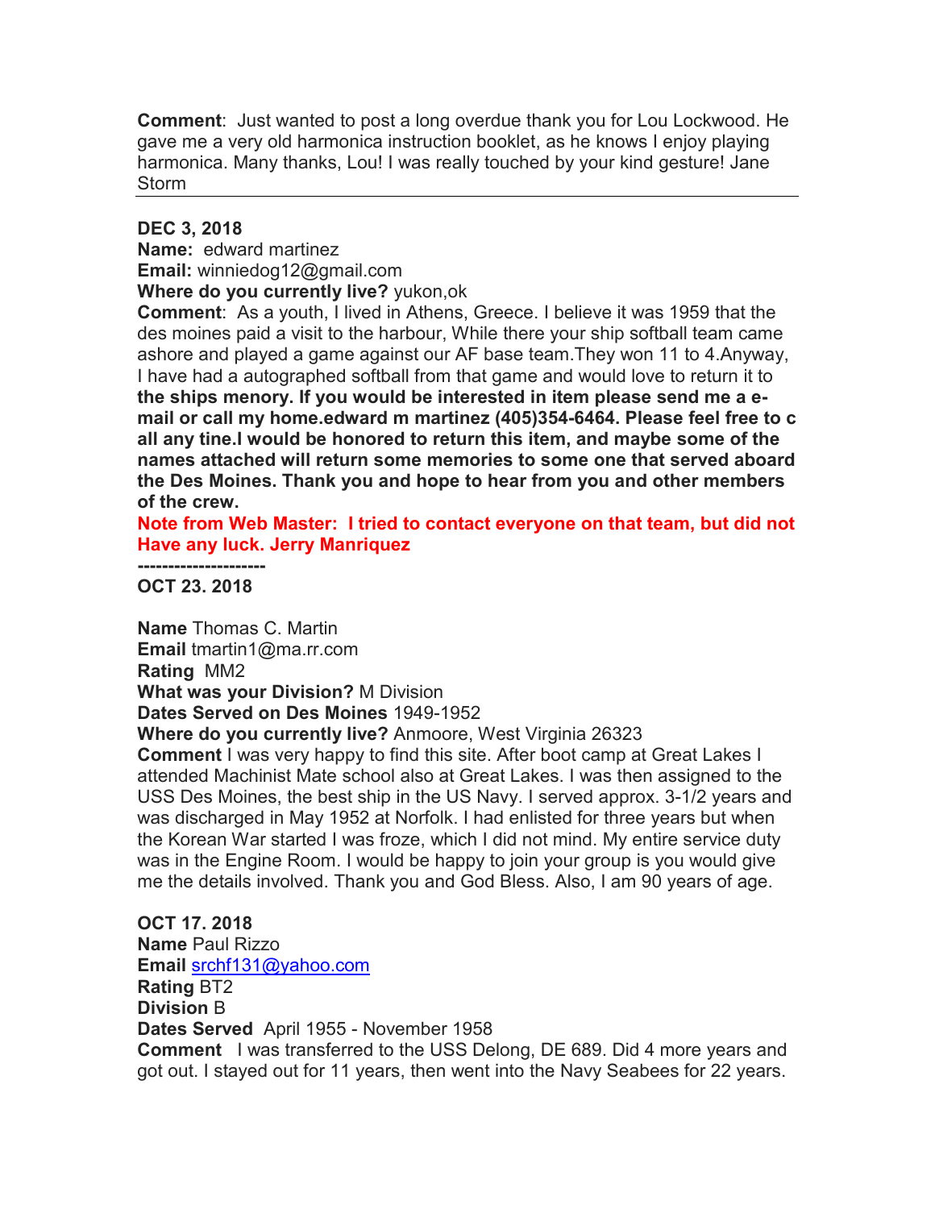**Comment**: Just wanted to post a long overdue thank you for Lou Lockwood. He gave me a very old harmonica instruction booklet, as he knows I enjoy playing harmonica. Many thanks, Lou! I was really touched by your kind gesture! Jane Storm

---

**DEC 3, 2018**
**Name:** edward martinez
**Email:** winniedog12@gmail.com
**Where do you currently live?** yukon,ok
**Comment**: As a youth, I lived in Athens, Greece. I believe it was 1959 that the des moines paid a visit to the harbour, While there your ship softball team came ashore and played a game against our AF base team.They won 11 to 4.Anyway, I have had a autographed softball from that game and would love to return it to **the ships menory. If you would be interested in item please send me a e-mail or call my home.edward m martinez (405)354-6464. Please feel free to c all any tine.I would be honored to return this item, and maybe some of the names attached will return some memories to some one that served aboard the Des Moines. Thank you and hope to hear from you and other members of the crew.**
**Note from Web Master: I tried to contact everyone on that team, but did not Have any luck. Jerry Manriquez**
**--------------------**
**OCT 23. 2018**

**Name** Thomas C. Martin
**Email** tmartin1@ma.rr.com
**Rating** MM2
**What was your Division?** M Division
**Dates Served on Des Moines** 1949-1952
**Where do you currently live?** Anmoore, West Virginia 26323
**Comment** I was very happy to find this site. After boot camp at Great Lakes I attended Machinist Mate school also at Great Lakes. I was then assigned to the USS Des Moines, the best ship in the US Navy. I served approx. 3-1/2 years and was discharged in May 1952 at Norfolk. I had enlisted for three years but when the Korean War started I was froze, which I did not mind. My entire service duty was in the Engine Room. I would be happy to join your group is you would give me the details involved. Thank you and God Bless. Also, I am 90 years of age.

**OCT 17. 2018**
**Name** Paul Rizzo
**Email** srchf131@yahoo.com
**Rating** BT2
**Division** B
**Dates Served** April 1955 - November 1958
**Comment** I was transferred to the USS Delong, DE 689. Did 4 more years and got out. I stayed out for 11 years, then went into the Navy Seabees for 22 years.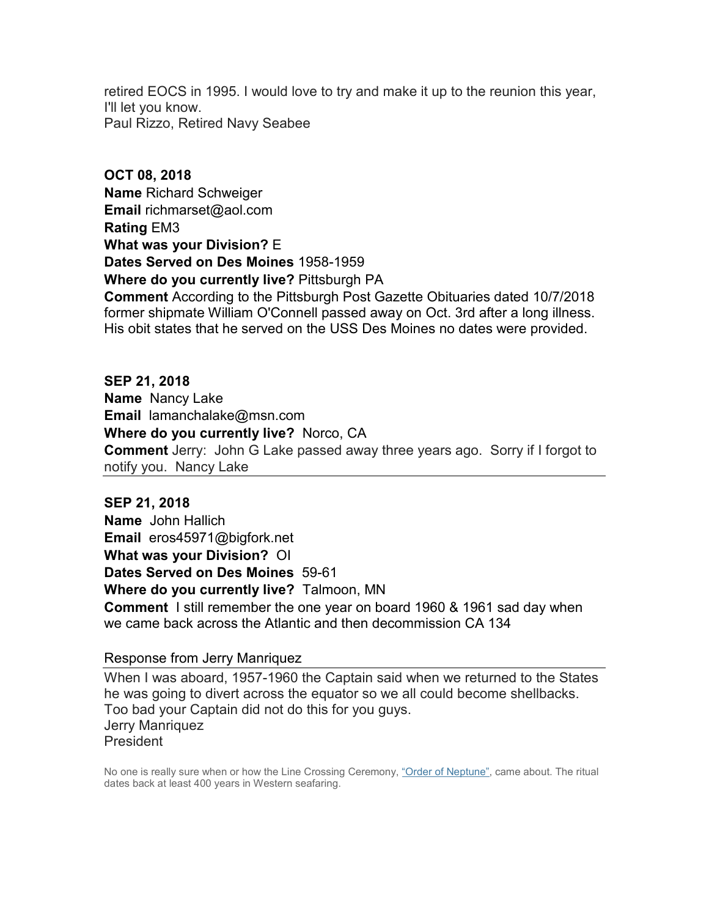retired EOCS in 1995. I would love to try and make it up to the reunion this year, I'll let you know.
Paul Rizzo, Retired Navy Seabee

**OCT 08, 2018**
**Name** Richard Schweiger
**Email** richmarset@aol.com
**Rating** EM3
**What was your Division?** E
**Dates Served on Des Moines** 1958-1959
**Where do you currently live?** Pittsburgh PA
**Comment** According to the Pittsburgh Post Gazette Obituaries dated 10/7/2018 former shipmate William O'Connell passed away on Oct. 3rd after a long illness. His obit states that he served on the USS Des Moines no dates were provided.

**SEP 21, 2018**
**Name** Nancy Lake
**Email** lamanchalake@msn.com
**Where do you currently live?** Norco, CA
**Comment** Jerry: John G Lake passed away three years ago. Sorry if I forgot to notify you. Nancy Lake

---

**SEP 21, 2018**
**Name** John Hallich
**Email** eros45971@bigfork.net
**What was your Division?** OI
**Dates Served on Des Moines** 59-61
**Where do you currently live?** Talmoon, MN
**Comment** I still remember the one year on board 1960 & 1961 sad day when we came back across the Atlantic and then decommission CA 134

Response from Jerry Manriquez

---

When I was aboard, 1957-1960 the Captain said when we returned to the States he was going to divert across the equator so we all could become shellbacks. Too bad your Captain did not do this for you guys.
Jerry Manriquez
President

No one is really sure when or how the Line Crossing Ceremony, "Order of Neptune", came about. The ritual dates back at least 400 years in Western seafaring.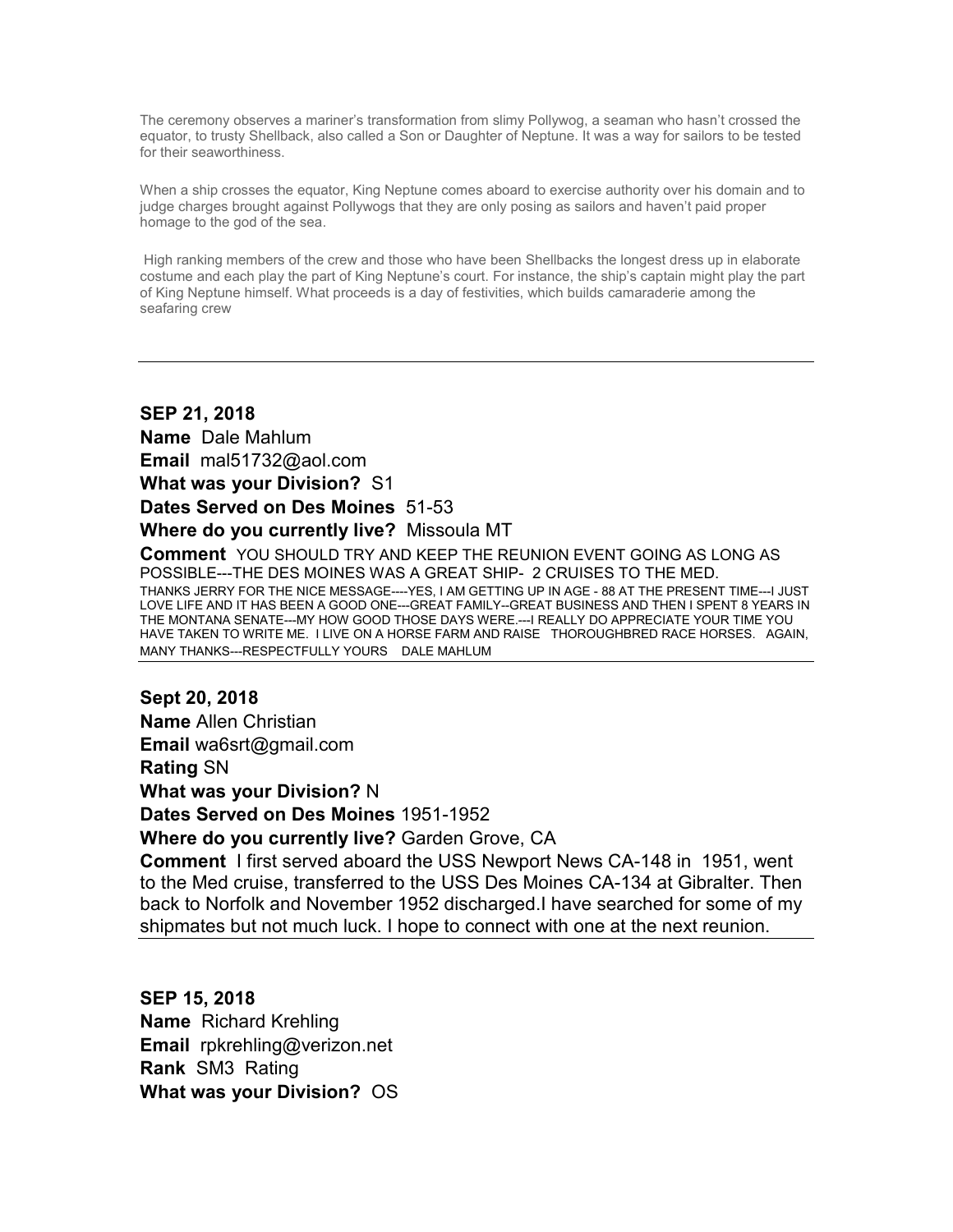The ceremony observes a mariner's transformation from slimy Pollywog, a seaman who hasn't crossed the equator, to trusty Shellback, also called a Son or Daughter of Neptune. It was a way for sailors to be tested for their seaworthiness.

When a ship crosses the equator, King Neptune comes aboard to exercise authority over his domain and to judge charges brought against Pollywogs that they are only posing as sailors and haven't paid proper homage to the god of the sea.

High ranking members of the crew and those who have been Shellbacks the longest dress up in elaborate costume and each play the part of King Neptune's court. For instance, the ship's captain might play the part of King Neptune himself. What proceeds is a day of festivities, which builds camaraderie among the seafaring crew

---

**SEP 21, 2018**
**Name** Dale Mahlum
**Email** mal51732@aol.com
**What was your Division?** S1
**Dates Served on Des Moines** 51-53
**Where do you currently live?** Missoula MT
**Comment** YOU SHOULD TRY AND KEEP THE REUNION EVENT GOING AS LONG AS POSSIBLE---THE DES MOINES WAS A GREAT SHIP- 2 CRUISES TO THE MED.
THANKS JERRY FOR THE NICE MESSAGE----YES, I AM GETTING UP IN AGE - 88 AT THE PRESENT TIME---I JUST LOVE LIFE AND IT HAS BEEN A GOOD ONE---GREAT FAMILY--GREAT BUSINESS AND THEN I SPENT 8 YEARS IN THE MONTANA SENATE---MY HOW GOOD THOSE DAYS WERE.---I REALLY DO APPRECIATE YOUR TIME YOU HAVE TAKEN TO WRITE ME. I LIVE ON A HORSE FARM AND RAISE THOROUGHBRED RACE HORSES. AGAIN, MANY THANKS---RESPECTFULLY YOURS DALE MAHLUM

---

**Sept 20, 2018**
**Name** Allen Christian
**Email** wa6srt@gmail.com
**Rating** SN
**What was your Division?** N
**Dates Served on Des Moines** 1951-1952
**Where do you currently live?** Garden Grove, CA
**Comment** I first served aboard the USS Newport News CA-148 in 1951, went to the Med cruise, transferred to the USS Des Moines CA-134 at Gibralter. Then back to Norfolk and November 1952 discharged.I have searched for some of my shipmates but not much luck. I hope to connect with one at the next reunion.

---

**SEP 15, 2018**
**Name** Richard Krehling
**Email** rpkrehling@verizon.net
**Rank** SM3 Rating
**What was your Division?** OS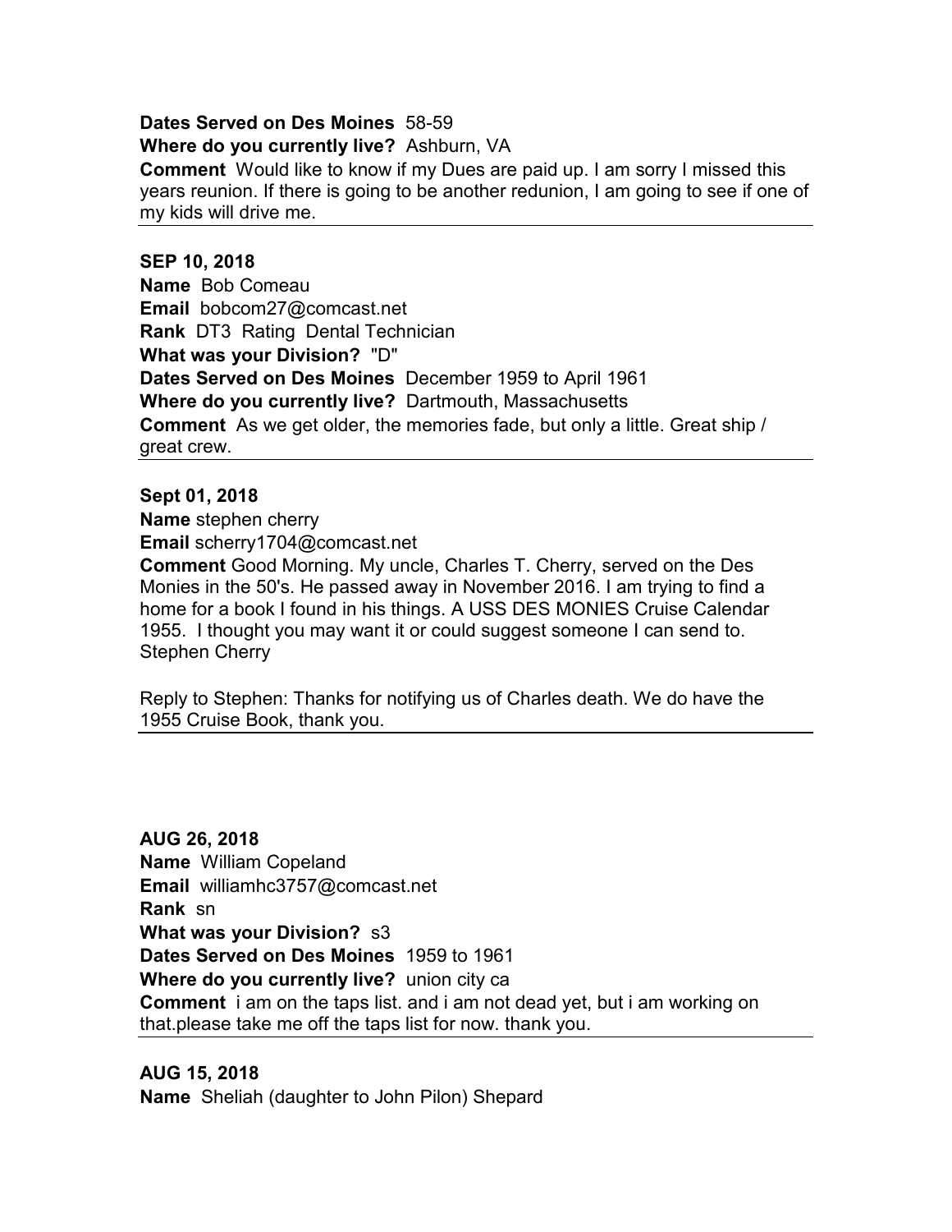**Dates Served on Des Moines** 58-59
**Where do you currently live?** Ashburn, VA
**Comment** Would like to know if my Dues are paid up. I am sorry I missed this years reunion. If there is going to be another redunion, I am going to see if one of my kids will drive me.

---

**SEP 10, 2018**
**Name** Bob Comeau
**Email** bobcom27@comcast.net
**Rank** DT3 **Rating** Dental Technician
**What was your Division?** "D"
**Dates Served on Des Moines** December 1959 to April 1961
**Where do you currently live?** Dartmouth, Massachusetts
**Comment** As we get older, the memories fade, but only a little. Great ship / great crew.

---

**Sept 01, 2018**
**Name** stephen cherry
**Email** scherry1704@comcast.net
**Comment** Good Morning. My uncle, Charles T. Cherry, served on the Des Monies in the 50's. He passed away in November 2016. I am trying to find a home for a book I found in his things. A USS DES MONIES Cruise Calendar 1955. I thought you may want it or could suggest someone I can send to. Stephen Cherry

Reply to Stephen: Thanks for notifying us of Charles death. We do have the 1955 Cruise Book, thank you.

---

**AUG 26, 2018**
**Name** William Copeland
**Email** williamhc3757@comcast.net
**Rank** sn
**What was your Division?** s3
**Dates Served on Des Moines** 1959 to 1961
**Where do you currently live?** union city ca
**Comment** i am on the taps list. and i am not dead yet, but i am working on that.please take me off the taps list for now. thank you.

---

**AUG 15, 2018**
**Name** Sheliah (daughter to John Pilon) Shepard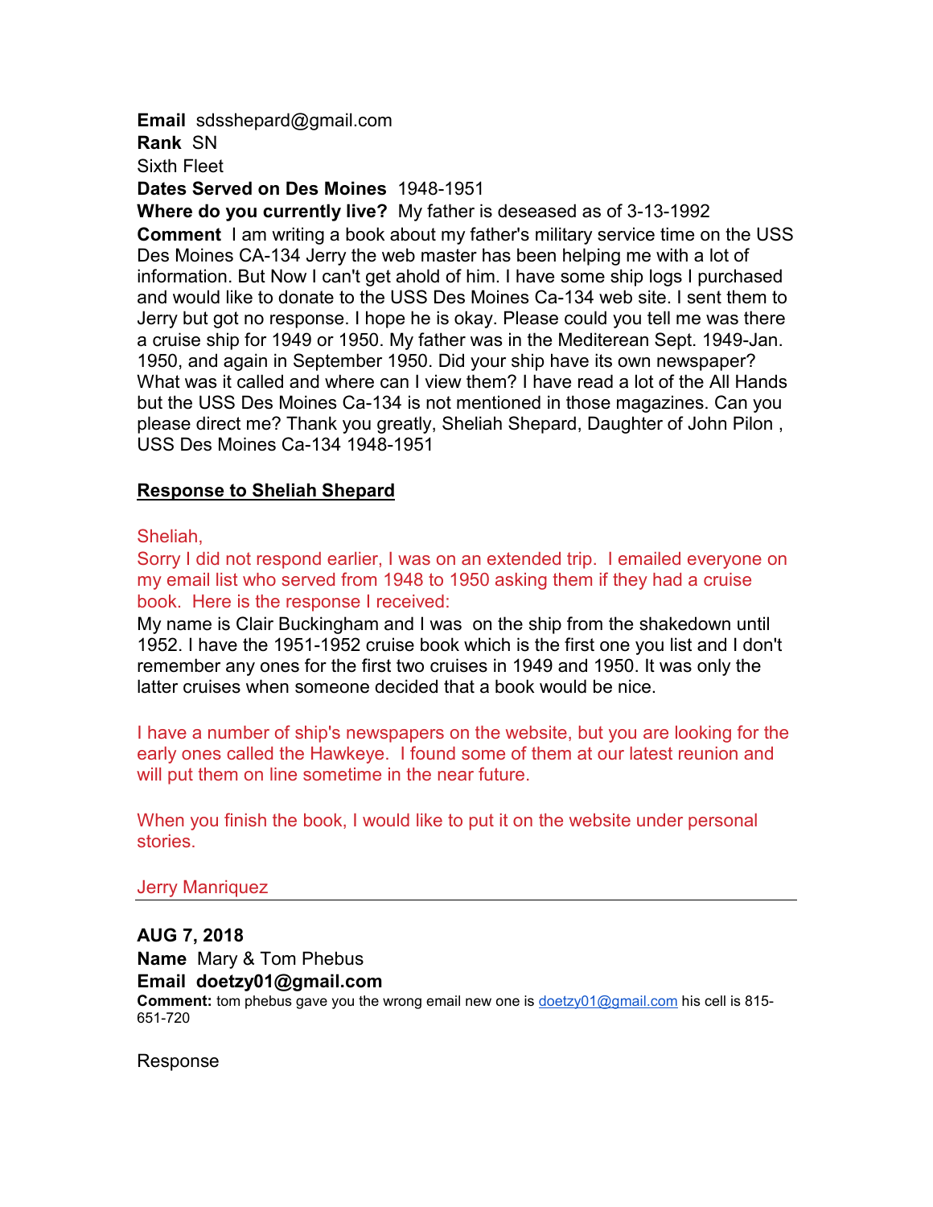**Email** sdsshepard@gmail.com
**Rank** SN
Sixth Fleet
**Dates Served on Des Moines** 1948-1951
**Where do you currently live?** My father is deseased as of 3-13-1992
**Comment** I am writing a book about my father's military service time on the USS Des Moines CA-134 Jerry the web master has been helping me with a lot of information. But Now I can't get ahold of him. I have some ship logs I purchased and would like to donate to the USS Des Moines Ca-134 web site. I sent them to Jerry but got no response. I hope he is okay. Please could you tell me was there a cruise ship for 1949 or 1950. My father was in the Mediterean Sept. 1949-Jan. 1950, and again in September 1950. Did your ship have its own newspaper? What was it called and where can I view them? I have read a lot of the All Hands but the USS Des Moines Ca-134 is not mentioned in those magazines. Can you please direct me? Thank you greatly, Sheliah Shepard, Daughter of John Pilon , USS Des Moines Ca-134 1948-1951

**Response to Sheliah Shepard**

Sheliah,
Sorry I did not respond earlier, I was on an extended trip. I emailed everyone on my email list who served from 1948 to 1950 asking them if they had a cruise book. Here is the response I received:
My name is Clair Buckingham and I was on the ship from the shakedown until 1952. I have the 1951-1952 cruise book which is the first one you list and I don't remember any ones for the first two cruises in 1949 and 1950. It was only the latter cruises when someone decided that a book would be nice.

I have a number of ship's newspapers on the website, but you are looking for the early ones called the Hawkeye. I found some of them at our latest reunion and will put them on line sometime in the near future.

When you finish the book, I would like to put it on the website under personal stories.

Jerry Manriquez

---

**AUG 7, 2018**
**Name** Mary & Tom Phebus
**Email doetzy01@gmail.com**
**Comment:** tom phebus gave you the wrong email new one is doetzy01@gmail.com his cell is 815-651-720

Response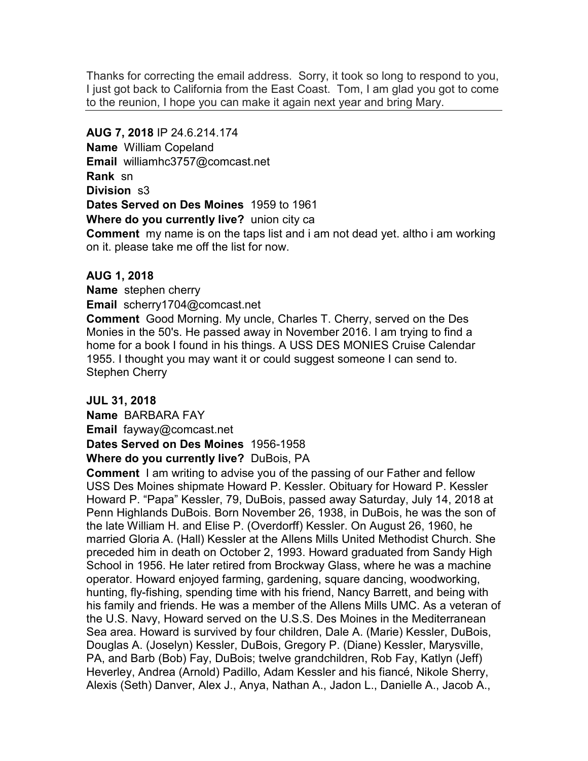Thanks for correcting the email address. Sorry, it took so long to respond to you, I just got back to California from the East Coast. Tom, I am glad you got to come to the reunion, I hope you can make it again next year and bring Mary.

---

**AUG 7, 2018** IP 24.6.214.174

**Name** William Copeland

**Email** williamhc3757@comcast.net

**Rank** sn

**Division** s3

**Dates Served on Des Moines** 1959 to 1961

**Where do you currently live?** union city ca

**Comment** my name is on the taps list and i am not dead yet. altho i am working on it. please take me off the list for now.

**AUG 1, 2018**

**Name** stephen cherry

**Email** scherry1704@comcast.net

**Comment** Good Morning. My uncle, Charles T. Cherry, served on the Des Monies in the 50's. He passed away in November 2016. I am trying to find a home for a book I found in his things. A USS DES MONIES Cruise Calendar 1955. I thought you may want it or could suggest someone I can send to. Stephen Cherry

**JUL 31, 2018**

**Name** BARBARA FAY

**Email** fayway@comcast.net

**Dates Served on Des Moines** 1956-1958

**Where do you currently live?** DuBois, PA

**Comment** I am writing to advise you of the passing of our Father and fellow USS Des Moines shipmate Howard P. Kessler. Obituary for Howard P. Kessler Howard P. "Papa" Kessler, 79, DuBois, passed away Saturday, July 14, 2018 at Penn Highlands DuBois. Born November 26, 1938, in DuBois, he was the son of the late William H. and Elise P. (Overdorff) Kessler. On August 26, 1960, he married Gloria A. (Hall) Kessler at the Allens Mills United Methodist Church. She preceded him in death on October 2, 1993. Howard graduated from Sandy High School in 1956. He later retired from Brockway Glass, where he was a machine operator. Howard enjoyed farming, gardening, square dancing, woodworking, hunting, fly-fishing, spending time with his friend, Nancy Barrett, and being with his family and friends. He was a member of the Allens Mills UMC. As a veteran of the U.S. Navy, Howard served on the U.S.S. Des Moines in the Mediterranean Sea area. Howard is survived by four children, Dale A. (Marie) Kessler, DuBois, Douglas A. (Joselyn) Kessler, DuBois, Gregory P. (Diane) Kessler, Marysville, PA, and Barb (Bob) Fay, DuBois; twelve grandchildren, Rob Fay, Katlyn (Jeff) Heverley, Andrea (Arnold) Padillo, Adam Kessler and his fiancé, Nikole Sherry, Alexis (Seth) Danver, Alex J., Anya, Nathan A., Jadon L., Danielle A., Jacob A.,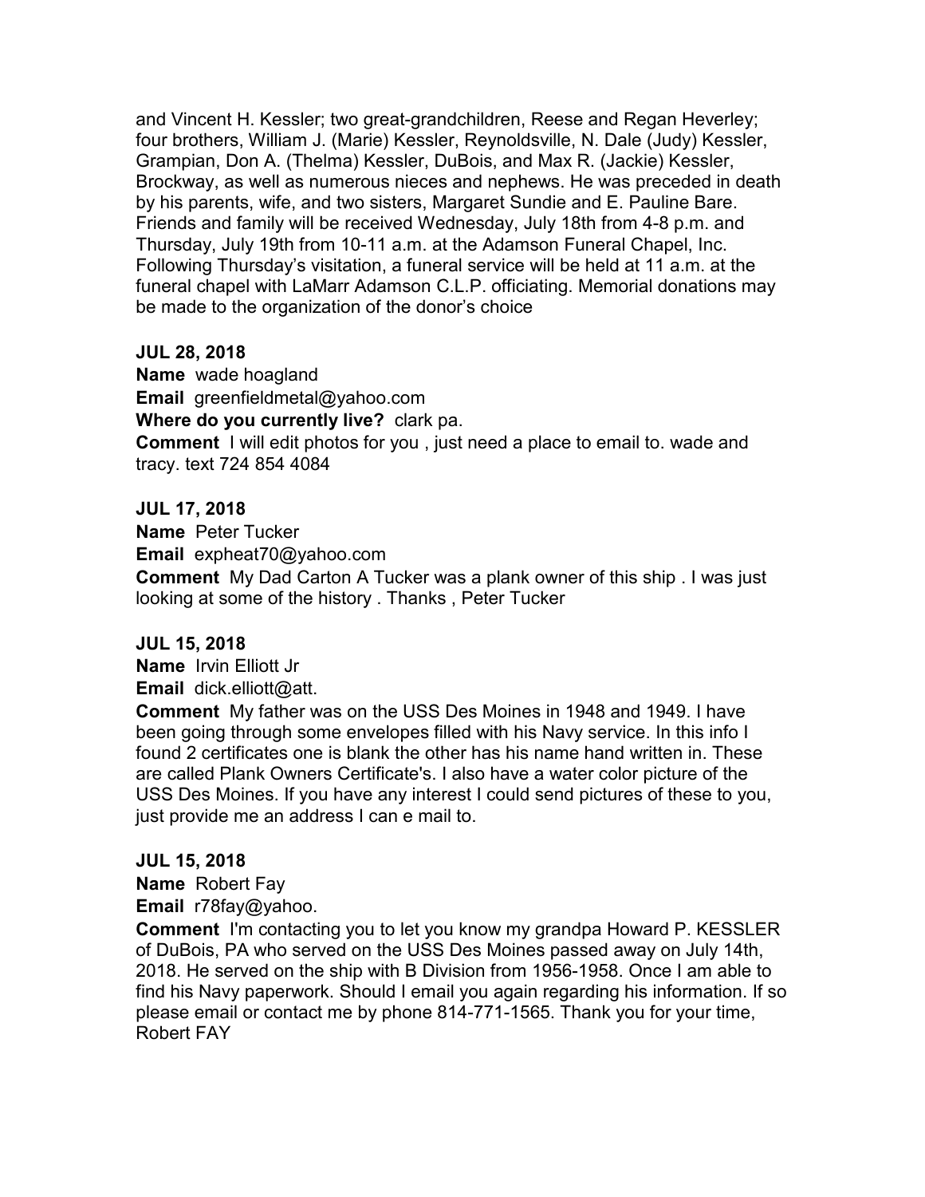and Vincent H. Kessler; two great-grandchildren, Reese and Regan Heverley; four brothers, William J. (Marie) Kessler, Reynoldsville, N. Dale (Judy) Kessler, Grampian, Don A. (Thelma) Kessler, DuBois, and Max R. (Jackie) Kessler, Brockway, as well as numerous nieces and nephews. He was preceded in death by his parents, wife, and two sisters, Margaret Sundie and E. Pauline Bare. Friends and family will be received Wednesday, July 18th from 4-8 p.m. and Thursday, July 19th from 10-11 a.m. at the Adamson Funeral Chapel, Inc. Following Thursday's visitation, a funeral service will be held at 11 a.m. at the funeral chapel with LaMarr Adamson C.L.P. officiating. Memorial donations may be made to the organization of the donor's choice

**JUL 28, 2018**

**Name** wade hoagland

**Email** greenfieldmetal@yahoo.com

**Where do you currently live?** clark pa.

**Comment** I will edit photos for you , just need a place to email to. wade and tracy. text 724 854 4084

**JUL 17, 2018**

**Name** Peter Tucker

**Email** expheat70@yahoo.com

**Comment** My Dad Carton A Tucker was a plank owner of this ship . I was just looking at some of the history . Thanks , Peter Tucker

**JUL 15, 2018**

**Name** Irvin Elliott Jr

**Email** dick.elliott@att.

**Comment** My father was on the USS Des Moines in 1948 and 1949. I have been going through some envelopes filled with his Navy service. In this info I found 2 certificates one is blank the other has his name hand written in. These are called Plank Owners Certificate's. I also have a water color picture of the USS Des Moines. If you have any interest I could send pictures of these to you, just provide me an address I can e mail to.

**JUL 15, 2018**

**Name** Robert Fay

**Email** r78fay@yahoo.

**Comment** I'm contacting you to let you know my grandpa Howard P. KESSLER of DuBois, PA who served on the USS Des Moines passed away on July 14th, 2018. He served on the ship with B Division from 1956-1958. Once I am able to find his Navy paperwork. Should I email you again regarding his information. If so please email or contact me by phone 814-771-1565. Thank you for your time, Robert FAY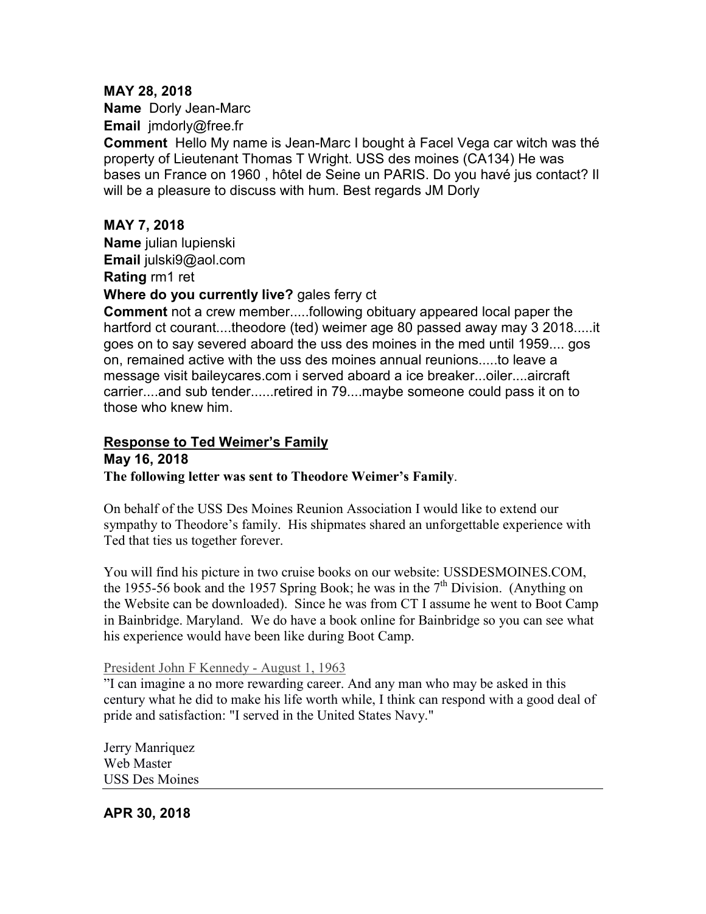**MAY 28, 2018**

**Name** Dorly Jean-Marc

**Email** jmdorly@free.fr

**Comment** Hello My name is Jean-Marc I bought à Facel Vega car witch was thé property of Lieutenant Thomas T Wright. USS des moines (CA134) He was bases un France on 1960 , hôtel de Seine un PARIS. Do you havé jus contact? Il will be a pleasure to discuss with hum. Best regards JM Dorly

**MAY 7, 2018**

**Name** julian lupienski

**Email** julski9@aol.com

**Rating** rm1 ret

**Where do you currently live?** gales ferry ct

**Comment** not a crew member.....following obituary appeared local paper the hartford ct courant....theodore (ted) weimer age 80 passed away may 3 2018.....it goes on to say severed aboard the uss des moines in the med until 1959.... gos on, remained active with the uss des moines annual reunions.....to leave a message visit baileycares.com i served aboard a ice breaker...oiler....aircraft carrier....and sub tender......retired in 79....maybe someone could pass it on to those who knew him.

**Response to Ted Weimer's Family**

**May 16, 2018**

**The following letter was sent to Theodore Weimer's Family**.

On behalf of the USS Des Moines Reunion Association I would like to extend our sympathy to Theodore's family. His shipmates shared an unforgettable experience with Ted that ties us together forever.

You will find his picture in two cruise books on our website: USSDESMOINES.COM, the 1955-56 book and the 1957 Spring Book; he was in the 7th Division. (Anything on the Website can be downloaded). Since he was from CT I assume he went to Boot Camp in Bainbridge. Maryland. We do have a book online for Bainbridge so you can see what his experience would have been like during Boot Camp.

President John F Kennedy - August 1, 1963

"I can imagine a no more rewarding career. And any man who may be asked in this century what he did to make his life worth while, I think can respond with a good deal of pride and satisfaction: "I served in the United States Navy."

Jerry Manriquez
Web Master
USS Des Moines

---

**APR 30, 2018**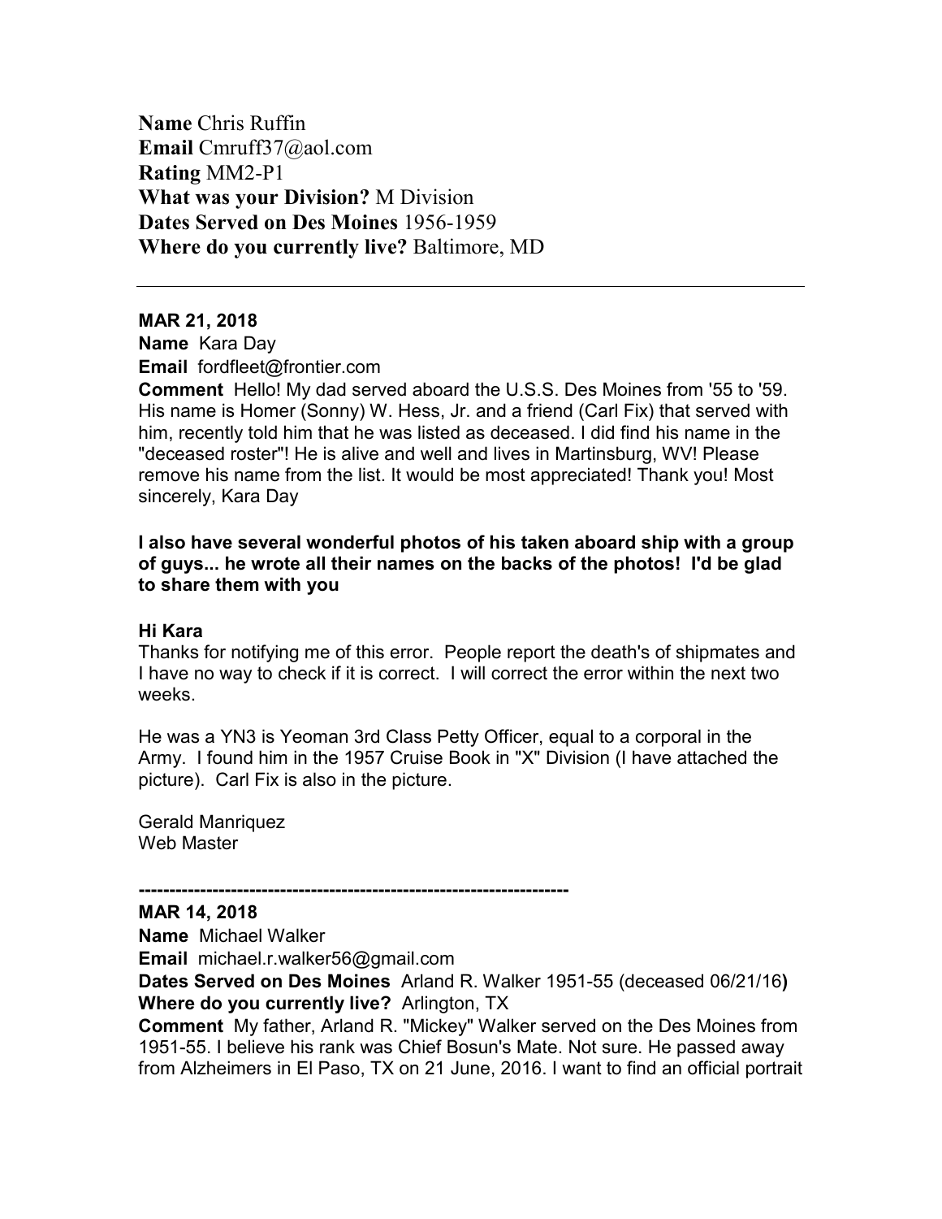**Name** Chris Ruffin
**Email** Cmruff37@aol.com
**Rating** MM2-P1
**What was your Division?** M Division
**Dates Served on Des Moines** 1956-1959
**Where do you currently live?** Baltimore, MD

---

**MAR 21, 2018**
**Name** Kara Day
**Email** fordfleet@frontier.com
**Comment** Hello! My dad served aboard the U.S.S. Des Moines from '55 to '59. His name is Homer (Sonny) W. Hess, Jr. and a friend (Carl Fix) that served with him, recently told him that he was listed as deceased. I did find his name in the "deceased roster"! He is alive and well and lives in Martinsburg, WV! Please remove his name from the list. It would be most appreciated! Thank you! Most sincerely, Kara Day

**I also have several wonderful photos of his taken aboard ship with a group of guys... he wrote all their names on the backs of the photos! I'd be glad to share them with you**

**Hi Kara**
Thanks for notifying me of this error. People report the death's of shipmates and I have no way to check if it is correct. I will correct the error within the next two weeks.

He was a YN3 is Yeoman 3rd Class Petty Officer, equal to a corporal in the Army. I found him in the 1957 Cruise Book in "X" Division (I have attached the picture). Carl Fix is also in the picture.

Gerald Manriquez
Web Master

**----------------------------------------------------------------------**
**MAR 14, 2018**
**Name** Michael Walker
**Email** michael.r.walker56@gmail.com
**Dates Served on Des Moines** Arland R. Walker 1951-55 (deceased 06/21/16**)**
**Where do you currently live?** Arlington, TX
**Comment** My father, Arland R. "Mickey" Walker served on the Des Moines from 1951-55. I believe his rank was Chief Bosun's Mate. Not sure. He passed away from Alzheimers in El Paso, TX on 21 June, 2016. I want to find an official portrait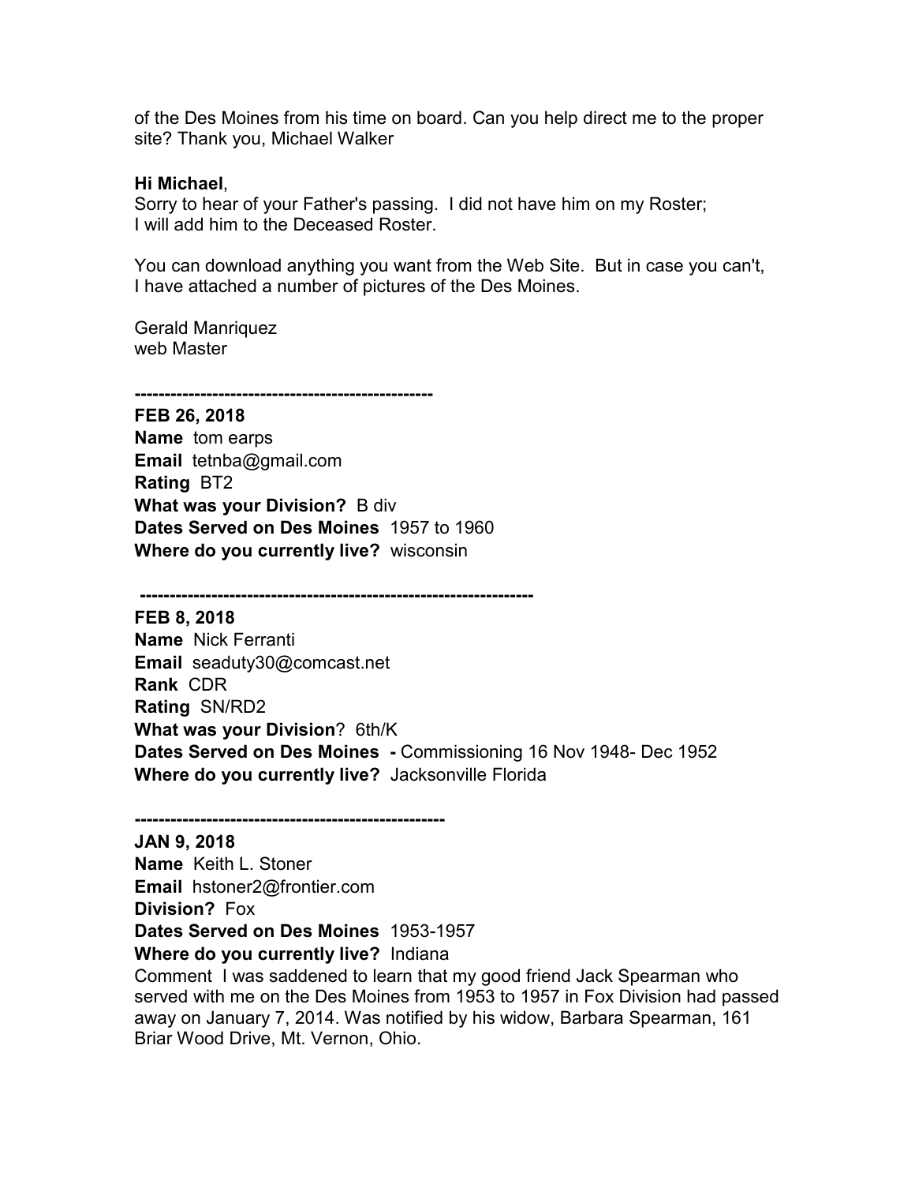of the Des Moines from his time on board. Can you help direct me to the proper site? Thank you, Michael Walker

**Hi Michael**,
Sorry to hear of your Father's passing. I did not have him on my Roster;
I will add him to the Deceased Roster.

You can download anything you want from the Web Site. But in case you can't,
I have attached a number of pictures of the Des Moines.

Gerald Manriquez
web Master

---

**FEB 26, 2018**
**Name** tom earps
**Email** tetnba@gmail.com
**Rating** BT2
**What was your Division?** B div
**Dates Served on Des Moines** 1957 to 1960
**Where do you currently live?** wisconsin

---

**FEB 8, 2018**
**Name** Nick Ferranti
**Email** seaduty30@comcast.net
**Rank** CDR
**Rating** SN/RD2
**What was your Division**? 6th/K
**Dates Served on Des Moines -** Commissioning 16 Nov 1948- Dec 1952
**Where do you currently live?** Jacksonville Florida

---

**JAN 9, 2018**
**Name** Keith L. Stoner
**Email** hstoner2@frontier.com
**Division?** Fox
**Dates Served on Des Moines** 1953-1957
**Where do you currently live?** Indiana
Comment I was saddened to learn that my good friend Jack Spearman who served with me on the Des Moines from 1953 to 1957 in Fox Division had passed away on January 7, 2014. Was notified by his widow, Barbara Spearman, 161 Briar Wood Drive, Mt. Vernon, Ohio.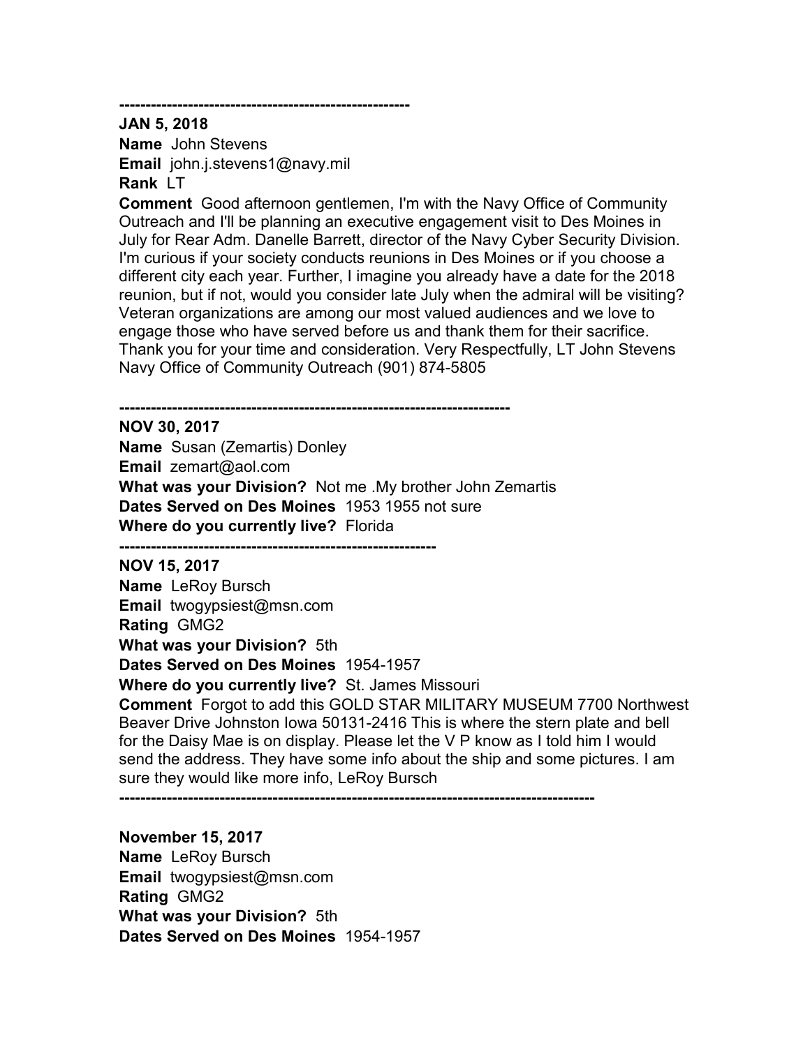-------------------------------------------------------

**JAN 5, 2018**

**Name** John Stevens

**Email** john.j.stevens1@navy.mil

**Rank** LT

**Comment** Good afternoon gentlemen, I'm with the Navy Office of Community Outreach and I'll be planning an executive engagement visit to Des Moines in July for Rear Adm. Danelle Barrett, director of the Navy Cyber Security Division. I'm curious if your society conducts reunions in Des Moines or if you choose a different city each year. Further, I imagine you already have a date for the 2018 reunion, but if not, would you consider late July when the admiral will be visiting? Veteran organizations are among our most valued audiences and we love to engage those who have served before us and thank them for their sacrifice. Thank you for your time and consideration. Very Respectfully, LT John Stevens Navy Office of Community Outreach (901) 874-5805

-------------------------------------------------------------------------

**NOV 30, 2017**

**Name** Susan (Zemartis) Donley

**Email** zemart@aol.com

**What was your Division?** Not me .My brother John Zemartis

**Dates Served on Des Moines** 1953 1955 not sure

**Where do you currently live?** Florida

-----------------------------------------------------------

**NOV 15, 2017**

**Name** LeRoy Bursch

**Email** twogypsiest@msn.com

**Rating** GMG2

**What was your Division?** 5th

**Dates Served on Des Moines** 1954-1957

**Where do you currently live?** St. James Missouri

**Comment** Forgot to add this GOLD STAR MILITARY MUSEUM 7700 Northwest Beaver Drive Johnston Iowa 50131-2416 This is where the stern plate and bell for the Daisy Mae is on display. Please let the V P know as I told him I would send the address. They have some info about the ship and some pictures. I am sure they would like more info, LeRoy Bursch

------------------------------------------------------------------------------------------

**November 15, 2017**

**Name** LeRoy Bursch

**Email** twogypsiest@msn.com

**Rating** GMG2

**What was your Division?** 5th

**Dates Served on Des Moines** 1954-1957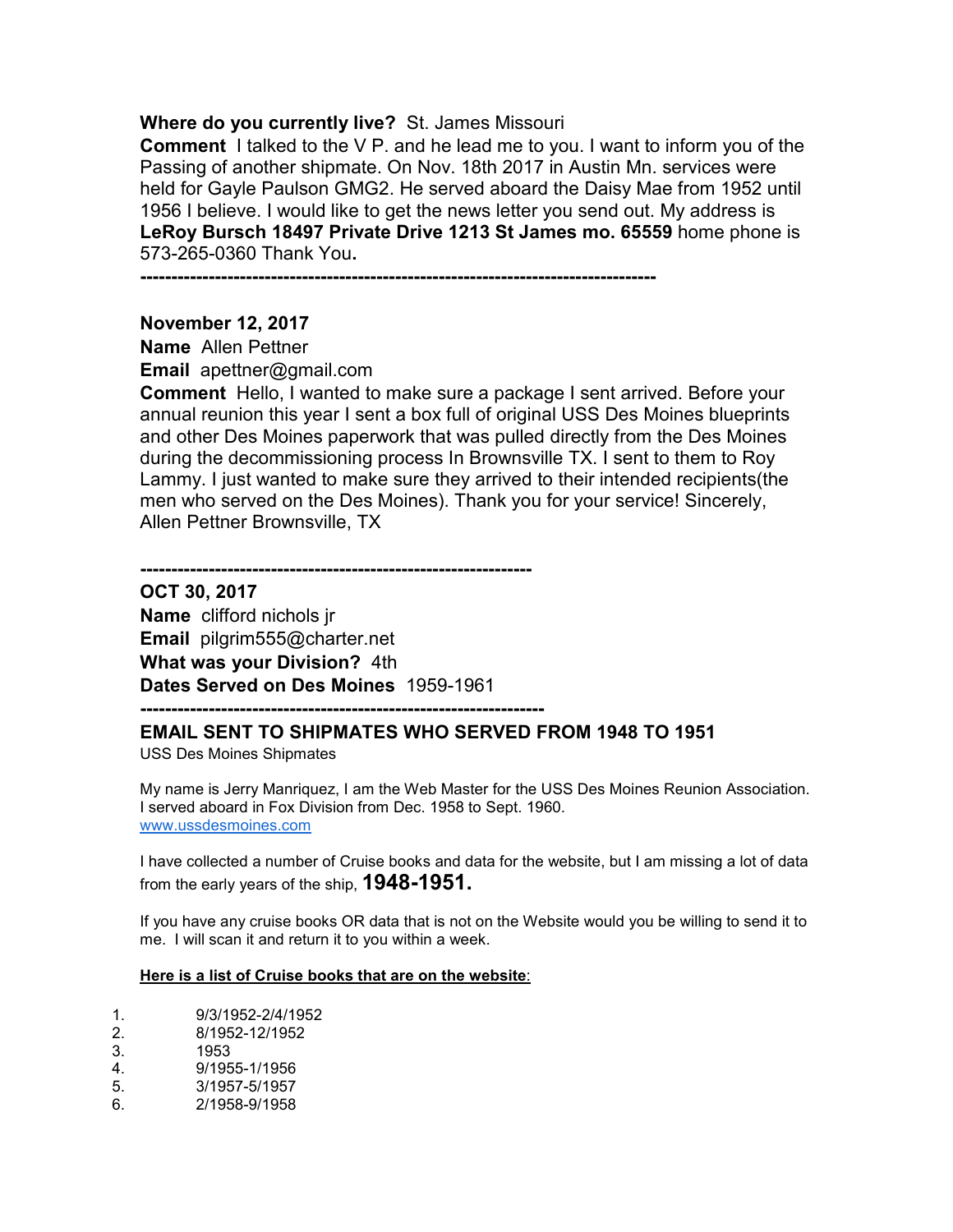**Where do you currently live?** St. James Missouri

**Comment** I talked to the V P. and he lead me to you. I want to inform you of the Passing of another shipmate. On Nov. 18th 2017 in Austin Mn. services were held for Gayle Paulson GMG2. He served aboard the Daisy Mae from 1952 until 1956 I believe. I would like to get the news letter you send out. My address is **LeRoy Bursch 18497 Private Drive 1213 St James mo. 65559** home phone is 573-265-0360 Thank You**.**

**--------------------------------------------------------------------------------**

**November 12, 2017**

**Name** Allen Pettner

**Email** apettner@gmail.com

**Comment** Hello, I wanted to make sure a package I sent arrived. Before your annual reunion this year I sent a box full of original USS Des Moines blueprints and other Des Moines paperwork that was pulled directly from the Des Moines during the decommissioning process In Brownsville TX. I sent to them to Roy Lammy. I just wanted to make sure they arrived to their intended recipients(the men who served on the Des Moines). Thank you for your service! Sincerely, Allen Pettner Brownsville, TX

**--------------------------------------------------------------**

**OCT 30, 2017**

**Name** clifford nichols jr

**Email** pilgrim555@charter.net

**What was your Division?** 4th

**Dates Served on Des Moines** 1959-1961

**----------------------------------------------------------------**

**EMAIL SENT TO SHIPMATES WHO SERVED FROM 1948 TO 1951**

USS Des Moines Shipmates

My name is Jerry Manriquez, I am the Web Master for the USS Des Moines Reunion Association. I served aboard in Fox Division from Dec. 1958 to Sept. 1960.
www.ussdesmoines.com

I have collected a number of Cruise books and data for the website, but I am missing a lot of data from the early years of the ship, **1948-1951.**

If you have any cruise books OR data that is not on the Website would you be willing to send it to me. I will scan it and return it to you within a week.

**Here is a list of Cruise books that are on the website**:

1. 9/3/1952-2/4/1952
2. 8/1952-12/1952
3. 1953
4. 9/1955-1/1956
5. 3/1957-5/1957
6. 2/1958-9/1958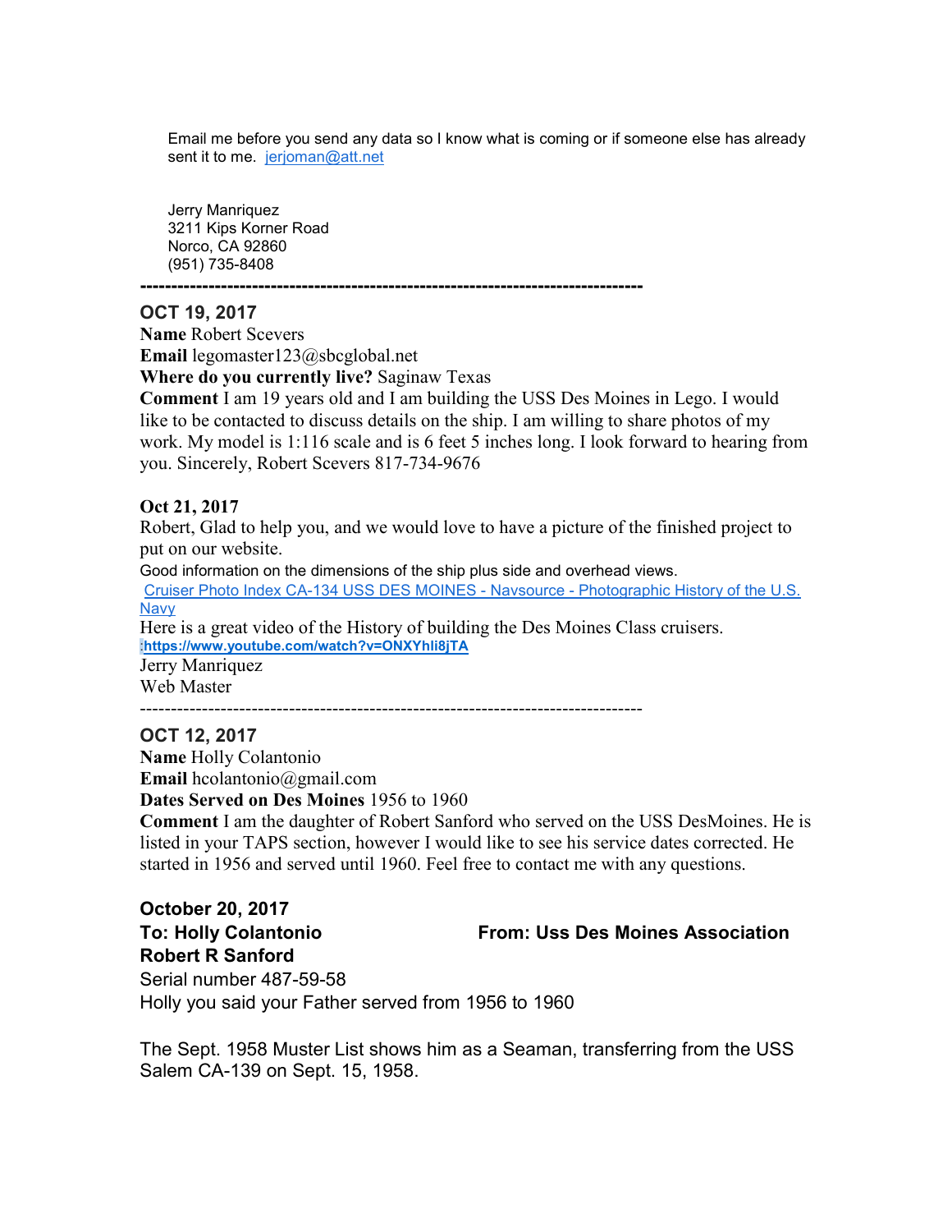Email me before you send any data so I know what is coming or if someone else has already sent it to me. jerjoman@att.net

Jerry Manriquez
3211 Kips Korner Road
Norco, CA 92860
(951) 735-8408

---

**OCT 19, 2017**
**Name** Robert Scevers
**Email** legomaster123@sbcglobal.net
**Where do you currently live?** Saginaw Texas
**Comment** I am 19 years old and I am building the USS Des Moines in Lego. I would like to be contacted to discuss details on the ship. I am willing to share photos of my work. My model is 1:116 scale and is 6 feet 5 inches long. I look forward to hearing from you. Sincerely, Robert Scevers 817-734-9676

**Oct 21, 2017**
Robert, Glad to help you, and we would love to have a picture of the finished project to put on our website.
Good information on the dimensions of the ship plus side and overhead views.
Cruiser Photo Index CA-134 USS DES MOINES - Navsource - Photographic History of the U.S. Navy
Here is a great video of the History of building the Des Moines Class cruisers.
**https://www.youtube.com/watch?v=ONXYhli8jTA**
Jerry Manriquez
Web Master

---

**OCT 12, 2017**
**Name** Holly Colantonio
**Email** hcolantonio@gmail.com
**Dates Served on Des Moines** 1956 to 1960
**Comment** I am the daughter of Robert Sanford who served on the USS DesMoines. He is listed in your TAPS section, however I would like to see his service dates corrected. He started in 1956 and served until 1960. Feel free to contact me with any questions.

**October 20, 2017**
**To: Holly Colantonio** **From: Uss Des Moines Association**
**Robert R Sanford**
Serial number 487-59-58
Holly you said your Father served from 1956 to 1960

The Sept. 1958 Muster List shows him as a Seaman, transferring from the USS Salem CA-139 on Sept. 15, 1958.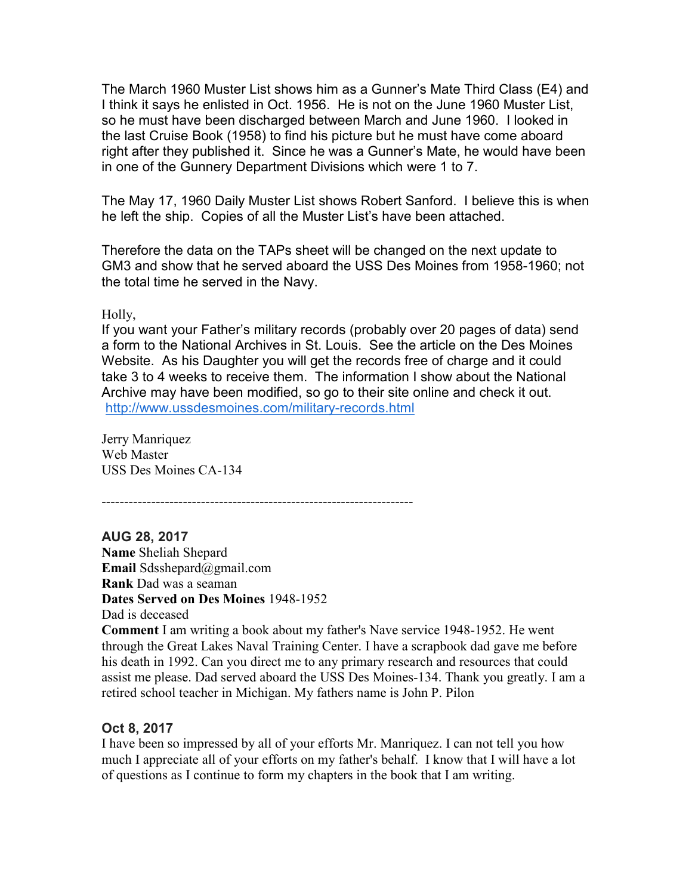The March 1960 Muster List shows him as a Gunner's Mate Third Class (E4) and I think it says he enlisted in Oct. 1956. He is not on the June 1960 Muster List, so he must have been discharged between March and June 1960. I looked in the last Cruise Book (1958) to find his picture but he must have come aboard right after they published it. Since he was a Gunner's Mate, he would have been in one of the Gunnery Department Divisions which were 1 to 7.

The May 17, 1960 Daily Muster List shows Robert Sanford. I believe this is when he left the ship. Copies of all the Muster List's have been attached.

Therefore the data on the TAPs sheet will be changed on the next update to GM3 and show that he served aboard the USS Des Moines from 1958-1960; not the total time he served in the Navy.

Holly,
If you want your Father's military records (probably over 20 pages of data) send a form to the National Archives in St. Louis. See the article on the Des Moines Website. As his Daughter you will get the records free of charge and it could take 3 to 4 weeks to receive them. The information I show about the National Archive may have been modified, so go to their site online and check it out.
http://www.ussdesmoines.com/military-records.html

Jerry Manriquez
Web Master
USS Des Moines CA-134

---

**AUG 28, 2017**
**Name** Sheliah Shepard
**Email** Sdsshepard@gmail.com
**Rank** Dad was a seaman
**Dates Served on Des Moines** 1948-1952
Dad is deceased
**Comment** I am writing a book about my father's Nave service 1948-1952. He went through the Great Lakes Naval Training Center. I have a scrapbook dad gave me before his death in 1992. Can you direct me to any primary research and resources that could assist me please. Dad served aboard the USS Des Moines-134. Thank you greatly. I am a retired school teacher in Michigan. My fathers name is John P. Pilon

**Oct 8, 2017**
I have been so impressed by all of your efforts Mr. Manriquez. I can not tell you how much I appreciate all of your efforts on my father's behalf. I know that I will have a lot of questions as I continue to form my chapters in the book that I am writing.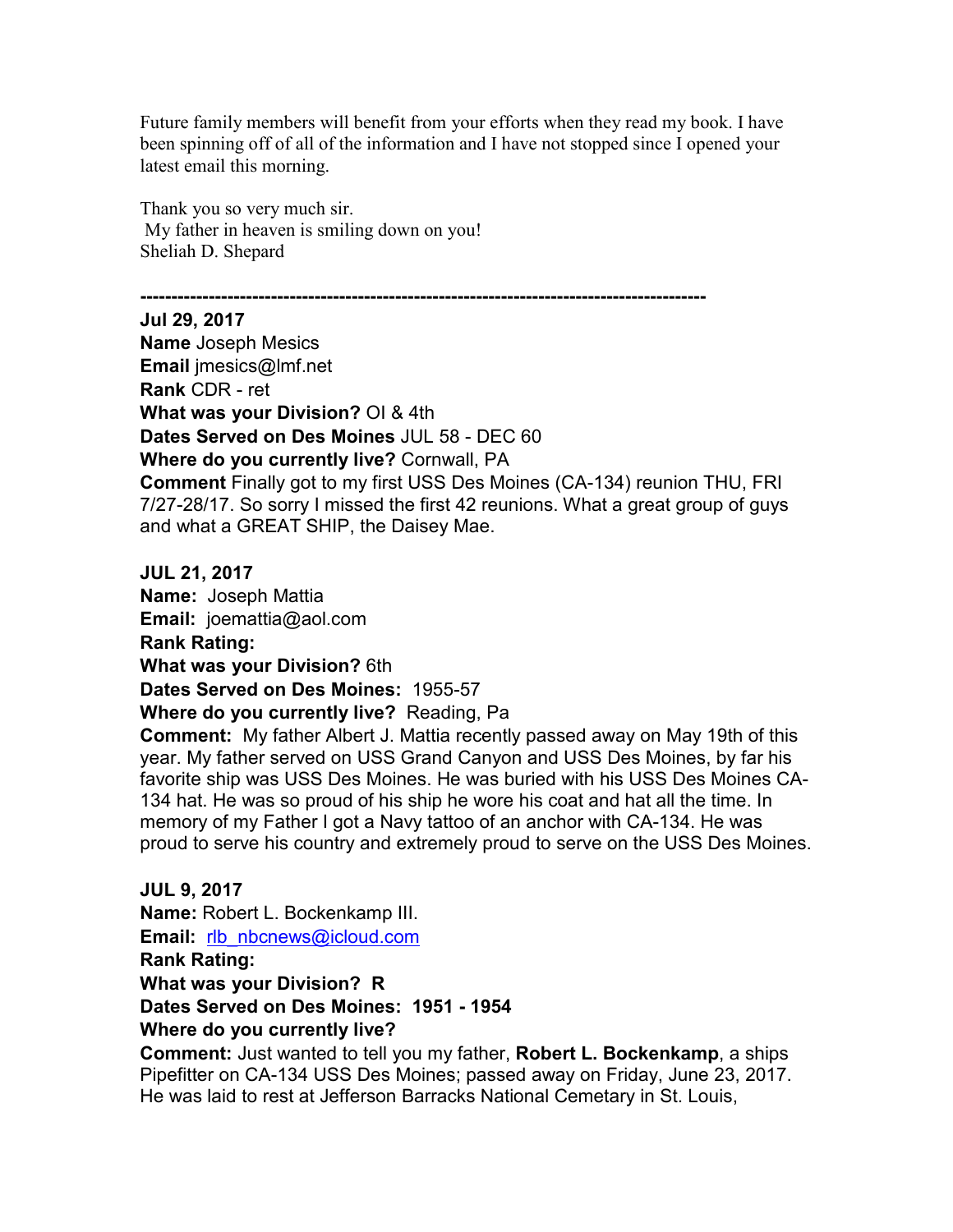Future family members will benefit from your efforts when they read my book. I have been spinning off of all of the information and I have not stopped since I opened your latest email this morning.

Thank you so very much sir.
My father in heaven is smiling down on you!
Sheliah D. Shepard

---

**Jul 29, 2017**
**Name** Joseph Mesics
**Email** jmesics@lmf.net
**Rank** CDR - ret
**What was your Division?** OI & 4th
**Dates Served on Des Moines** JUL 58 - DEC 60
**Where do you currently live?** Cornwall, PA
**Comment** Finally got to my first USS Des Moines (CA-134) reunion THU, FRI 7/27-28/17. So sorry I missed the first 42 reunions. What a great group of guys and what a GREAT SHIP, the Daisey Mae.

**JUL 21, 2017**
**Name:** Joseph Mattia
**Email:** joemattia@aol.com
**Rank Rating:**
**What was your Division?** 6th
**Dates Served on Des Moines:** 1955-57
**Where do you currently live?** Reading, Pa
**Comment:** My father Albert J. Mattia recently passed away on May 19th of this year. My father served on USS Grand Canyon and USS Des Moines, by far his favorite ship was USS Des Moines. He was buried with his USS Des Moines CA-134 hat. He was so proud of his ship he wore his coat and hat all the time. In memory of my Father I got a Navy tattoo of an anchor with CA-134. He was proud to serve his country and extremely proud to serve on the USS Des Moines.

**JUL 9, 2017**
**Name:** Robert L. Bockenkamp III.
**Email:** rlb_nbcnews@icloud.com
**Rank Rating:**
**What was your Division? R**
**Dates Served on Des Moines: 1951 - 1954**
**Where do you currently live?**
**Comment:** Just wanted to tell you my father, **Robert L. Bockenkamp**, a ships Pipefitter on CA-134 USS Des Moines; passed away on Friday, June 23, 2017. He was laid to rest at Jefferson Barracks National Cemetary in St. Louis,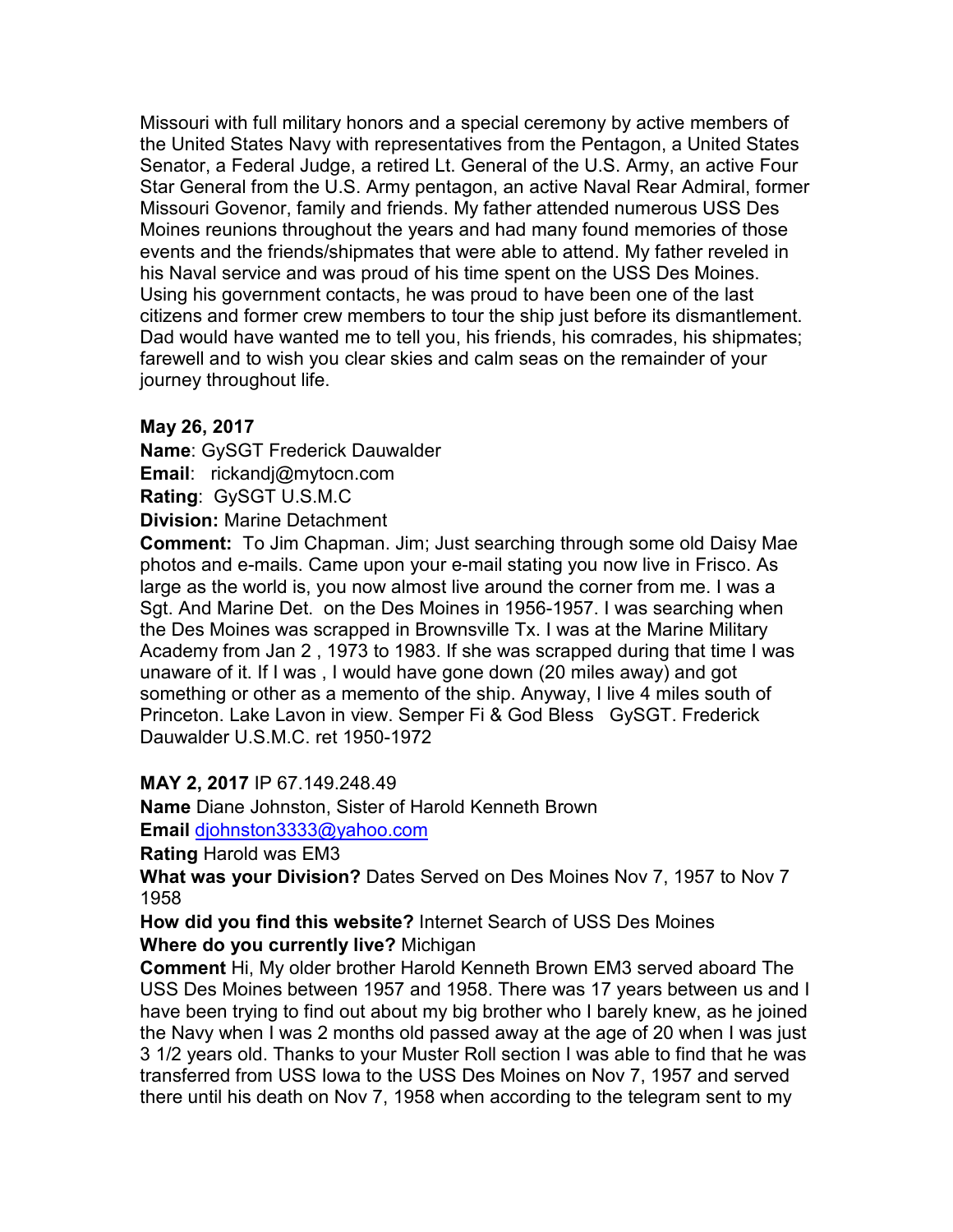Missouri with full military honors and a special ceremony by active members of the United States Navy with representatives from the Pentagon, a United States Senator, a Federal Judge, a retired Lt. General of the U.S. Army, an active Four Star General from the U.S. Army pentagon, an active Naval Rear Admiral, former Missouri Govenor, family and friends. My father attended numerous USS Des Moines reunions throughout the years and had many found memories of those events and the friends/shipmates that were able to attend. My father reveled in his Naval service and was proud of his time spent on the USS Des Moines. Using his government contacts, he was proud to have been one of the last citizens and former crew members to tour the ship just before its dismantlement. Dad would have wanted me to tell you, his friends, his comrades, his shipmates; farewell and to wish you clear skies and calm seas on the remainder of your journey throughout life.

**May 26, 2017**

**Name**: GySGT Frederick Dauwalder
**Email**: rickandj@mytocn.com
**Rating**: GySGT U.S.M.C
**Division:** Marine Detachment
**Comment:** To Jim Chapman. Jim; Just searching through some old Daisy Mae photos and e-mails. Came upon your e-mail stating you now live in Frisco. As large as the world is, you now almost live around the corner from me. I was a Sgt. And Marine Det. on the Des Moines in 1956-1957. I was searching when the Des Moines was scrapped in Brownsville Tx. I was at the Marine Military Academy from Jan 2 , 1973 to 1983. If she was scrapped during that time I was unaware of it. If I was , I would have gone down (20 miles away) and got something or other as a memento of the ship. Anyway, I live 4 miles south of Princeton. Lake Lavon in view. Semper Fi & God Bless GySGT. Frederick Dauwalder U.S.M.C. ret 1950-1972

**MAY 2, 2017** IP 67.149.248.49

**Name** Diane Johnston, Sister of Harold Kenneth Brown
**Email** djohnston3333@yahoo.com
**Rating** Harold was EM3
**What was your Division?** Dates Served on Des Moines Nov 7, 1957 to Nov 7 1958
**How did you find this website?** Internet Search of USS Des Moines
**Where do you currently live?** Michigan
**Comment** Hi, My older brother Harold Kenneth Brown EM3 served aboard The USS Des Moines between 1957 and 1958. There was 17 years between us and I have been trying to find out about my big brother who I barely knew, as he joined the Navy when I was 2 months old passed away at the age of 20 when I was just 3 1/2 years old. Thanks to your Muster Roll section I was able to find that he was transferred from USS Iowa to the USS Des Moines on Nov 7, 1957 and served there until his death on Nov 7, 1958 when according to the telegram sent to my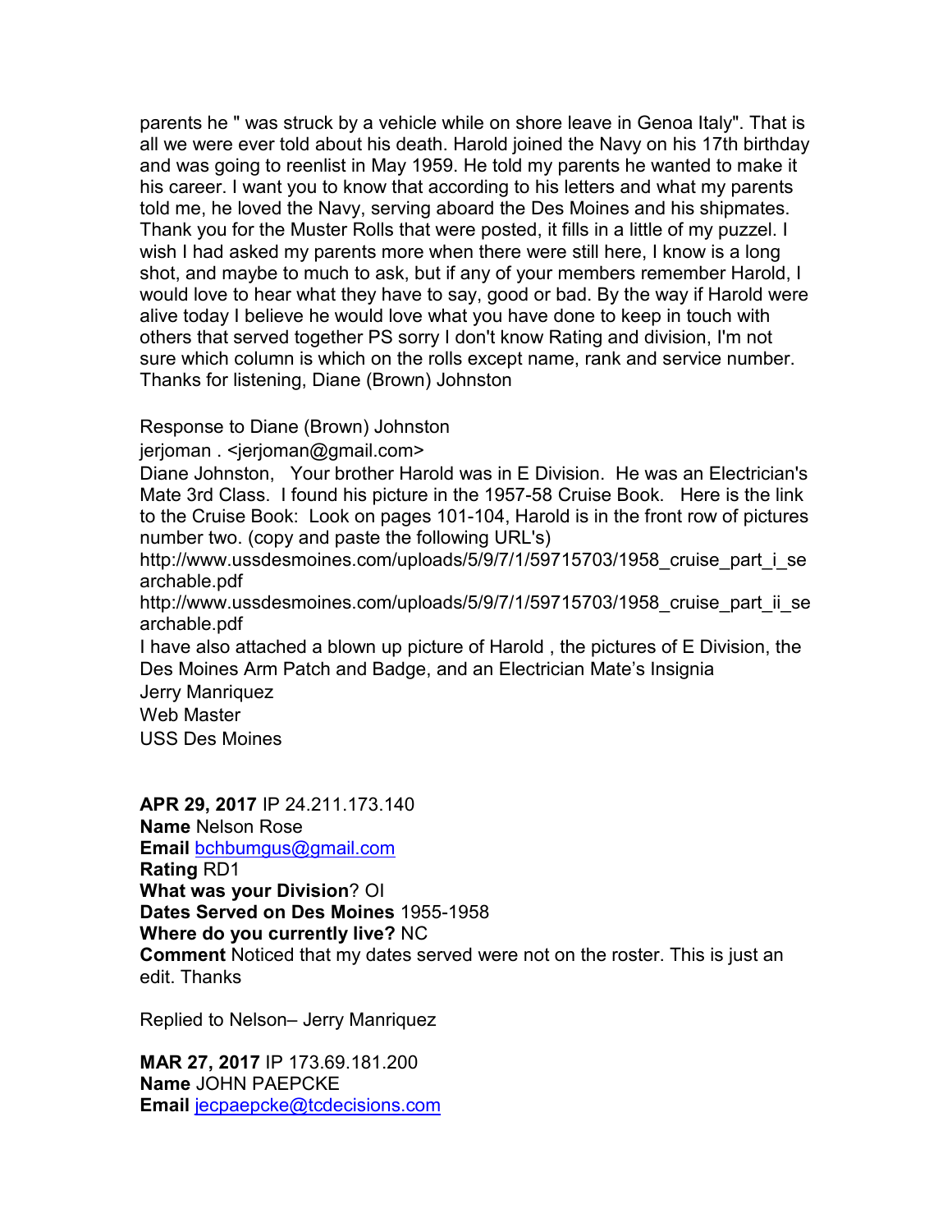parents he " was struck by a vehicle while on shore leave in Genoa Italy". That is all we were ever told about his death. Harold joined the Navy on his 17th birthday and was going to reenlist in May 1959. He told my parents he wanted to make it his career. I want you to know that according to his letters and what my parents told me, he loved the Navy, serving aboard the Des Moines and his shipmates. Thank you for the Muster Rolls that were posted, it fills in a little of my puzzel. I wish I had asked my parents more when there were still here, I know is a long shot, and maybe to much to ask, but if any of your members remember Harold, I would love to hear what they have to say, good or bad. By the way if Harold were alive today I believe he would love what you have done to keep in touch with others that served together PS sorry I don't know Rating and division, I'm not sure which column is which on the rolls except name, rank and service number. Thanks for listening, Diane (Brown) Johnston

Response to Diane (Brown) Johnston

jerjoman . <jerjoman@gmail.com>

Diane Johnston,   Your brother Harold was in E Division.  He was an Electrician's Mate 3rd Class.  I found his picture in the 1957-58 Cruise Book.   Here is the link to the Cruise Book:  Look on pages 101-104, Harold is in the front row of pictures number two. (copy and paste the following URL's)

http://www.ussdesmoines.com/uploads/5/9/7/1/59715703/1958_cruise_part_i_searchable.pdf

http://www.ussdesmoines.com/uploads/5/9/7/1/59715703/1958_cruise_part_ii_searchable.pdf

I have also attached a blown up picture of Harold , the pictures of E Division, the Des Moines Arm Patch and Badge, and an Electrician Mate's Insignia

Jerry Manriquez

Web Master

USS Des Moines

**APR 29, 2017** IP 24.211.173.140

**Name** Nelson Rose

**Email** bchbumgus@gmail.com

**Rating** RD1

**What was your Division**? OI

**Dates Served on Des Moines** 1955-1958

**Where do you currently live?** NC

**Comment** Noticed that my dates served were not on the roster. This is just an edit. Thanks

Replied to Nelson– Jerry Manriquez

**MAR 27, 2017** IP 173.69.181.200

**Name** JOHN PAEPCKE

**Email** jecpaepcke@tcdecisions.com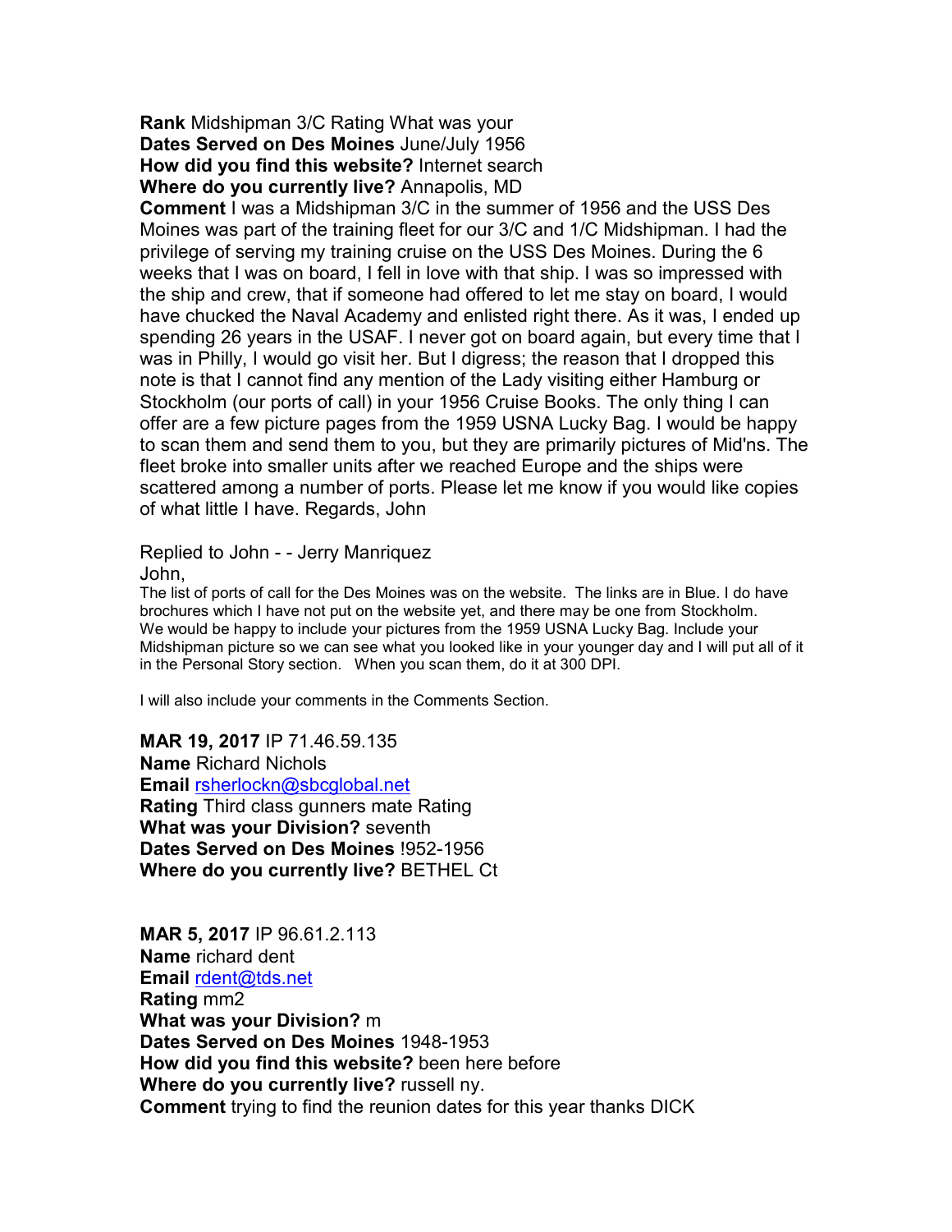**Rank** Midshipman 3/C Rating What was your
**Dates Served on Des Moines** June/July 1956
**How did you find this website?** Internet search
**Where do you currently live?** Annapolis, MD
**Comment** I was a Midshipman 3/C in the summer of 1956 and the USS Des Moines was part of the training fleet for our 3/C and 1/C Midshipman. I had the privilege of serving my training cruise on the USS Des Moines. During the 6 weeks that I was on board, I fell in love with that ship. I was so impressed with the ship and crew, that if someone had offered to let me stay on board, I would have chucked the Naval Academy and enlisted right there. As it was, I ended up spending 26 years in the USAF. I never got on board again, but every time that I was in Philly, I would go visit her. But I digress; the reason that I dropped this note is that I cannot find any mention of the Lady visiting either Hamburg or Stockholm (our ports of call) in your 1956 Cruise Books. The only thing I can offer are a few picture pages from the 1959 USNA Lucky Bag. I would be happy to scan them and send them to you, but they are primarily pictures of Mid'ns. The fleet broke into smaller units after we reached Europe and the ships were scattered among a number of ports. Please let me know if you would like copies of what little I have. Regards, John

Replied to John - - Jerry Manriquez
John,
The list of ports of call for the Des Moines was on the website. The links are in Blue. I do have brochures which I have not put on the website yet, and there may be one from Stockholm. We would be happy to include your pictures from the 1959 USNA Lucky Bag. Include your Midshipman picture so we can see what you looked like in your younger day and I will put all of it in the Personal Story section. When you scan them, do it at 300 DPI.

I will also include your comments in the Comments Section.

**MAR 19, 2017** IP 71.46.59.135
**Name** Richard Nichols
**Email** rsherlockn@sbcglobal.net
**Rating** Third class gunners mate Rating
**What was your Division?** seventh
**Dates Served on Des Moines** !952-1956
**Where do you currently live?** BETHEL Ct

**MAR 5, 2017** IP 96.61.2.113
**Name** richard dent
**Email** rdent@tds.net
**Rating** mm2
**What was your Division?** m
**Dates Served on Des Moines** 1948-1953
**How did you find this website?** been here before
**Where do you currently live?** russell ny.
**Comment** trying to find the reunion dates for this year thanks DICK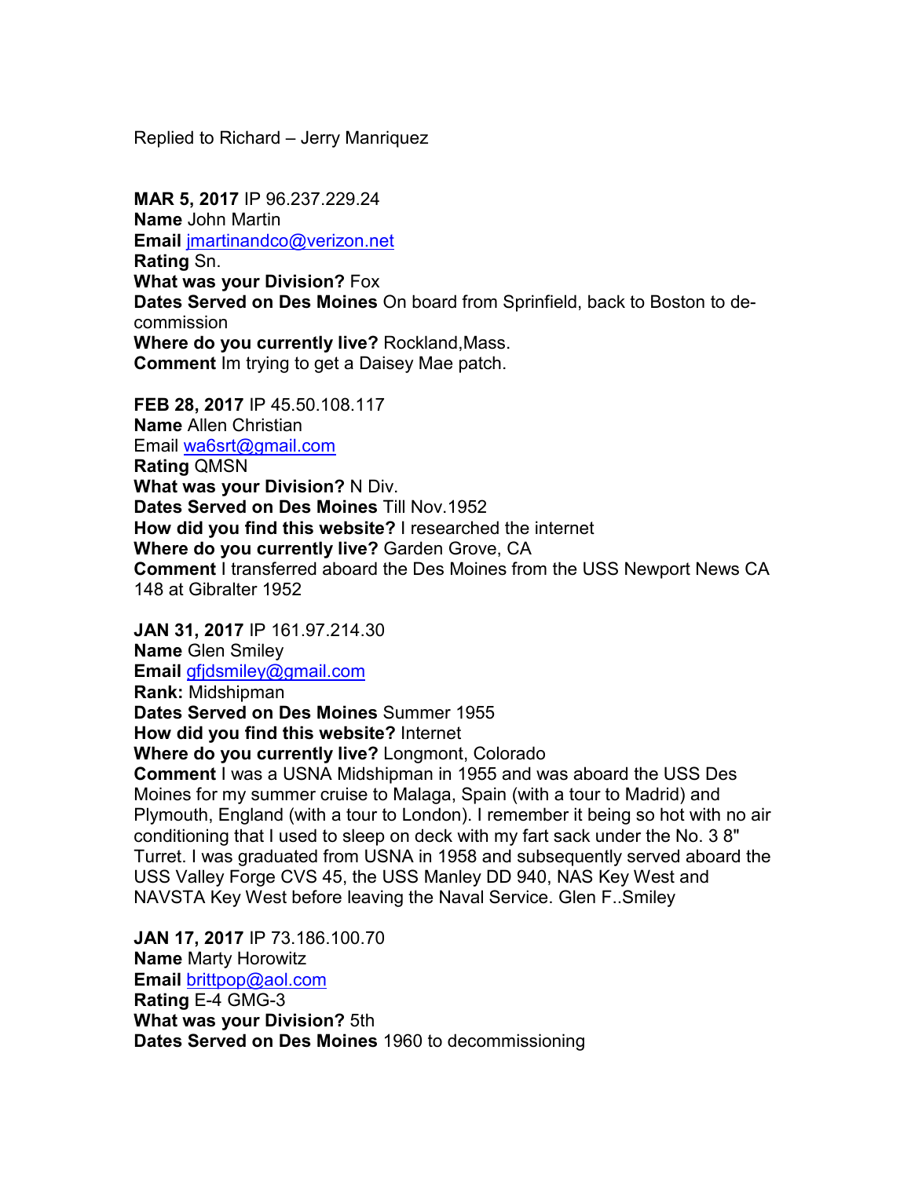Replied to Richard – Jerry Manriquez

**MAR 5, 2017** IP 96.237.229.24
**Name** John Martin
**Email** jmartinandco@verizon.net
**Rating** Sn.
**What was your Division?** Fox
**Dates Served on Des Moines** On board from Sprinfield, back to Boston to de-commission
**Where do you currently live?** Rockland,Mass.
**Comment** Im trying to get a Daisey Mae patch.

**FEB 28, 2017** IP 45.50.108.117
**Name** Allen Christian
Email wa6srt@gmail.com
**Rating** QMSN
**What was your Division?** N Div.
**Dates Served on Des Moines** Till Nov.1952
**How did you find this website?** I researched the internet
**Where do you currently live?** Garden Grove, CA
**Comment** I transferred aboard the Des Moines from the USS Newport News CA 148 at Gibralter 1952

**JAN 31, 2017** IP 161.97.214.30
**Name** Glen Smiley
**Email** gfjdsmiley@gmail.com
**Rank:** Midshipman
**Dates Served on Des Moines** Summer 1955
**How did you find this website?** Internet
**Where do you currently live?** Longmont, Colorado
**Comment** I was a USNA Midshipman in 1955 and was aboard the USS Des Moines for my summer cruise to Malaga, Spain (with a tour to Madrid) and Plymouth, England (with a tour to London). I remember it being so hot with no air conditioning that I used to sleep on deck with my fart sack under the No. 3 8" Turret. I was graduated from USNA in 1958 and subsequently served aboard the USS Valley Forge CVS 45, the USS Manley DD 940, NAS Key West and NAVSTA Key West before leaving the Naval Service. Glen F..Smiley

**JAN 17, 2017** IP 73.186.100.70
**Name** Marty Horowitz
**Email** brittpop@aol.com
**Rating** E-4 GMG-3
**What was your Division?** 5th
**Dates Served on Des Moines** 1960 to decommissioning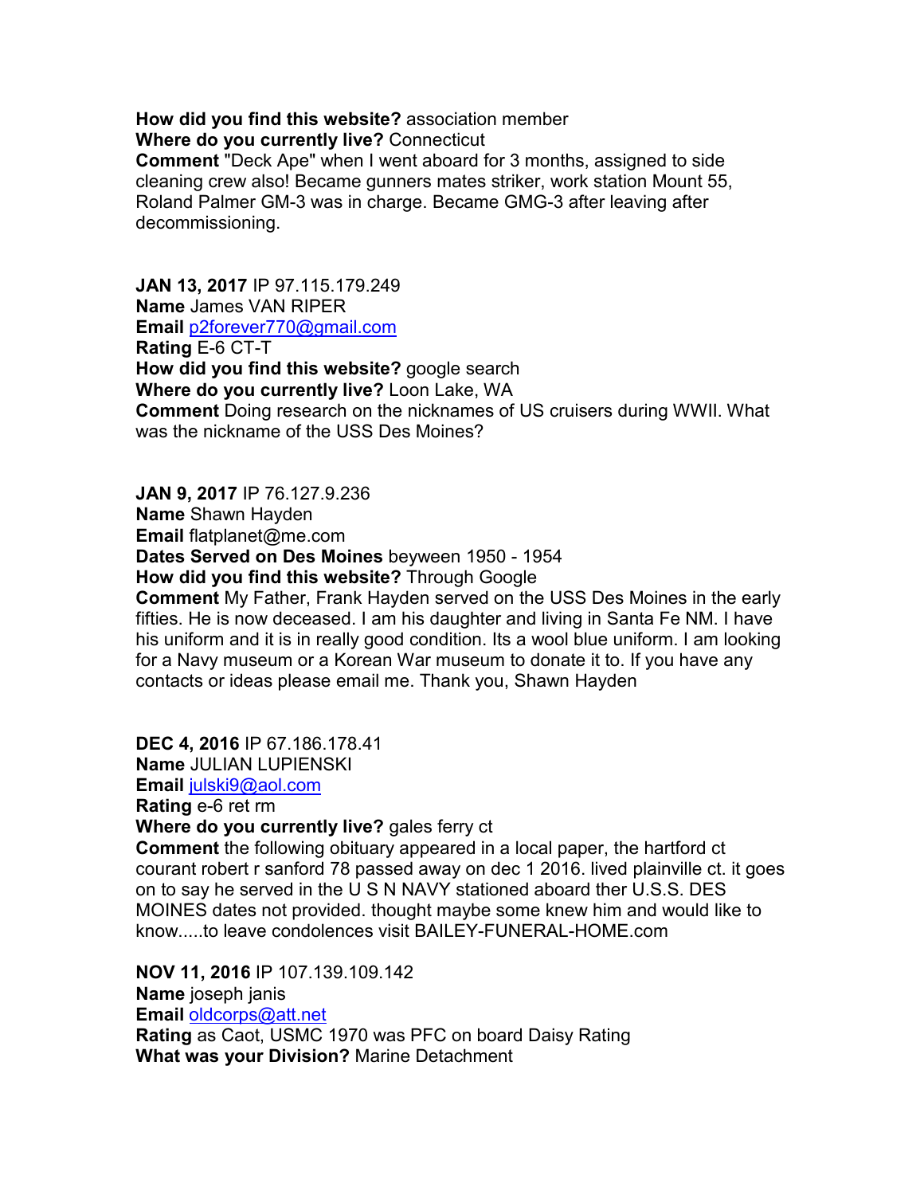**How did you find this website?** association member
**Where do you currently live?** Connecticut
**Comment** "Deck Ape" when I went aboard for 3 months, assigned to side cleaning crew also! Became gunners mates striker, work station Mount 55, Roland Palmer GM-3 was in charge. Became GMG-3 after leaving after decommissioning.

**JAN 13, 2017** IP 97.115.179.249
**Name** James VAN RIPER
**Email** p2forever770@gmail.com
**Rating** E-6 CT-T
**How did you find this website?** google search
**Where do you currently live?** Loon Lake, WA
**Comment** Doing research on the nicknames of US cruisers during WWII. What was the nickname of the USS Des Moines?

**JAN 9, 2017** IP 76.127.9.236
**Name** Shawn Hayden
**Email** flatplanet@me.com
**Dates Served on Des Moines** beyween 1950 - 1954
**How did you find this website?** Through Google
**Comment** My Father, Frank Hayden served on the USS Des Moines in the early fifties. He is now deceased. I am his daughter and living in Santa Fe NM. I have his uniform and it is in really good condition. Its a wool blue uniform. I am looking for a Navy museum or a Korean War museum to donate it to. If you have any contacts or ideas please email me. Thank you, Shawn Hayden

**DEC 4, 2016** IP 67.186.178.41
**Name** JULIAN LUPIENSKI
**Email** julski9@aol.com
**Rating** e-6 ret rm
**Where do you currently live?** gales ferry ct
**Comment** the following obituary appeared in a local paper, the hartford ct courant robert r sanford 78 passed away on dec 1 2016. lived plainville ct. it goes on to say he served in the U S N NAVY stationed aboard ther U.S.S. DES MOINES dates not provided. thought maybe some knew him and would like to know.....to leave condolences visit BAILEY-FUNERAL-HOME.com

**NOV 11, 2016** IP 107.139.109.142
**Name** joseph janis
**Email** oldcorps@att.net
**Rating** as Caot, USMC 1970 was PFC on board Daisy Rating
**What was your Division?** Marine Detachment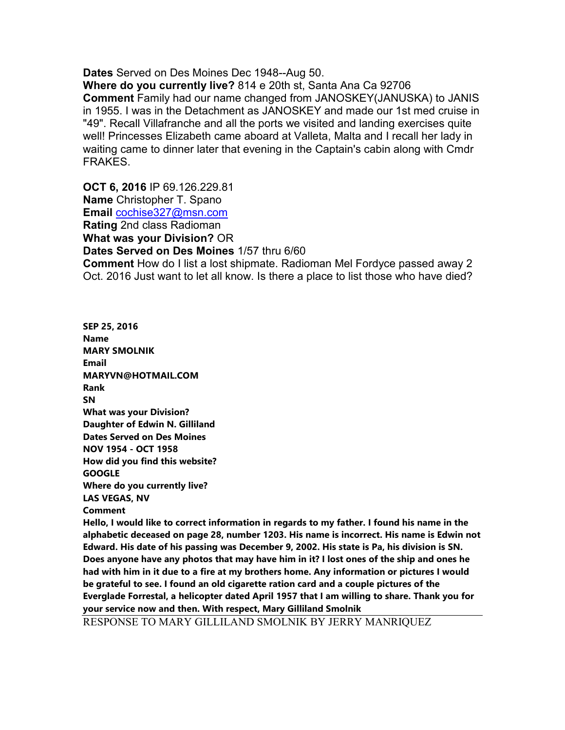**Dates** Served on Des Moines Dec 1948--Aug 50.
**Where do you currently live?** 814 e 20th st, Santa Ana Ca 92706
**Comment** Family had our name changed from JANOSKEY(JANUSKA) to JANIS in 1955. I was in the Detachment as JANOSKEY and made our 1st med cruise in "49". Recall Villafranche and all the ports we visited and landing exercises quite well! Princesses Elizabeth came aboard at Valleta, Malta and I recall her lady in waiting came to dinner later that evening in the Captain's cabin along with Cmdr FRAKES.

**OCT 6, 2016** IP 69.126.229.81
**Name** Christopher T. Spano
**Email** cochise327@msn.com
**Rating** 2nd class Radioman
**What was your Division?** OR
**Dates Served on Des Moines** 1/57 thru 6/60
**Comment** How do I list a lost shipmate. Radioman Mel Fordyce passed away 2 Oct. 2016 Just want to let all know. Is there a place to list those who have died?

**SEP 25, 2016**
**Name**
**MARY SMOLNIK**
**Email**
**MARYVN@HOTMAIL.COM**
**Rank**
**SN**
**What was your Division?**
**Daughter of Edwin N. Gilliland**
**Dates Served on Des Moines**
**NOV 1954 - OCT 1958**
**How did you find this website?**
**GOOGLE**
**Where do you currently live?**
**LAS VEGAS, NV**
**Comment**
**Hello, I would like to correct information in regards to my father. I found his name in the alphabetic deceased on page 28, number 1203. His name is incorrect. His name is Edwin not Edward. His date of his passing was December 9, 2002. His state is Pa, his division is SN. Does anyone have any photos that may have him in it? I lost ones of the ship and ones he had with him in it due to a fire at my brothers home. Any information or pictures I would be grateful to see. I found an old cigarette ration card and a couple pictures of the Everglade Forrestal, a helicopter dated April 1957 that I am willing to share. Thank you for your service now and then. With respect, Mary Gilliland Smolnik**

RESPONSE TO MARY GILLILAND SMOLNIK BY JERRY MANRIQUEZ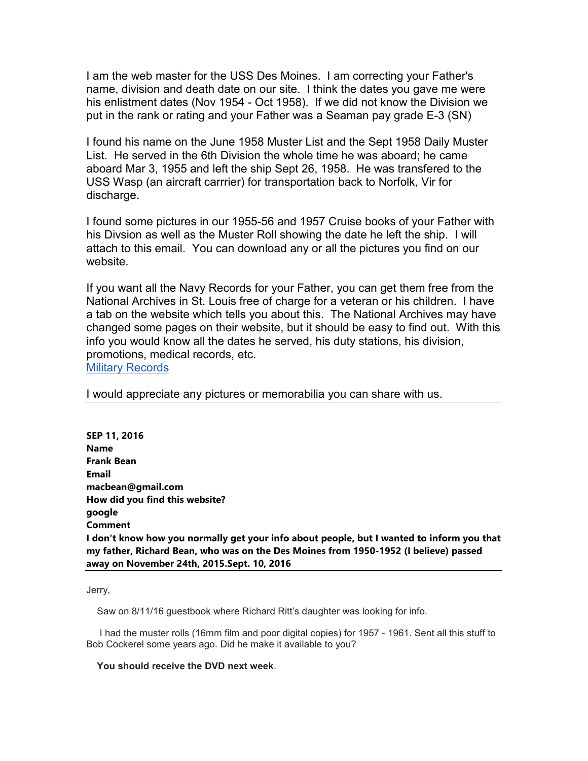I am the web master for the USS Des Moines. I am correcting your Father's name, division and death date on our site. I think the dates you gave me were his enlistment dates (Nov 1954 - Oct 1958). If we did not know the Division we put in the rank or rating and your Father was a Seaman pay grade E-3 (SN)

I found his name on the June 1958 Muster List and the Sept 1958 Daily Muster List. He served in the 6th Division the whole time he was aboard; he came aboard Mar 3, 1955 and left the ship Sept 26, 1958. He was transfered to the USS Wasp (an aircraft carrrier) for transportation back to Norfolk, Vir for discharge.

I found some pictures in our 1955-56 and 1957 Cruise books of your Father with his Divsion as well as the Muster Roll showing the date he left the ship. I will attach to this email. You can download any or all the pictures you find on our website.

If you want all the Navy Records for your Father, you can get them free from the National Archives in St. Louis free of charge for a veteran or his children. I have a tab on the website which tells you about this. The National Archives may have changed some pages on their website, but it should be easy to find out. With this info you would know all the dates he served, his duty stations, his division, promotions, medical records, etc.
[Military Records]

I would appreciate any pictures or memorabilia you can share with us.

---

**SEP 11, 2016**
**Name**
**Frank Bean**
**Email**
**macbean@gmail.com**
**How did you find this website?**
**google**
**Comment**
**I don't know how you normally get your info about people, but I wanted to inform you that my father, Richard Bean, who was on the Des Moines from 1950-1952 (I believe) passed away on November 24th, 2015.Sept. 10, 2016**

---

Jerry,

Saw on 8/11/16 guestbook where Richard Ritt's daughter was looking for info.

I had the muster rolls (16mm film and poor digital copies) for 1957 - 1961. Sent all this stuff to Bob Cockerel some years ago. Did he make it available to you?

**You should receive the DVD next week**.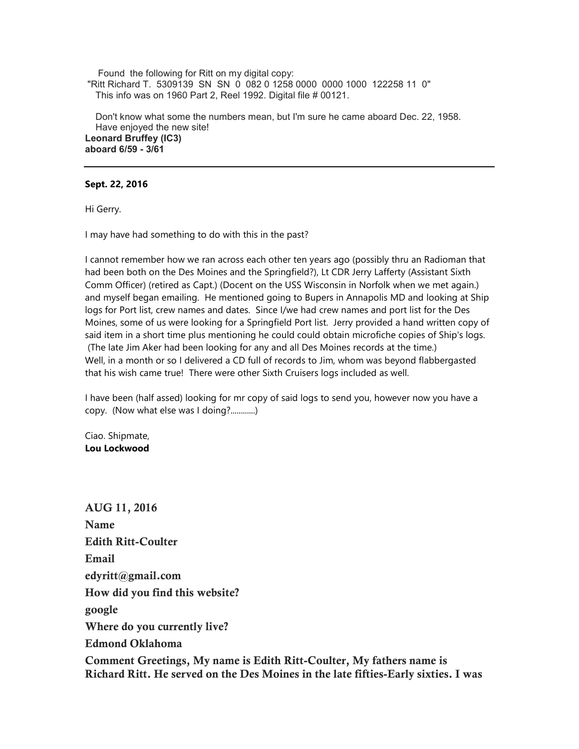Found the following for Ritt on my digital copy:
"Ritt Richard T. 5309139 SN SN 0 082 0 1258 0000 0000 1000 122258 11 0"
This info was on 1960 Part 2, Reel 1992. Digital file # 00121.

Don't know what some the numbers mean, but I'm sure he came aboard Dec. 22, 1958.
Have enjoyed the new site!
**Leonard Bruffey (IC3)**
**aboard 6/59 - 3/61**

---

**Sept. 22, 2016**

Hi Gerry.

I may have had something to do with this in the past?

I cannot remember how we ran across each other ten years ago (possibly thru an Radioman that had been both on the Des Moines and the Springfield?), Lt CDR Jerry Lafferty (Assistant Sixth Comm Officer) (retired as Capt.) (Docent on the USS Wisconsin in Norfolk when we met again.) and myself began emailing. He mentioned going to Bupers in Annapolis MD and looking at Ship logs for Port list, crew names and dates. Since I/we had crew names and port list for the Des Moines, some of us were looking for a Springfield Port list. Jerry provided a hand written copy of said item in a short time plus mentioning he could could obtain microfiche copies of Ship's logs. (The late Jim Aker had been looking for any and all Des Moines records at the time.) Well, in a month or so I delivered a CD full of records to Jim, whom was beyond flabbergasted that his wish came true! There were other Sixth Cruisers logs included as well.

I have been (half assed) looking for mr copy of said logs to send you, however now you have a copy. (Now what else was I doing?............)

Ciao. Shipmate,
**Lou Lockwood**

**AUG 11, 2016**

**Name**

**Edith Ritt-Coulter**

**Email**

**edyritt@gmail.com**

**How did you find this website?**

**google**

**Where do you currently live?**

**Edmond Oklahoma**

**Comment Greetings, My name is Edith Ritt-Coulter, My fathers name is Richard Ritt. He served on the Des Moines in the late fifties-Early sixties. I was**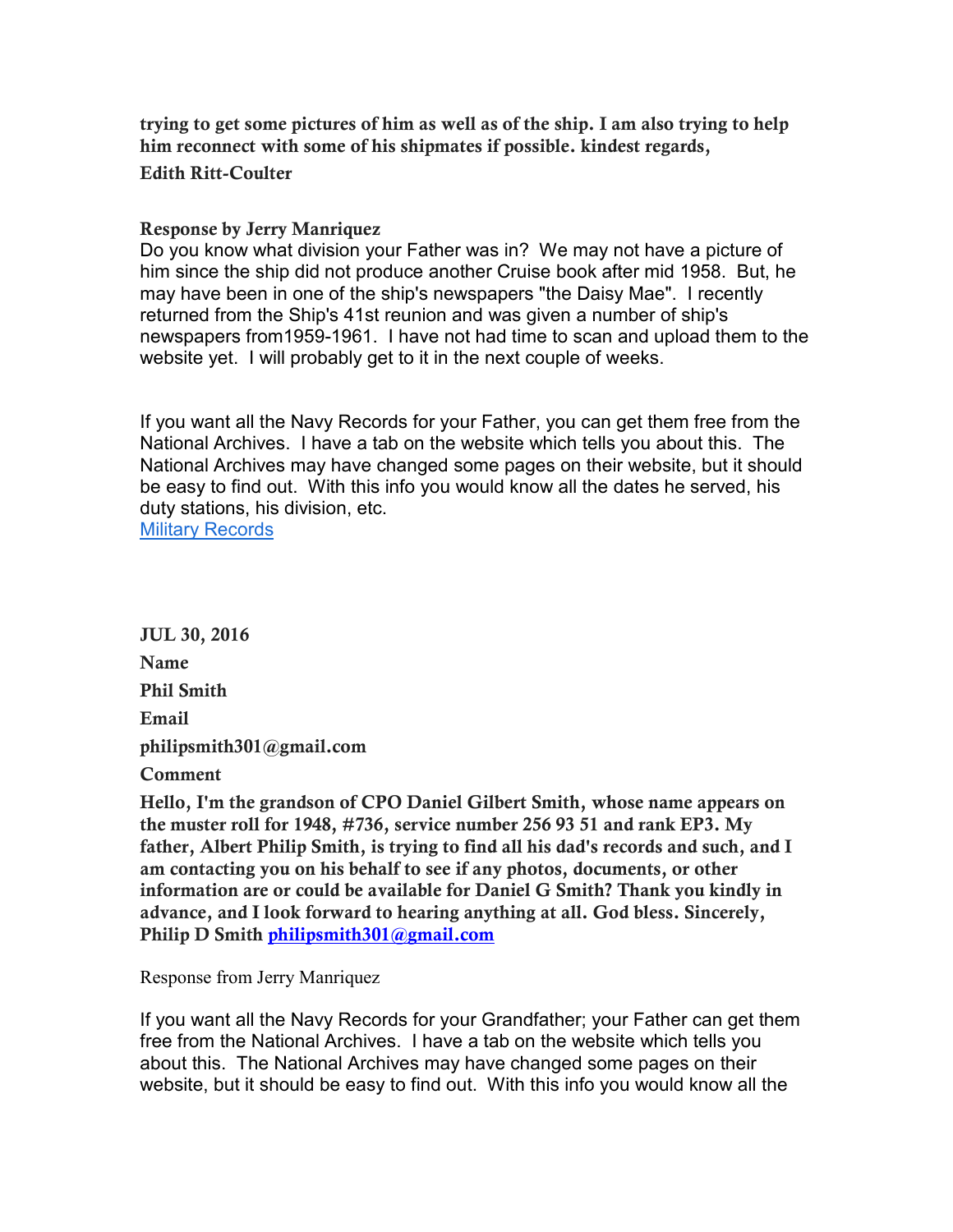**trying to get some pictures of him as well as of the ship. I am also trying to help him reconnect with some of his shipmates if possible. kindest regards,**

**Edith Ritt-Coulter**

**Response by Jerry Manriquez**

Do you know what division your Father was in? We may not have a picture of him since the ship did not produce another Cruise book after mid 1958. But, he may have been in one of the ship's newspapers "the Daisy Mae". I recently returned from the Ship's 41st reunion and was given a number of ship's newspapers from1959-1961. I have not had time to scan and upload them to the website yet. I will probably get to it in the next couple of weeks.

If you want all the Navy Records for your Father, you can get them free from the National Archives. I have a tab on the website which tells you about this. The National Archives may have changed some pages on their website, but it should be easy to find out. With this info you would know all the dates he served, his duty stations, his division, etc.

Military Records

**JUL 30, 2016**

**Name**

**Phil Smith**

**Email**

**philipsmith301@gmail.com**

**Comment**

**Hello, I'm the grandson of CPO Daniel Gilbert Smith, whose name appears on the muster roll for 1948, #736, service number 256 93 51 and rank EP3. My father, Albert Philip Smith, is trying to find all his dad's records and such, and I am contacting you on his behalf to see if any photos, documents, or other information are or could be available for Daniel G Smith? Thank you kindly in advance, and I look forward to hearing anything at all. God bless. Sincerely, Philip D Smith philipsmith301@gmail.com**

Response from Jerry Manriquez

If you want all the Navy Records for your Grandfather; your Father can get them free from the National Archives. I have a tab on the website which tells you about this. The National Archives may have changed some pages on their website, but it should be easy to find out. With this info you would know all the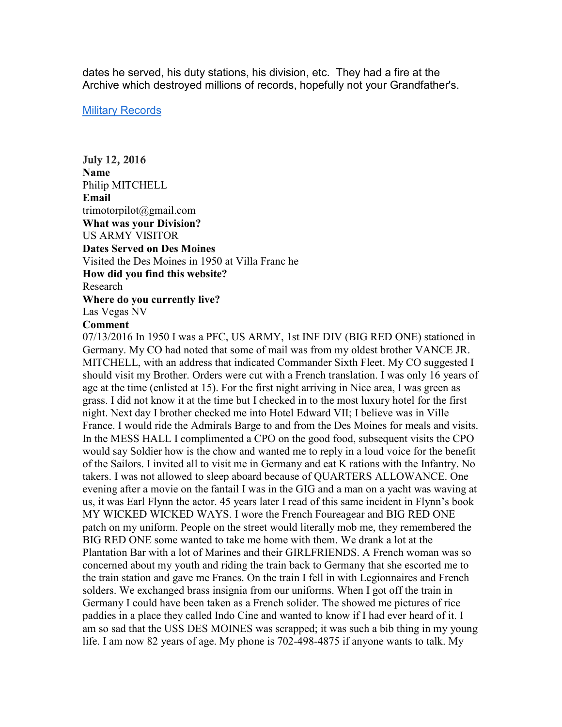dates he served, his duty stations, his division, etc. They had a fire at the Archive which destroyed millions of records, hopefully not your Grandfather's.

[Military Records]

**July 12, 2016**
**Name**
Philip MITCHELL
**Email**
trimotorpilot@gmail.com
**What was your Division?**
US ARMY VISITOR
**Dates Served on Des Moines**
Visited the Des Moines in 1950 at Villa Franc he
**How did you find this website?**
Research
**Where do you currently live?**
Las Vegas NV
**Comment**
07/13/2016 In 1950 I was a PFC, US ARMY, 1st INF DIV (BIG RED ONE) stationed in Germany. My CO had noted that some of mail was from my oldest brother VANCE JR. MITCHELL, with an address that indicated Commander Sixth Fleet. My CO suggested I should visit my Brother. Orders were cut with a French translation. I was only 16 years of age at the time (enlisted at 15). For the first night arriving in Nice area, I was green as grass. I did not know it at the time but I checked in to the most luxury hotel for the first night. Next day I brother checked me into Hotel Edward VII; I believe was in Ville France. I would ride the Admirals Barge to and from the Des Moines for meals and visits. In the MESS HALL I complimented a CPO on the good food, subsequent visits the CPO would say Soldier how is the chow and wanted me to reply in a loud voice for the benefit of the Sailors. I invited all to visit me in Germany and eat K rations with the Infantry. No takers. I was not allowed to sleep aboard because of QUARTERS ALLOWANCE. One evening after a movie on the fantail I was in the GIG and a man on a yacht was waving at us, it was Earl Flynn the actor. 45 years later I read of this same incident in Flynn's book MY WICKED WICKED WAYS. I wore the French Foureagear and BIG RED ONE patch on my uniform. People on the street would literally mob me, they remembered the BIG RED ONE some wanted to take me home with them. We drank a lot at the Plantation Bar with a lot of Marines and their GIRLFRIENDS. A French woman was so concerned about my youth and riding the train back to Germany that she escorted me to the train station and gave me Francs. On the train I fell in with Legionnaires and French solders. We exchanged brass insignia from our uniforms. When I got off the train in Germany I could have been taken as a French solider. The showed me pictures of rice paddies in a place they called Indo Cine and wanted to know if I had ever heard of it. I am so sad that the USS DES MOINES was scrapped; it was such a bib thing in my young life. I am now 82 years of age. My phone is 702-498-4875 if anyone wants to talk. My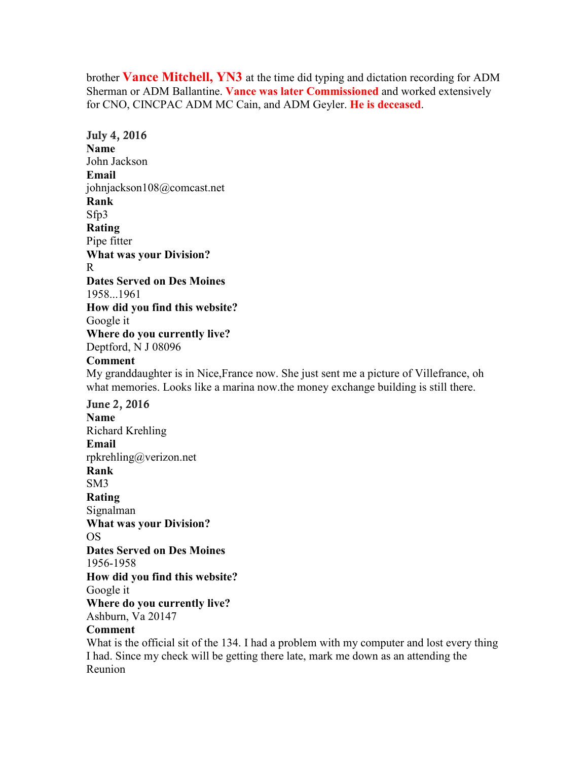brother **Vance Mitchell, YN3** at the time did typing and dictation recording for ADM Sherman or ADM Ballantine. **Vance was later Commissioned** and worked extensively for CNO, CINCPAC ADM MC Cain, and ADM Geyler. **He is deceased**.

**July 4, 2016**
**Name**
John Jackson
**Email**
johnjackson108@comcast.net
**Rank**
Sfp3
**Rating**
Pipe fitter
**What was your Division?**
R
**Dates Served on Des Moines**
1958...1961
**How did you find this website?**
Google it
**Where do you currently live?**
Deptford, N J 08096
**Comment**
My granddaughter is in Nice,France now. She just sent me a picture of Villefrance, oh what memories. Looks like a marina now.the money exchange building is still there.

**June 2, 2016**
**Name**
Richard Krehling
**Email**
rpkrehling@verizon.net
**Rank**
SM3
**Rating**
Signalman
**What was your Division?**
OS
**Dates Served on Des Moines**
1956-1958
**How did you find this website?**
Google it
**Where do you currently live?**
Ashburn, Va 20147
**Comment**
What is the official sit of the 134. I had a problem with my computer and lost every thing I had. Since my check will be getting there late, mark me down as an attending the Reunion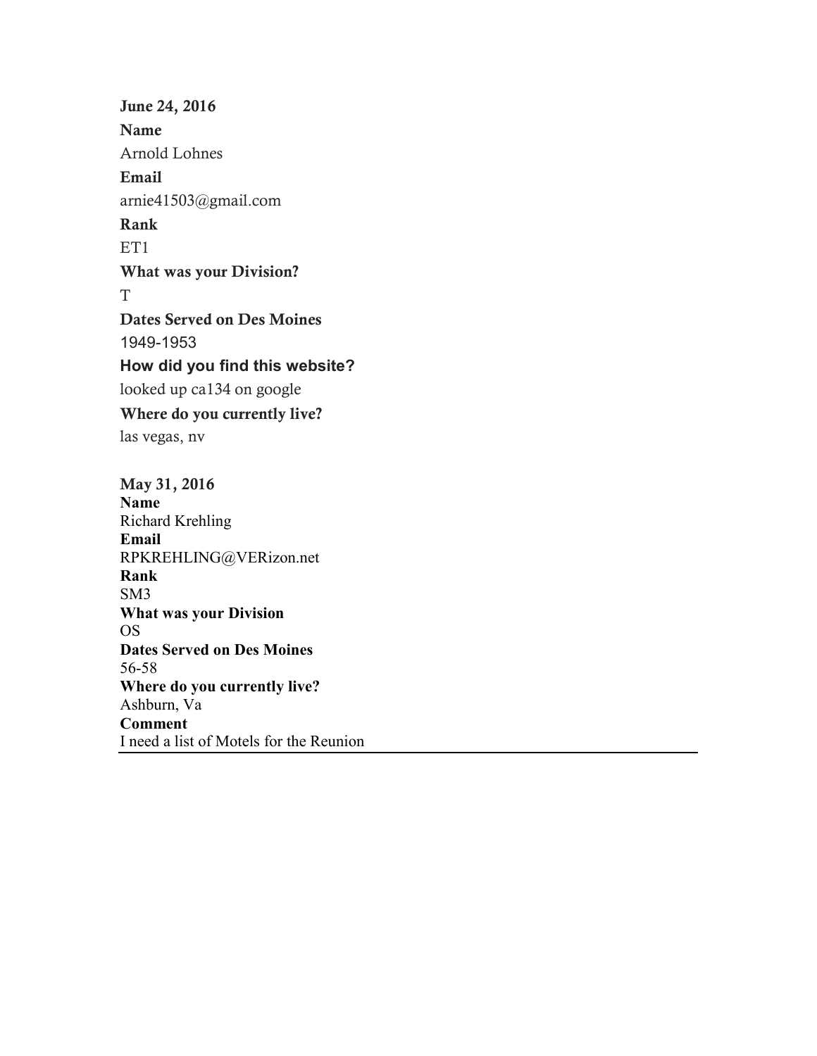**June 24, 2016**

**Name**

Arnold Lohnes

**Email**

arnie41503@gmail.com

**Rank**

ET1

**What was your Division?**

T

**Dates Served on Des Moines**

1949-1953

**How did you find this website?**

looked up ca134 on google

**Where do you currently live?**

las vegas, nv

**May 31, 2016**

**Name**

Richard Krehling

**Email**

RPKREHLING@VERizon.net

**Rank**

SM3

**What was your Division**

OS

**Dates Served on Des Moines**

56-58

**Where do you currently live?**

Ashburn, Va

**Comment**

I need a list of Motels for the Reunion

---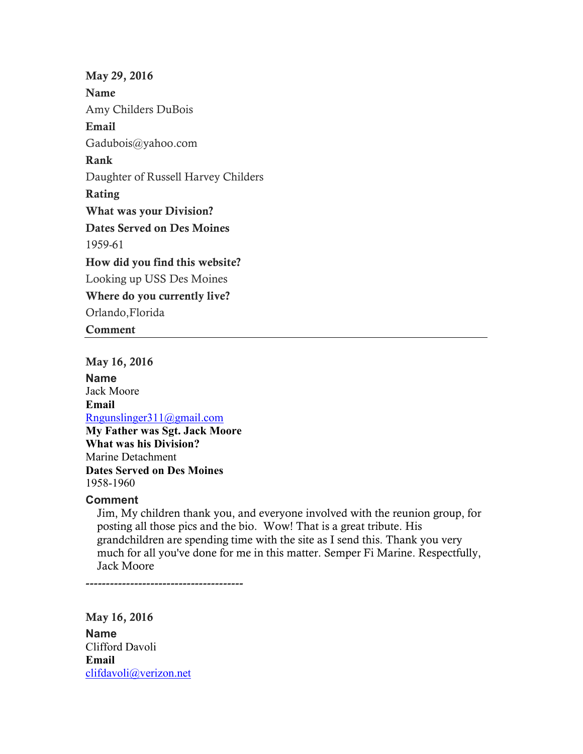**May 29, 2016**

**Name**

Amy Childers DuBois

**Email**

Gadubois@yahoo.com

**Rank**

Daughter of Russell Harvey Childers

**Rating**

**What was your Division?**

**Dates Served on Des Moines**

1959-61

**How did you find this website?**

Looking up USS Des Moines

**Where do you currently live?**

Orlando,Florida

**Comment**

---

**May 16, 2016**

**Name**
Jack Moore
**Email**
Rngunslinger311@gmail.com
**My Father was Sgt. Jack Moore**
**What was his Division?**
Marine Detachment
**Dates Served on Des Moines**
1958-1960

**Comment**

Jim, My children thank you, and everyone involved with the reunion group, for posting all those pics and the bio. Wow! That is a great tribute. His grandchildren are spending time with the site as I send this. Thank you very much for all you've done for me in this matter. Semper Fi Marine. Respectfully, Jack Moore

---------------------------------------

**May 16, 2016**

**Name**
Clifford Davoli
**Email**
clifdavoli@verizon.net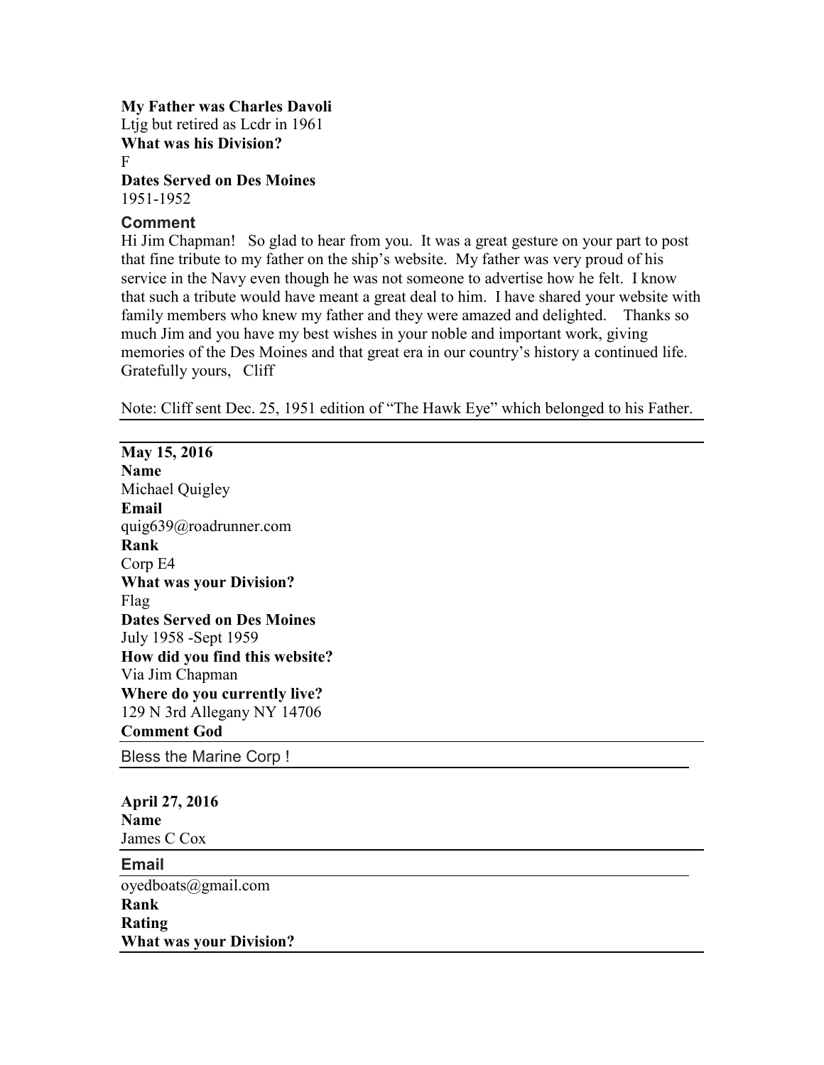**My Father was Charles Davoli**
Ltjg but retired as Lcdr in 1961
**What was his Division?**
F
**Dates Served on Des Moines**
1951-1952

**Comment**
Hi Jim Chapman! So glad to hear from you. It was a great gesture on your part to post that fine tribute to my father on the ship's website. My father was very proud of his service in the Navy even though he was not someone to advertise how he felt. I know that such a tribute would have meant a great deal to him. I have shared your website with family members who knew my father and they were amazed and delighted. Thanks so much Jim and you have my best wishes in your noble and important work, giving memories of the Des Moines and that great era in our country's history a continued life.
Gratefully yours, Cliff

Note: Cliff sent Dec. 25, 1951 edition of "The Hawk Eye" which belonged to his Father.

---

**May 15, 2016**
**Name**
Michael Quigley
**Email**
quig639@roadrunner.com
**Rank**
Corp E4
**What was your Division?**
Flag
**Dates Served on Des Moines**
July 1958 -Sept 1959
**How did you find this website?**
Via Jim Chapman
**Where do you currently live?**
129 N 3rd Allegany NY 14706
**Comment God**

Bless the Marine Corp !

---

**April 27, 2016**
**Name**
James C Cox

**Email**
oyedboats@gmail.com
**Rank**
**Rating**
**What was your Division?**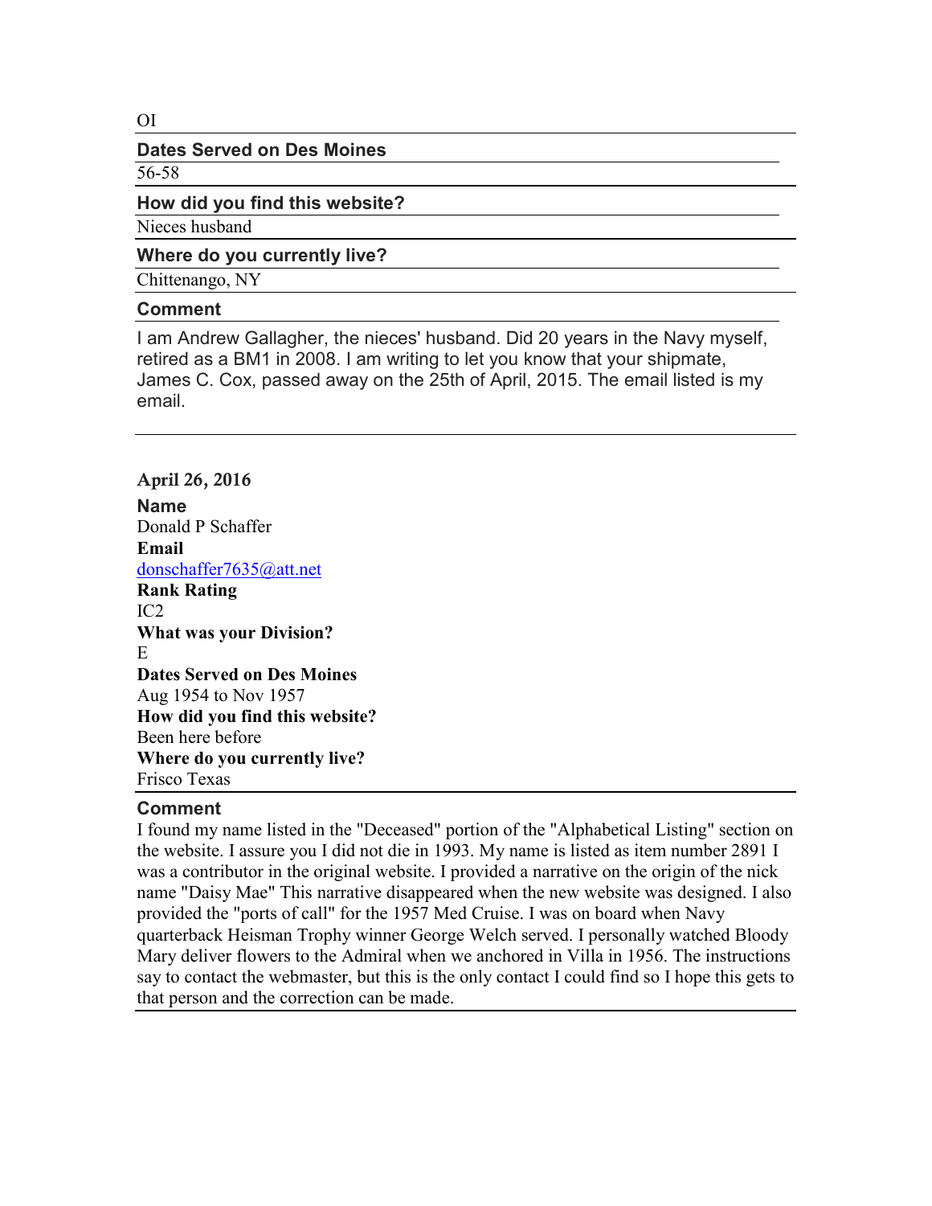OI

**Dates Served on Des Moines**

56-58

**How did you find this website?**

Nieces husband

**Where do you currently live?**

Chittenango, NY

**Comment**

I am Andrew Gallagher, the nieces' husband. Did 20 years in the Navy myself, retired as a BM1 in 2008. I am writing to let you know that your shipmate, James C. Cox, passed away on the 25th of April, 2015. The email listed is my email.

---

**April 26, 2016**

**Name**

Donald P Schaffer

**Email**

donschaffer7635@att.net

**Rank Rating**

IC2

**What was your Division?**

E

**Dates Served on Des Moines**

Aug 1954 to Nov 1957

**How did you find this website?**

Been here before

**Where do you currently live?**

Frisco Texas

**Comment**

I found my name listed in the "Deceased" portion of the "Alphabetical Listing" section on the website. I assure you I did not die in 1993. My name is listed as item number 2891 I was a contributor in the original website. I provided a narrative on the origin of the nick name "Daisy Mae" This narrative disappeared when the new website was designed. I also provided the "ports of call" for the 1957 Med Cruise. I was on board when Navy quarterback Heisman Trophy winner George Welch served. I personally watched Bloody Mary deliver flowers to the Admiral when we anchored in Villa in 1956. The instructions say to contact the webmaster, but this is the only contact I could find so I hope this gets to that person and the correction can be made.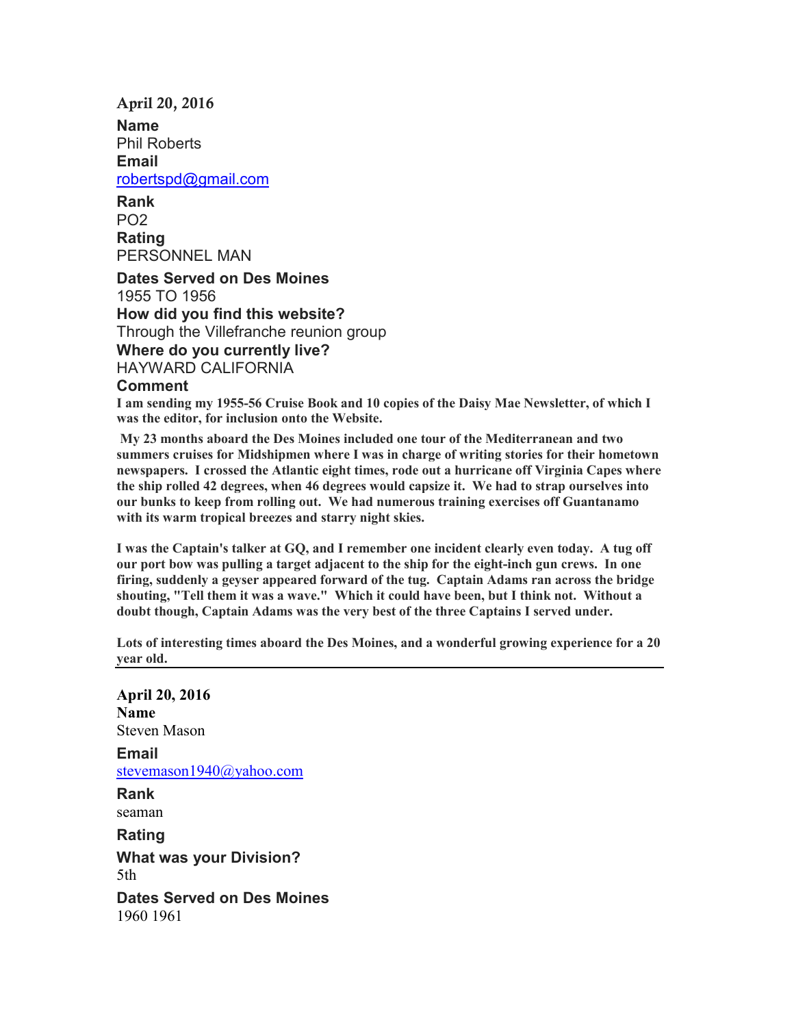**April 20, 2016**

**Name**
Phil Roberts

**Email**
robertspd@gmail.com

**Rank**
PO2

**Rating**
PERSONNEL MAN

**Dates Served on Des Moines**
1955 TO 1956

**How did you find this website?**
Through the Villefranche reunion group

**Where do you currently live?**
HAYWARD CALIFORNIA

**Comment**

**I am sending my 1955-56 Cruise Book and 10 copies of the Daisy Mae Newsletter, of which I was the editor, for inclusion onto the Website.**

**My 23 months aboard the Des Moines included one tour of the Mediterranean and two summers cruises for Midshipmen where I was in charge of writing stories for their hometown newspapers. I crossed the Atlantic eight times, rode out a hurricane off Virginia Capes where the ship rolled 42 degrees, when 46 degrees would capsize it. We had to strap ourselves into our bunks to keep from rolling out. We had numerous training exercises off Guantanamo with its warm tropical breezes and starry night skies.**

**I was the Captain's talker at GQ, and I remember one incident clearly even today. A tug off our port bow was pulling a target adjacent to the ship for the eight-inch gun crews. In one firing, suddenly a geyser appeared forward of the tug. Captain Adams ran across the bridge shouting, "Tell them it was a wave." Which it could have been, but I think not. Without a doubt though, Captain Adams was the very best of the three Captains I served under.**

**Lots of interesting times aboard the Des Moines, and a wonderful growing experience for a 20 year old.**

---

**April 20, 2016**

**Name**
Steven Mason

**Email**
stevemason1940@yahoo.com

**Rank**
seaman

**Rating**

**What was your Division?**
5th

**Dates Served on Des Moines**
1960 1961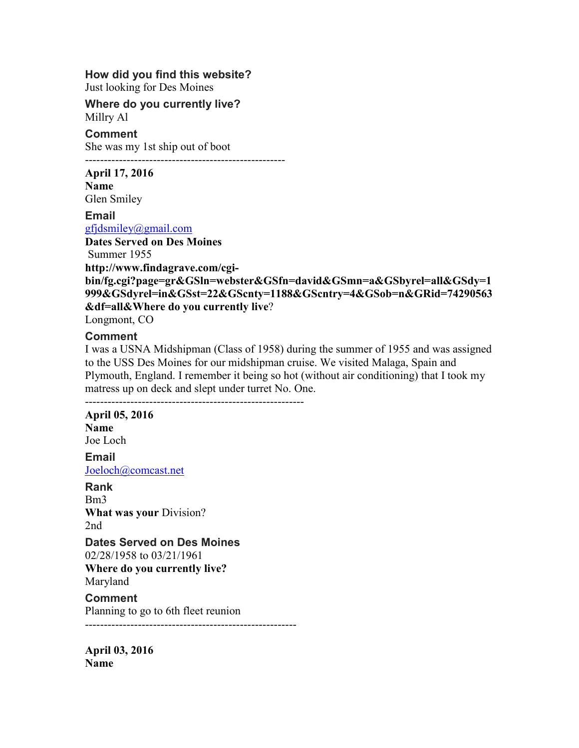**How did you find this website?**
Just looking for Des Moines

**Where do you currently live?**
Millry Al

**Comment**
She was my 1st ship out of boot

----------------------------------------------------

**April 17, 2016**
**Name**
Glen Smiley

**Email**
gfjdsmiley@gmail.com

**Dates Served on Des Moines**
Summer 1955

**http://www.findagrave.com/cgi-bin/fg.cgi?page=gr&GSln=webster&GSfn=david&GSmn=a&GSbyrel=all&GSdy=1999&GSdyrel=in&GSst=22&GScnty=1188&GScntry=4&GSob=n&GRid=74290563&df=all&Where do you currently live**?
Longmont, CO

**Comment**
I was a USNA Midshipman (Class of 1958) during the summer of 1955 and was assigned to the USS Des Moines for our midshipman cruise. We visited Malaga, Spain and Plymouth, England. I remember it being so hot (without air conditioning) that I took my matress up on deck and slept under turret No. One.

---------------------------------------------------------

**April 05, 2016**
**Name**
Joe Loch

**Email**
Joeloch@comcast.net

**Rank**
Bm3

**What was your** Division?
2nd

**Dates Served on Des Moines**
02/28/1958 to 03/21/1961

**Where do you currently live?**
Maryland

**Comment**
Planning to go to 6th fleet reunion

-------------------------------------------------------

**April 03, 2016**
**Name**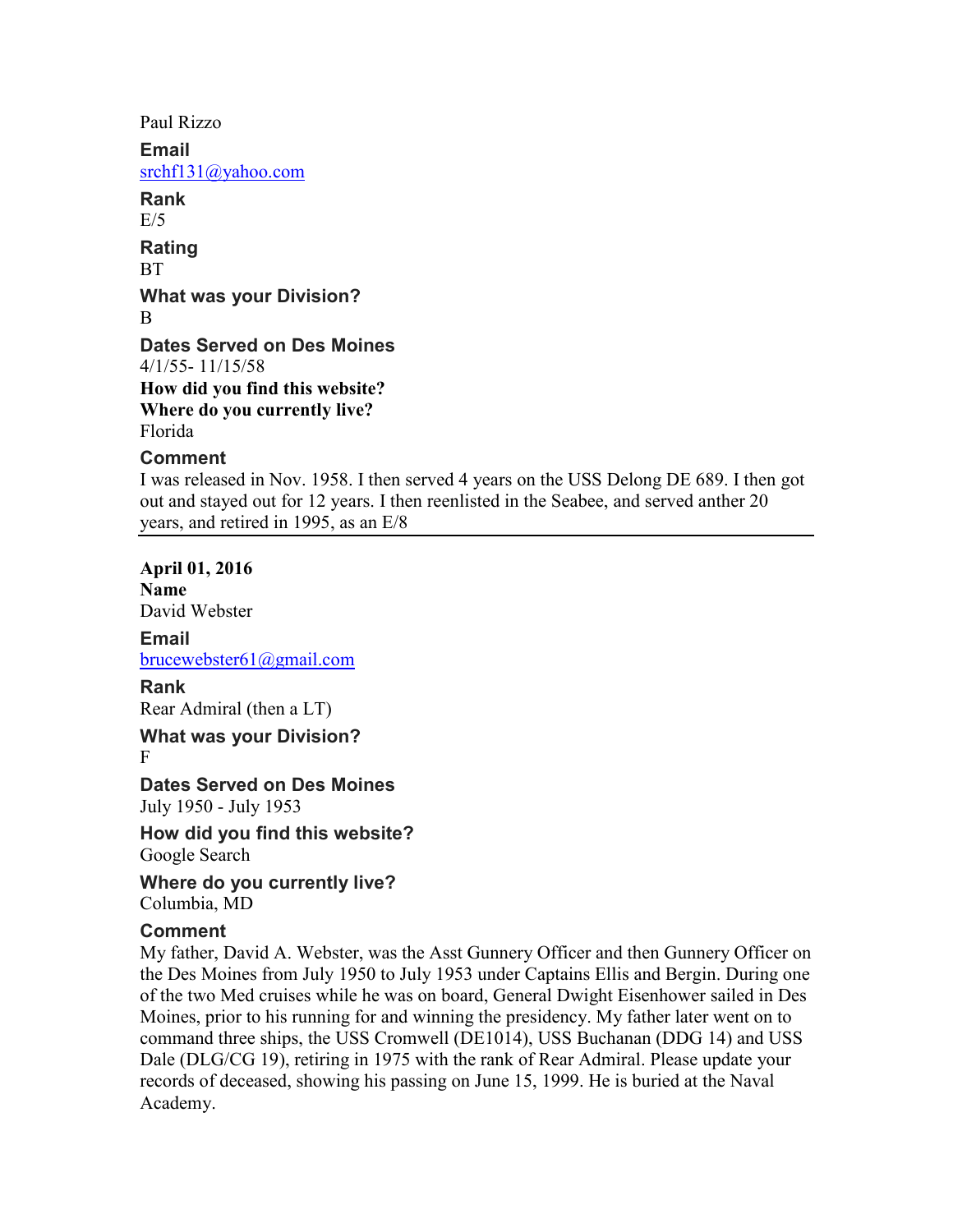Paul Rizzo

**Email**
srchf131@yahoo.com

**Rank**
E/5

**Rating**
BT

**What was your Division?**
B

**Dates Served on Des Moines**
4/1/55- 11/15/58

**How did you find this website?**

**Where do you currently live?**
Florida

**Comment**
I was released in Nov. 1958. I then served 4 years on the USS Delong DE 689. I then got out and stayed out for 12 years. I then reenlisted in the Seabee, and served anther 20 years, and retired in 1995, as an E/8

---

**April 01, 2016**

**Name**
David Webster

**Email**
brucewebster61@gmail.com

**Rank**
Rear Admiral (then a LT)

**What was your Division?**
F

**Dates Served on Des Moines**
July 1950 - July 1953

**How did you find this website?**
Google Search

**Where do you currently live?**
Columbia, MD

**Comment**
My father, David A. Webster, was the Asst Gunnery Officer and then Gunnery Officer on the Des Moines from July 1950 to July 1953 under Captains Ellis and Bergin. During one of the two Med cruises while he was on board, General Dwight Eisenhower sailed in Des Moines, prior to his running for and winning the presidency. My father later went on to command three ships, the USS Cromwell (DE1014), USS Buchanan (DDG 14) and USS Dale (DLG/CG 19), retiring in 1975 with the rank of Rear Admiral. Please update your records of deceased, showing his passing on June 15, 1999. He is buried at the Naval Academy.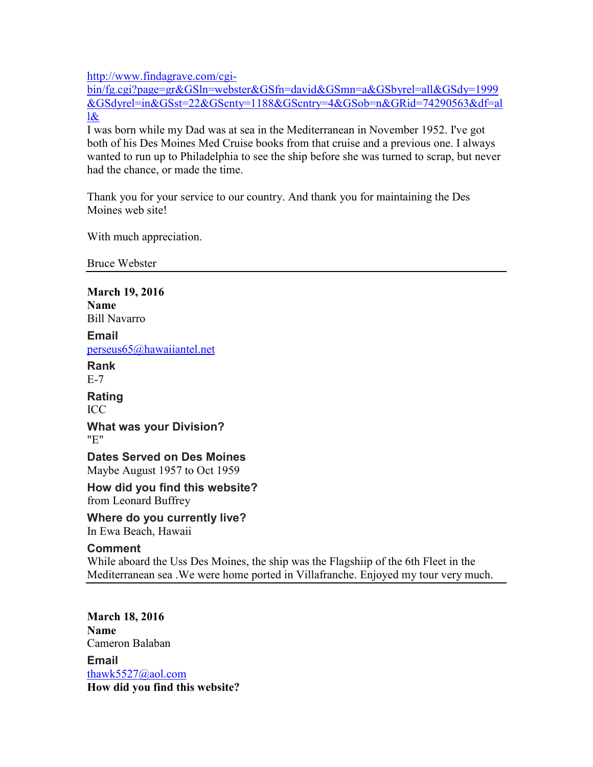http://www.findagrave.com/cgi-bin/fg.cgi?page=gr&GSln=webster&GSfn=david&GSmn=a&GSbyrel=all&GSdy=1999&GSdyrel=in&GSst=22&GScnty=1188&GScntry=4&GSob=n&GRid=74290563&df=all&

I was born while my Dad was at sea in the Mediterranean in November 1952. I've got both of his Des Moines Med Cruise books from that cruise and a previous one. I always wanted to run up to Philadelphia to see the ship before she was turned to scrap, but never had the chance, or made the time.

Thank you for your service to our country. And thank you for maintaining the Des Moines web site!

With much appreciation.

Bruce Webster

---

**March 19, 2016**
**Name**
Bill Navarro

**Email**
perseus65@hawaiiantel.net

**Rank**
E-7

**Rating**
ICC

**What was your Division?**
"E"

**Dates Served on Des Moines**
Maybe August 1957 to Oct 1959

**How did you find this website?**
from Leonard Buffrey

**Where do you currently live?**
In Ewa Beach, Hawaii

**Comment**
While aboard the Uss Des Moines, the ship was the Flagshiip of the 6th Fleet in the Mediterranean sea .We were home ported in Villafranche. Enjoyed my tour very much.

---

**March 18, 2016**
**Name**
Cameron Balaban

**Email**
thawk5527@aol.com

**How did you find this website?**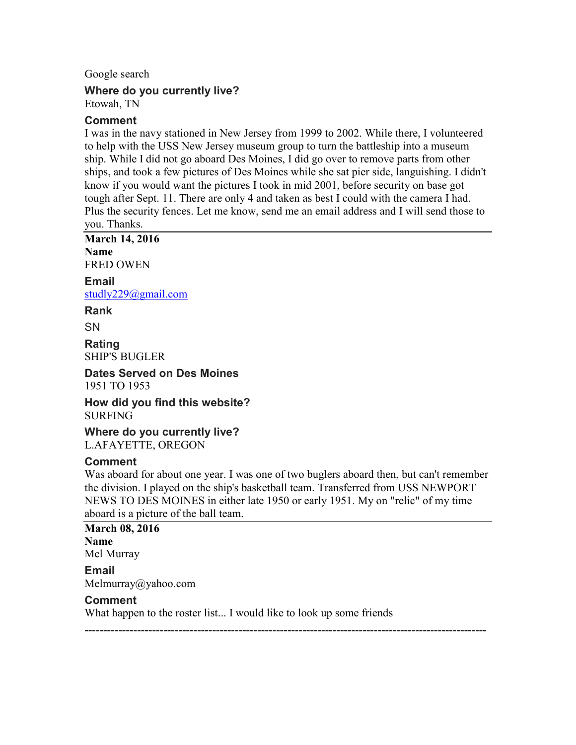Google search

**Where do you currently live?**
Etowah, TN

**Comment**
I was in the navy stationed in New Jersey from 1999 to 2002. While there, I volunteered to help with the USS New Jersey museum group to turn the battleship into a museum ship. While I did not go aboard Des Moines, I did go over to remove parts from other ships, and took a few pictures of Des Moines while she sat pier side, languishing. I didn't know if you would want the pictures I took in mid 2001, before security on base got tough after Sept. 11. There are only 4 and taken as best I could with the camera I had. Plus the security fences. Let me know, send me an email address and I will send those to you. Thanks.

---

**March 14, 2016**
**Name**
FRED OWEN

**Email**
studly229@gmail.com

**Rank**
SN

**Rating**
SHIP'S BUGLER

**Dates Served on Des Moines**
1951 TO 1953

**How did you find this website?**
SURFING

**Where do you currently live?**
L.AFAYETTE, OREGON

**Comment**
Was aboard for about one year. I was one of two buglers aboard then, but can't remember the division. I played on the ship's basketball team. Transferred from USS NEWPORT NEWS TO DES MOINES in either late 1950 or early 1951. My on "relic" of my time aboard is a picture of the ball team.

---

**March 08, 2016**
**Name**
Mel Murray

**Email**
Melmurray@yahoo.com

**Comment**
What happen to the roster list... I would like to look up some friends

---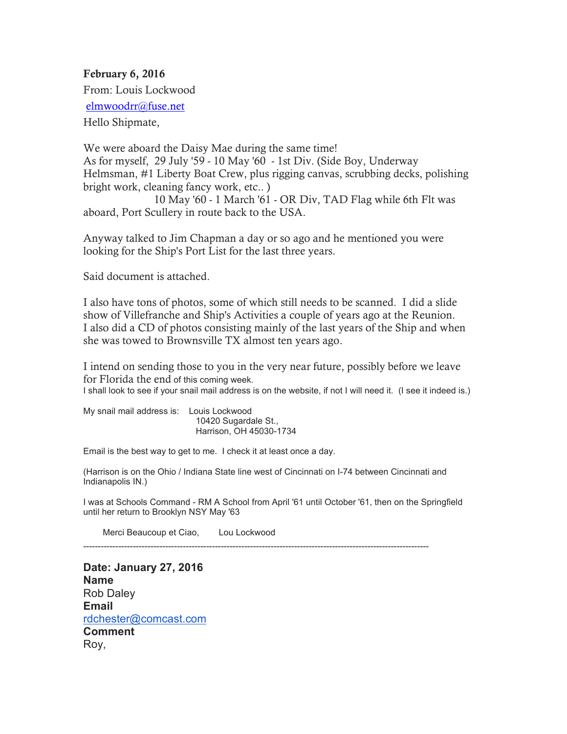**February 6, 2016**

From: Louis Lockwood

elmwoodrr@fuse.net

Hello Shipmate,

We were aboard the Daisy Mae during the same time!
As for myself, 29 July '59 - 10 May '60 - 1st Div. (Side Boy, Underway Helmsman, #1 Liberty Boat Crew, plus rigging canvas, scrubbing decks, polishing bright work, cleaning fancy work, etc.. )
10 May '60 - 1 March '61 - OR Div, TAD Flag while 6th Flt was aboard, Port Scullery in route back to the USA.

Anyway talked to Jim Chapman a day or so ago and he mentioned you were looking for the Ship's Port List for the last three years.

Said document is attached.

I also have tons of photos, some of which still needs to be scanned. I did a slide show of Villefranche and Ship's Activities a couple of years ago at the Reunion. I also did a CD of photos consisting mainly of the last years of the Ship and when she was towed to Brownsville TX almost ten years ago.

I intend on sending those to you in the very near future, possibly before we leave for Florida the end of this coming week.
I shall look to see if your snail mail address is on the website, if not I will need it. (I see it indeed is.)

My snail mail address is: Louis Lockwood
10420 Sugardale St.,
Harrison, OH 45030-1734

Email is the best way to get to me. I check it at least once a day.

(Harrison is on the Ohio / Indiana State line west of Cincinnati on I-74 between Cincinnati and Indianapolis IN.)

I was at Schools Command - RM A School from April '61 until October '61, then on the Springfield until her return to Brooklyn NSY May '63

Merci Beaucoup et Ciao, Lou Lockwood

---

**Date: January 27, 2016**
**Name**
Rob Daley
**Email**
rdchester@comcast.com
**Comment**
Roy,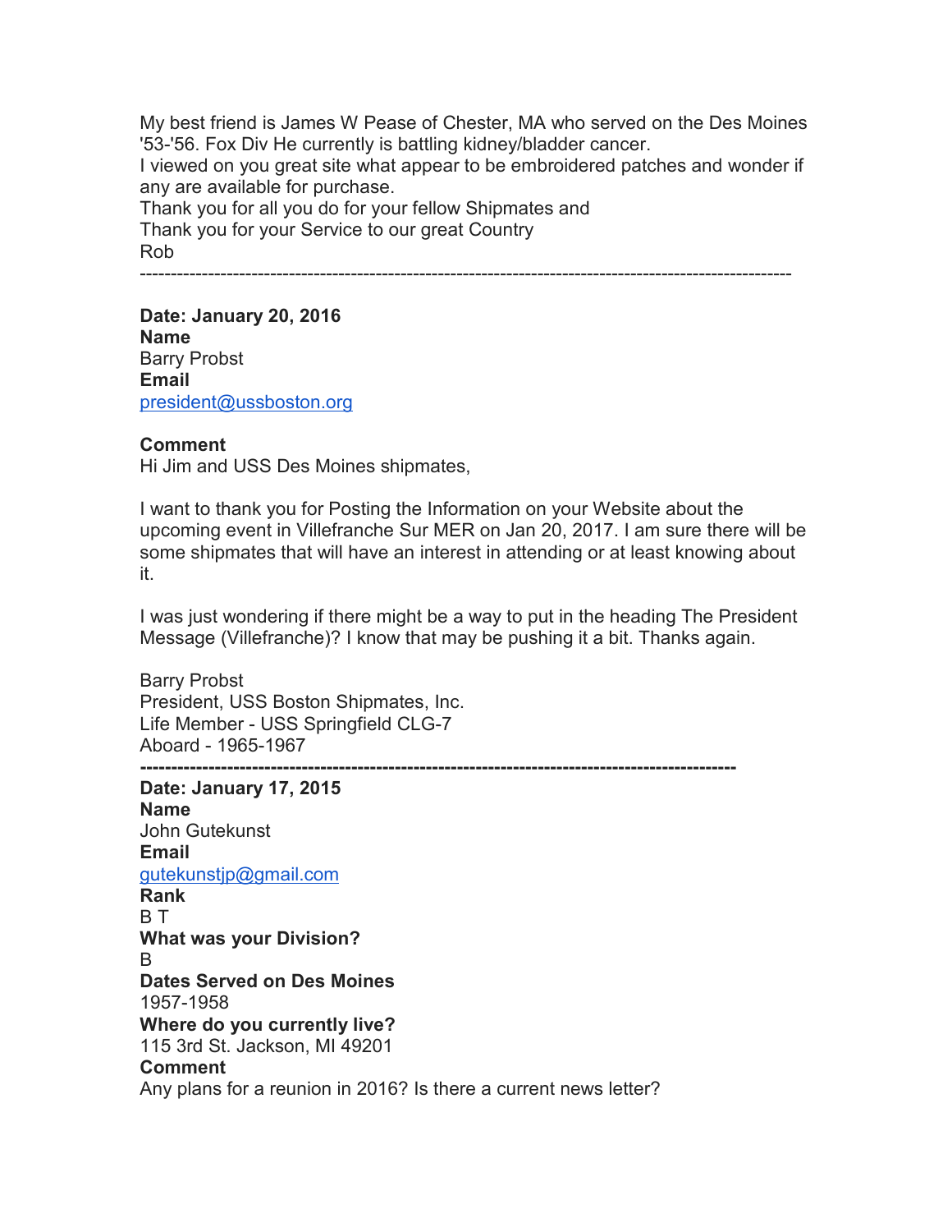My best friend is James W Pease of Chester, MA who served on the Des Moines '53-'56. Fox Div He currently is battling kidney/bladder cancer.
I viewed on you great site what appear to be embroidered patches and wonder if any are available for purchase.
Thank you for all you do for your fellow Shipmates and
Thank you for your Service to our great Country
Rob

---

**Date: January 20, 2016**
**Name**
Barry Probst
**Email**
president@ussboston.org

**Comment**
Hi Jim and USS Des Moines shipmates,

I want to thank you for Posting the Information on your Website about the upcoming event in Villefranche Sur MER on Jan 20, 2017. I am sure there will be some shipmates that will have an interest in attending or at least knowing about it.

I was just wondering if there might be a way to put in the heading The President Message (Villefranche)? I know that may be pushing it a bit. Thanks again.

Barry Probst
President, USS Boston Shipmates, Inc.
Life Member - USS Springfield CLG-7
Aboard - 1965-1967

---

**Date: January 17, 2015**
**Name**
John Gutekunst
**Email**
gutekunstjp@gmail.com
**Rank**
B T
**What was your Division?**
B
**Dates Served on Des Moines**
1957-1958
**Where do you currently live?**
115 3rd St. Jackson, MI 49201
**Comment**
Any plans for a reunion in 2016? Is there a current news letter?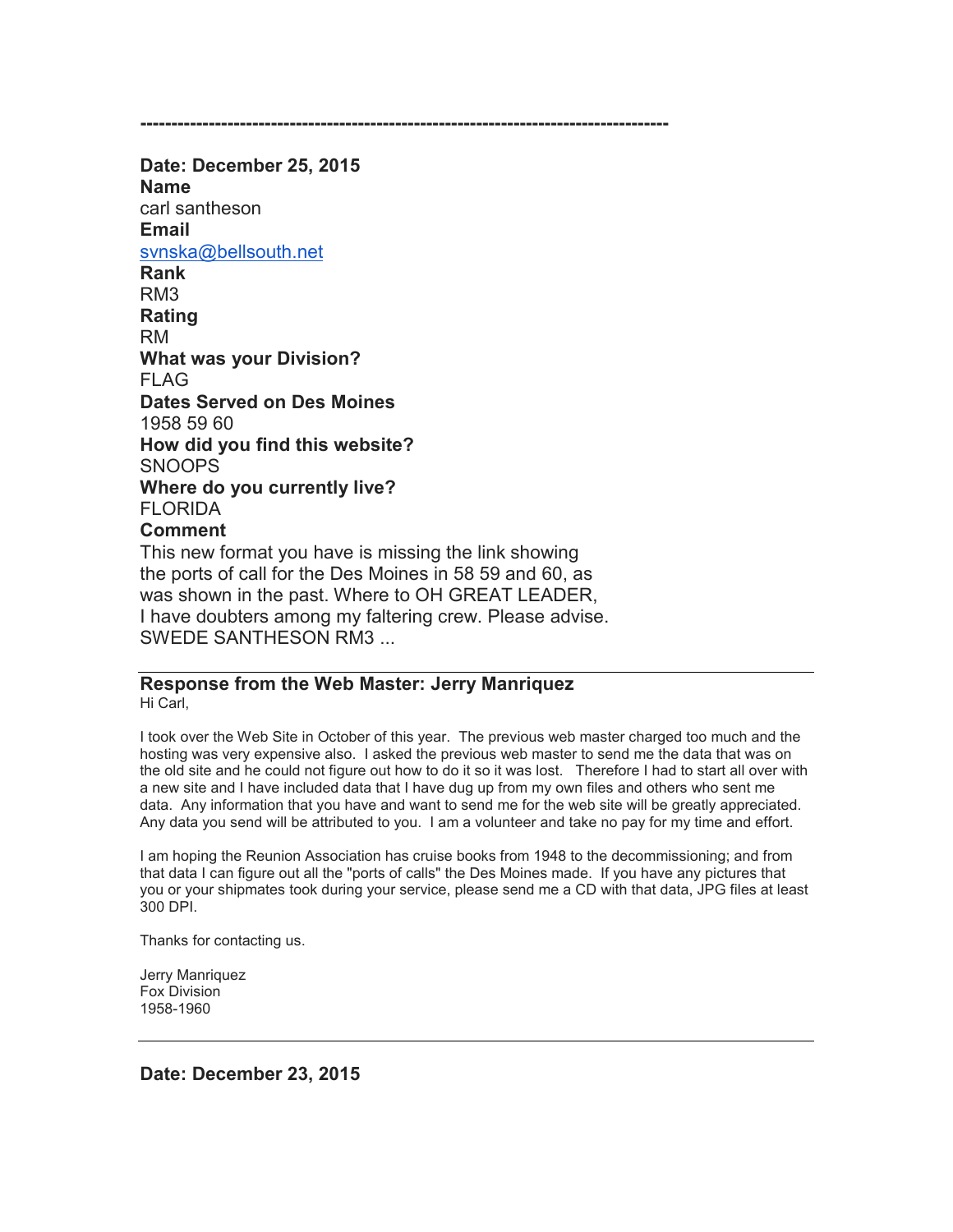-----------------------------------------------------------------------------------

**Date: December 25, 2015**

**Name**
carl santheson

**Email**
svnska@bellsouth.net

**Rank**
RM3

**Rating**
RM

**What was your Division?**
FLAG

**Dates Served on Des Moines**
1958 59 60

**How did you find this website?**
SNOOPS

**Where do you currently live?**
FLORIDA

**Comment**
This new format you have is missing the link showing the ports of call for the Des Moines in 58 59 and 60, as was shown in the past. Where to OH GREAT LEADER, I have doubters among my faltering crew. Please advise. SWEDE SANTHESON RM3 ...

---

**Response from the Web Master: Jerry Manriquez**

Hi Carl,

I took over the Web Site in October of this year. The previous web master charged too much and the hosting was very expensive also. I asked the previous web master to send me the data that was on the old site and he could not figure out how to do it so it was lost. Therefore I had to start all over with a new site and I have included data that I have dug up from my own files and others who sent me data. Any information that you have and want to send me for the web site will be greatly appreciated. Any data you send will be attributed to you. I am a volunteer and take no pay for my time and effort.

I am hoping the Reunion Association has cruise books from 1948 to the decommissioning; and from that data I can figure out all the "ports of calls" the Des Moines made. If you have any pictures that you or your shipmates took during your service, please send me a CD with that data, JPG files at least 300 DPI.

Thanks for contacting us.

Jerry Manriquez
Fox Division
1958-1960

---

**Date: December 23, 2015**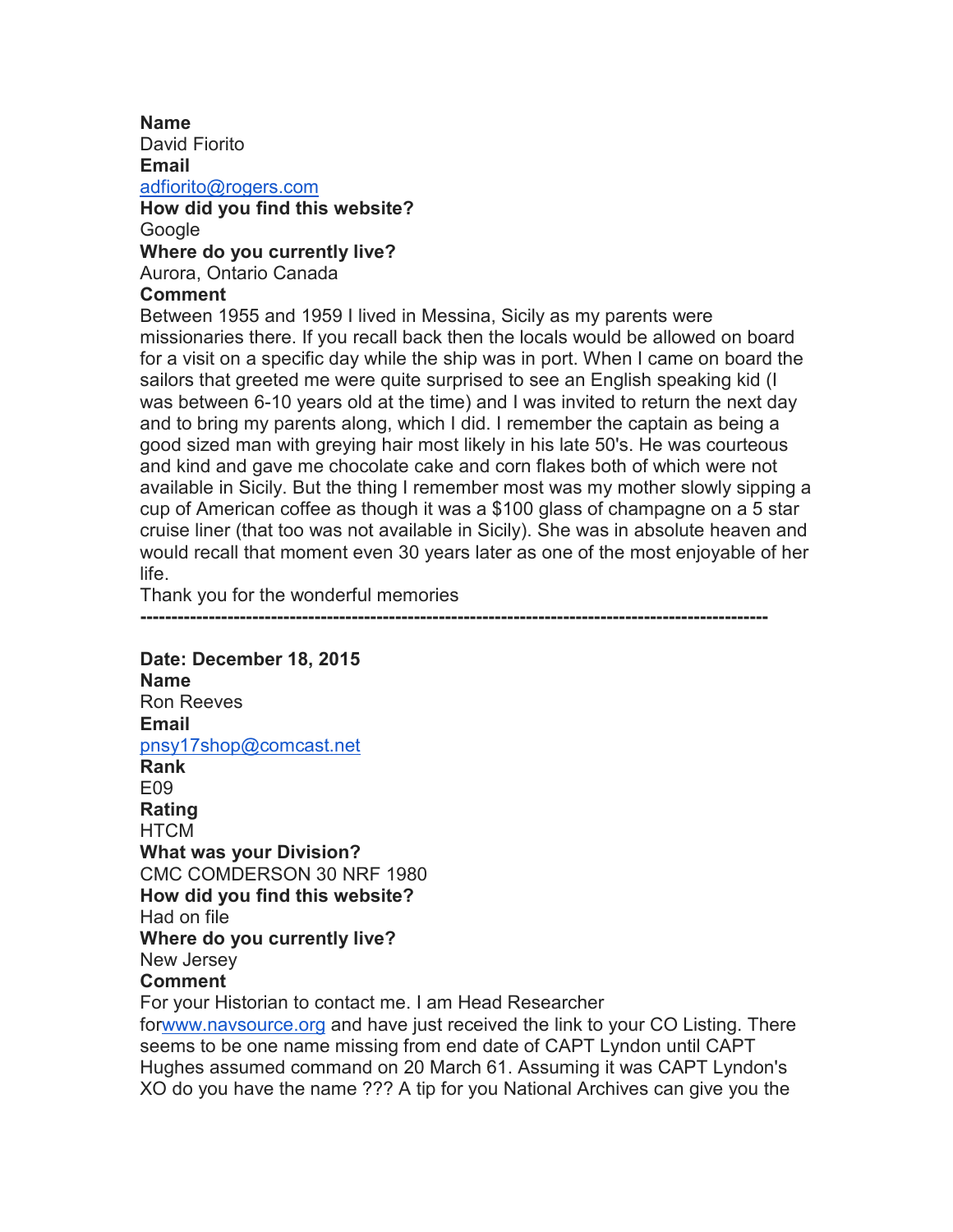**Name**
David Fiorito
**Email**
adfiorito@rogers.com
**How did you find this website?**
Google
**Where do you currently live?**
Aurora, Ontario Canada
**Comment**
Between 1955 and 1959 I lived in Messina, Sicily as my parents were missionaries there. If you recall back then the locals would be allowed on board for a visit on a specific day while the ship was in port. When I came on board the sailors that greeted me were quite surprised to see an English speaking kid (I was between 6-10 years old at the time) and I was invited to return the next day and to bring my parents along, which I did. I remember the captain as being a good sized man with greying hair most likely in his late 50's. He was courteous and kind and gave me chocolate cake and corn flakes both of which were not available in Sicily. But the thing I remember most was my mother slowly sipping a cup of American coffee as though it was a $100 glass of champagne on a 5 star cruise liner (that too was not available in Sicily). She was in absolute heaven and would recall that moment even 30 years later as one of the most enjoyable of her life.
Thank you for the wonderful memories

---

**Date: December 18, 2015**
**Name**
Ron Reeves
**Email**
pnsy17shop@comcast.net
**Rank**
E09
**Rating**
HTCM
**What was your Division?**
CMC COMDERSON 30 NRF 1980
**How did you find this website?**
Had on file
**Where do you currently live?**
New Jersey
**Comment**
For your Historian to contact me. I am Head Researcher forwww.navsource.org and have just received the link to your CO Listing. There seems to be one name missing from end date of CAPT Lyndon until CAPT Hughes assumed command on 20 March 61. Assuming it was CAPT Lyndon's XO do you have the name ??? A tip for you National Archives can give you the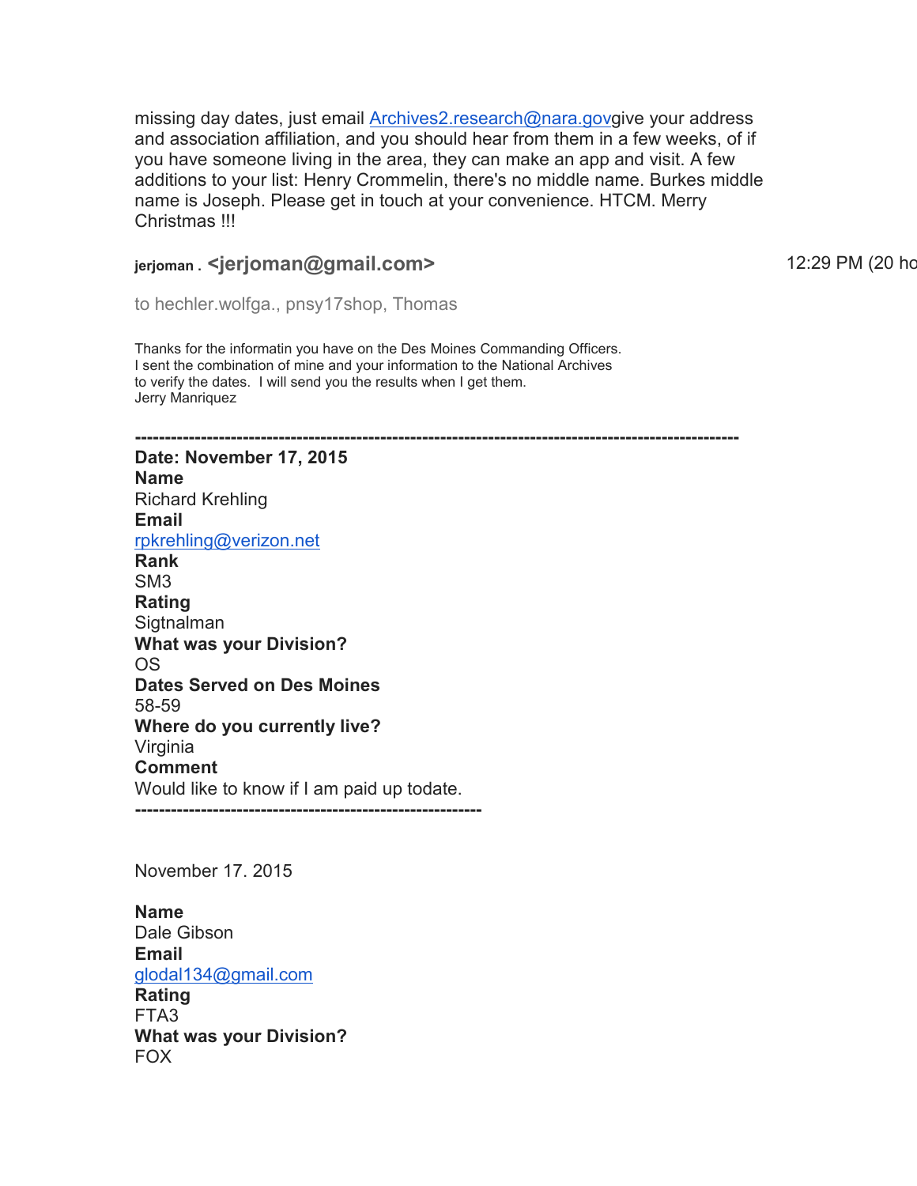missing day dates, just email Archives2.research@nara.govgive your address and association affiliation, and you should hear from them in a few weeks, of if you have someone living in the area, they can make an app and visit. A few additions to your list: Henry Crommelin, there's no middle name. Burkes middle name is Joseph. Please get in touch at your convenience. HTCM. Merry Christmas !!!

**jerjoman . <jerjoman@gmail.com>** 12:29 PM (20 ho

to hechler.wolfga., pnsy17shop, Thomas

Thanks for the informatin you have on the Des Moines Commanding Officers.
I sent the combination of mine and your information to the National Archives to verify the dates. I will send you the results when I get them.
Jerry Manriquez

---

**Date: November 17, 2015**
**Name**
Richard Krehling
**Email**
rpkrehling@verizon.net
**Rank**
SM3
**Rating**
Sigtnalman
**What was your Division?**
OS
**Dates Served on Des Moines**
58-59
**Where do you currently live?**
Virginia
**Comment**
Would like to know if I am paid up todate.

---

November 17. 2015

**Name**
Dale Gibson
**Email**
glodal134@gmail.com
**Rating**
FTA3
**What was your Division?**
FOX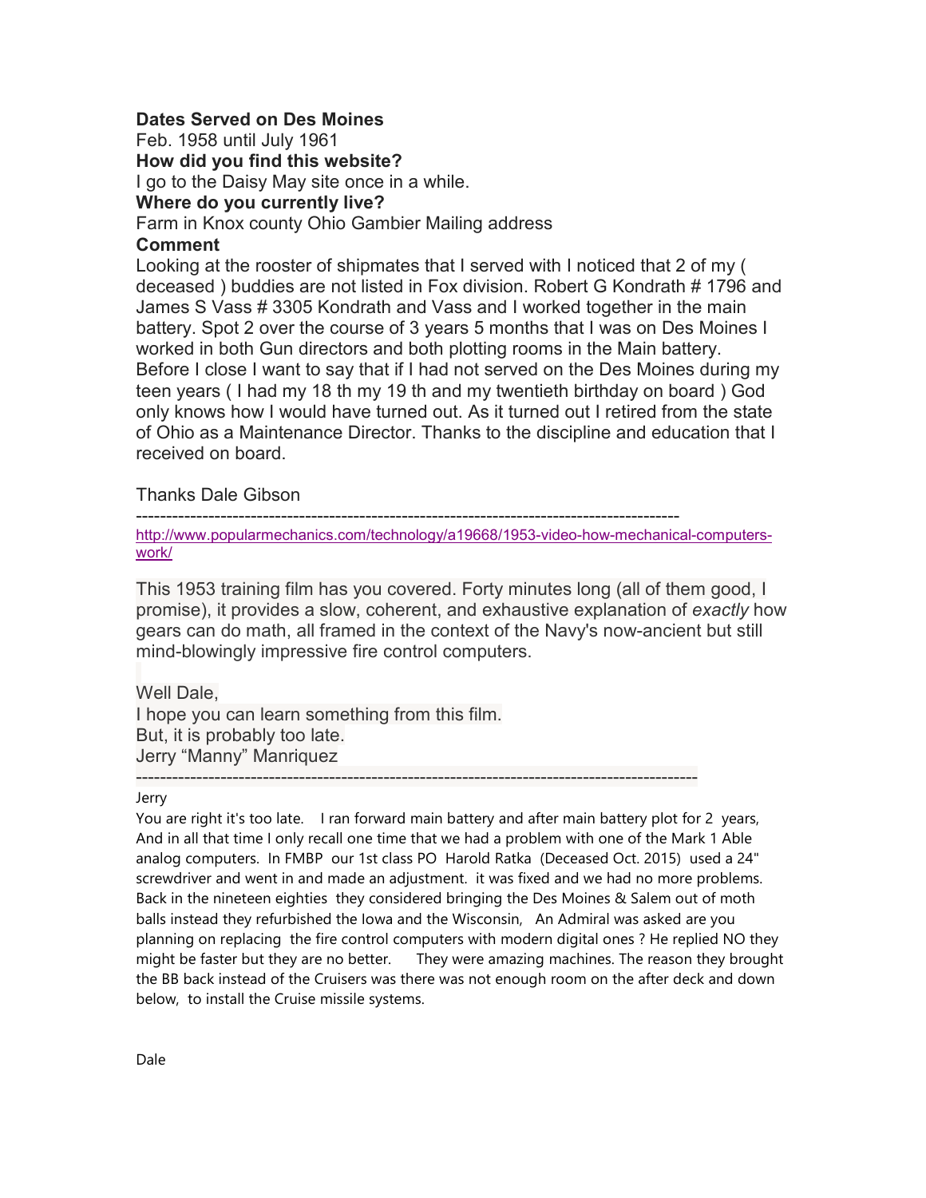**Dates Served on Des Moines**

Feb. 1958 until July 1961

**How did you find this website?**

I go to the Daisy May site once in a while.

**Where do you currently live?**

Farm in Knox county Ohio Gambier Mailing address

**Comment**

Looking at the rooster of shipmates that I served with I noticed that 2 of my ( deceased ) buddies are not listed in Fox division. Robert G Kondrath # 1796 and James S Vass # 3305 Kondrath and Vass and I worked together in the main battery. Spot 2 over the course of 3 years 5 months that I was on Des Moines I worked in both Gun directors and both plotting rooms in the Main battery. Before I close I want to say that if I had not served on the Des Moines during my teen years ( I had my 18 th my 19 th and my twentieth birthday on board ) God only knows how I would have turned out. As it turned out I retired from the state of Ohio as a Maintenance Director. Thanks to the discipline and education that I received on board.

Thanks Dale Gibson

---

http://www.popularmechanics.com/technology/a19668/1953-video-how-mechanical-computers-work/

This 1953 training film has you covered. Forty minutes long (all of them good, I promise), it provides a slow, coherent, and exhaustive explanation of *exactly* how gears can do math, all framed in the context of the Navy's now-ancient but still mind-blowingly impressive fire control computers.

Well Dale,
I hope you can learn something from this film.
But, it is probably too late.
Jerry "Manny" Manriquez

---

Jerry

You are right it's too late. I ran forward main battery and after main battery plot for 2 years, And in all that time I only recall one time that we had a problem with one of the Mark 1 Able analog computers. In FMBP our 1st class PO Harold Ratka (Deceased Oct. 2015) used a 24" screwdriver and went in and made an adjustment. it was fixed and we had no more problems. Back in the nineteen eighties they considered bringing the Des Moines & Salem out of moth balls instead they refurbished the Iowa and the Wisconsin, An Admiral was asked are you planning on replacing the fire control computers with modern digital ones ? He replied NO they might be faster but they are no better. They were amazing machines. The reason they brought the BB back instead of the Cruisers was there was not enough room on the after deck and down below, to install the Cruise missile systems.

Dale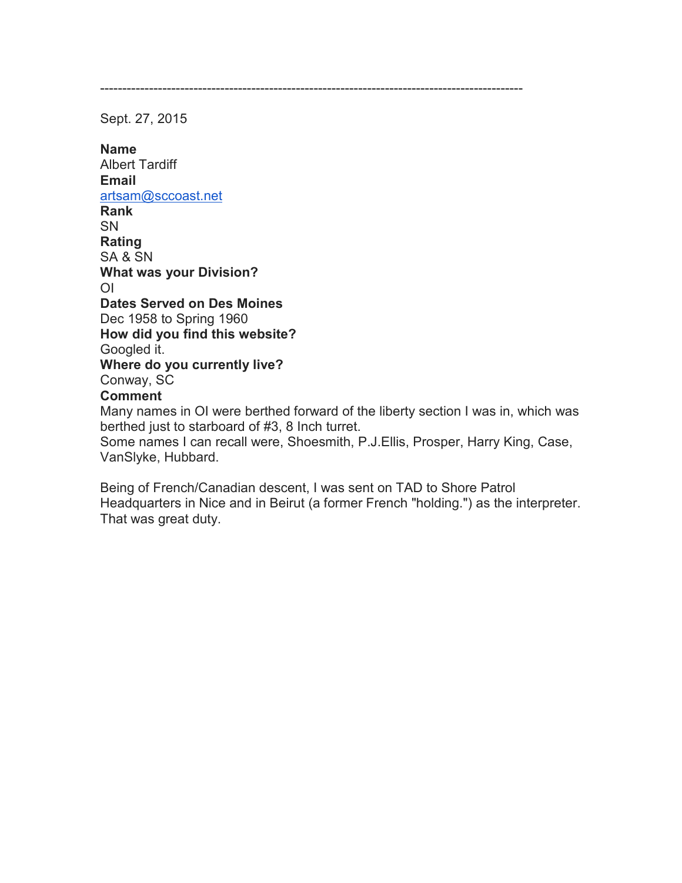---

Sept. 27, 2015

**Name**
Albert Tardiff
**Email**
artsam@sccoast.net
**Rank**
SN
**Rating**
SA & SN
**What was your Division?**
OI
**Dates Served on Des Moines**
Dec 1958 to Spring 1960
**How did you find this website?**
Googled it.
**Where do you currently live?**
Conway, SC
**Comment**
Many names in OI were berthed forward of the liberty section I was in, which was berthed just to starboard of #3, 8 Inch turret.
Some names I can recall were, Shoesmith, P.J.Ellis, Prosper, Harry King, Case, VanSlyke, Hubbard.

Being of French/Canadian descent, I was sent on TAD to Shore Patrol Headquarters in Nice and in Beirut (a former French "holding.") as the interpreter. That was great duty.